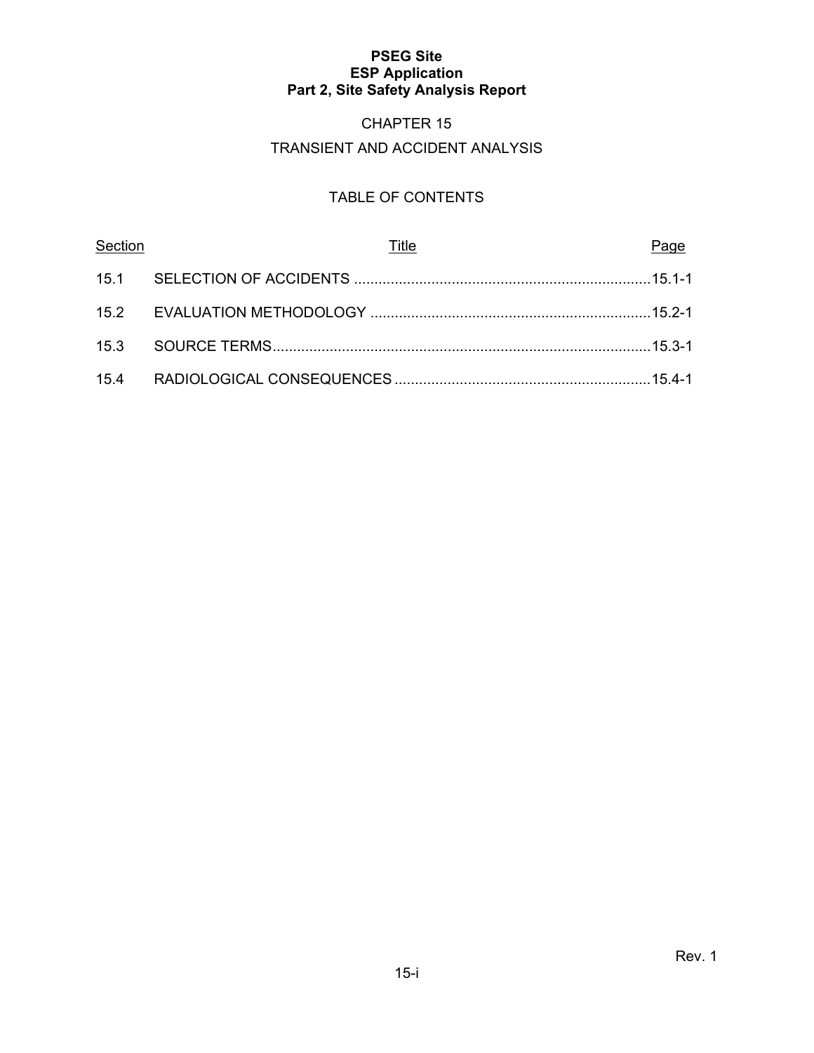**PSEG Site**
**ESP Application**
**Part 2, Site Safety Analysis Report**

# CHAPTER 15

## TRANSIENT AND ACCIDENT ANALYSIS

### TABLE OF CONTENTS

| Section | Title | Page |
|---|---|---|
| 15.1 | SELECTION OF ACCIDENTS | 15.1-1 |
| 15.2 | EVALUATION METHODOLOGY | 15.2-1 |
| 15.3 | SOURCE TERMS | 15.3-1 |
| 15.4 | RADIOLOGICAL CONSEQUENCES | 15.4-1 |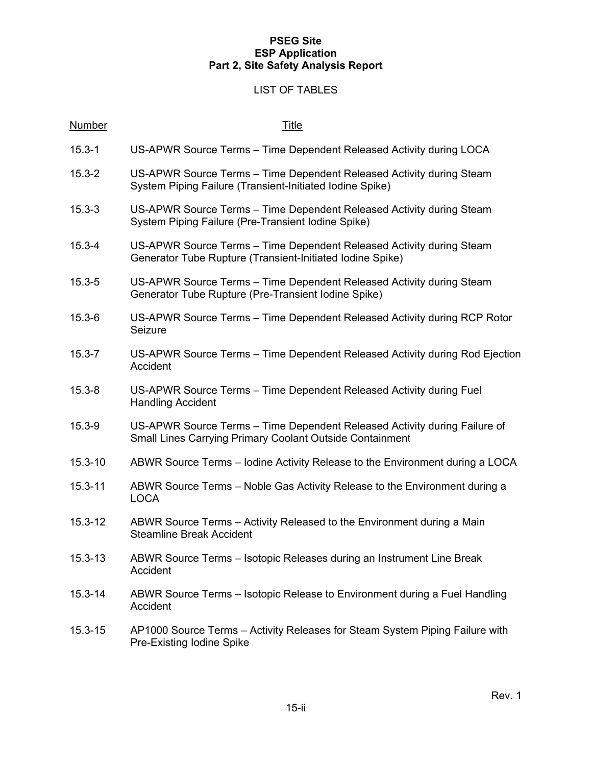**PSEG Site**
**ESP Application**
**Part 2, Site Safety Analysis Report**

LIST OF TABLES

| Number | Title |
|---|---|
| 15.3-1 | US-APWR Source Terms – Time Dependent Released Activity during LOCA |
| 15.3-2 | US-APWR Source Terms – Time Dependent Released Activity during Steam System Piping Failure (Transient-Initiated Iodine Spike) |
| 15.3-3 | US-APWR Source Terms – Time Dependent Released Activity during Steam System Piping Failure (Pre-Transient Iodine Spike) |
| 15.3-4 | US-APWR Source Terms – Time Dependent Released Activity during Steam Generator Tube Rupture (Transient-Initiated Iodine Spike) |
| 15.3-5 | US-APWR Source Terms – Time Dependent Released Activity during Steam Generator Tube Rupture (Pre-Transient Iodine Spike) |
| 15.3-6 | US-APWR Source Terms – Time Dependent Released Activity during RCP Rotor Seizure |
| 15.3-7 | US-APWR Source Terms – Time Dependent Released Activity during Rod Ejection Accident |
| 15.3-8 | US-APWR Source Terms – Time Dependent Released Activity during Fuel Handling Accident |
| 15.3-9 | US-APWR Source Terms – Time Dependent Released Activity during Failure of Small Lines Carrying Primary Coolant Outside Containment |
| 15.3-10 | ABWR Source Terms – Iodine Activity Release to the Environment during a LOCA |
| 15.3-11 | ABWR Source Terms – Noble Gas Activity Release to the Environment during a LOCA |
| 15.3-12 | ABWR Source Terms – Activity Released to the Environment during a Main Steamline Break Accident |
| 15.3-13 | ABWR Source Terms – Isotopic Releases during an Instrument Line Break Accident |
| 15.3-14 | ABWR Source Terms – Isotopic Release to Environment during a Fuel Handling Accident |
| 15.3-15 | AP1000 Source Terms – Activity Releases for Steam System Piping Failure with Pre-Existing Iodine Spike |

Rev. 1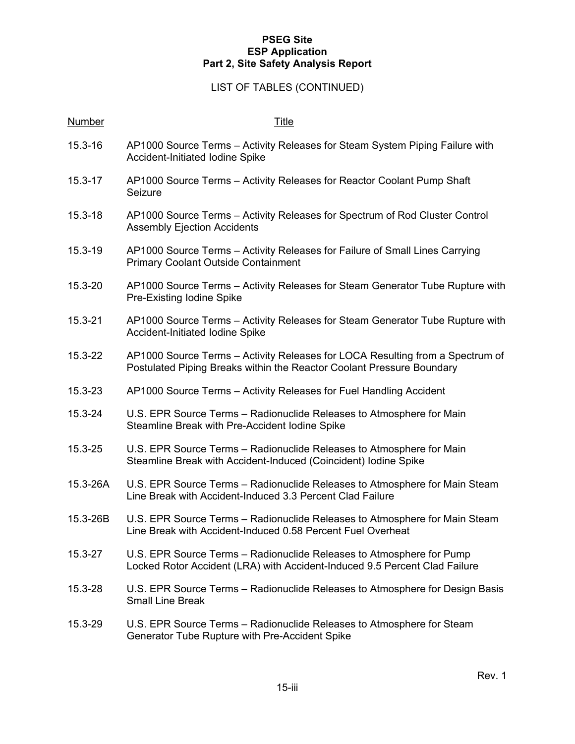LIST OF TABLES (CONTINUED)

| Number | Title |
|---|---|
| 15.3-16 | AP1000 Source Terms – Activity Releases for Steam System Piping Failure with Accident-Initiated Iodine Spike |
| 15.3-17 | AP1000 Source Terms – Activity Releases for Reactor Coolant Pump Shaft Seizure |
| 15.3-18 | AP1000 Source Terms – Activity Releases for Spectrum of Rod Cluster Control Assembly Ejection Accidents |
| 15.3-19 | AP1000 Source Terms – Activity Releases for Failure of Small Lines Carrying Primary Coolant Outside Containment |
| 15.3-20 | AP1000 Source Terms – Activity Releases for Steam Generator Tube Rupture with Pre-Existing Iodine Spike |
| 15.3-21 | AP1000 Source Terms – Activity Releases for Steam Generator Tube Rupture with Accident-Initiated Iodine Spike |
| 15.3-22 | AP1000 Source Terms – Activity Releases for LOCA Resulting from a Spectrum of Postulated Piping Breaks within the Reactor Coolant Pressure Boundary |
| 15.3-23 | AP1000 Source Terms – Activity Releases for Fuel Handling Accident |
| 15.3-24 | U.S. EPR Source Terms – Radionuclide Releases to Atmosphere for Main Steamline Break with Pre-Accident Iodine Spike |
| 15.3-25 | U.S. EPR Source Terms – Radionuclide Releases to Atmosphere for Main Steamline Break with Accident-Induced (Coincident) Iodine Spike |
| 15.3-26A | U.S. EPR Source Terms – Radionuclide Releases to Atmosphere for Main Steam Line Break with Accident-Induced 3.3 Percent Clad Failure |
| 15.3-26B | U.S. EPR Source Terms – Radionuclide Releases to Atmosphere for Main Steam Line Break with Accident-Induced 0.58 Percent Fuel Overheat |
| 15.3-27 | U.S. EPR Source Terms – Radionuclide Releases to Atmosphere for Pump Locked Rotor Accident (LRA) with Accident-Induced 9.5 Percent Clad Failure |
| 15.3-28 | U.S. EPR Source Terms – Radionuclide Releases to Atmosphere for Design Basis Small Line Break |
| 15.3-29 | U.S. EPR Source Terms – Radionuclide Releases to Atmosphere for Steam Generator Tube Rupture with Pre-Accident Spike |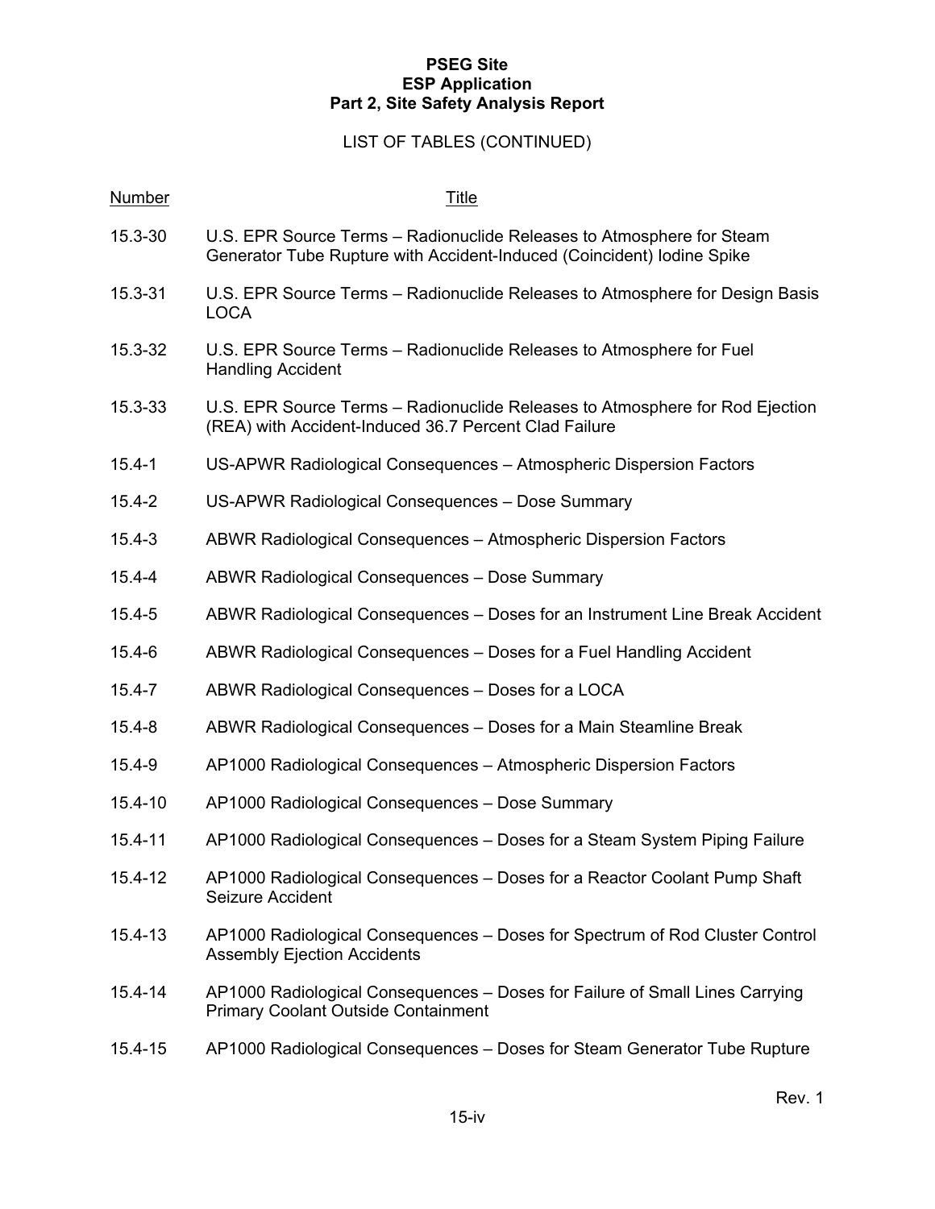LIST OF TABLES (CONTINUED)

| Number | Title |
|---|---|
| 15.3-30 | U.S. EPR Source Terms – Radionuclide Releases to Atmosphere for Steam Generator Tube Rupture with Accident-Induced (Coincident) Iodine Spike |
| 15.3-31 | U.S. EPR Source Terms – Radionuclide Releases to Atmosphere for Design Basis LOCA |
| 15.3-32 | U.S. EPR Source Terms – Radionuclide Releases to Atmosphere for Fuel Handling Accident |
| 15.3-33 | U.S. EPR Source Terms – Radionuclide Releases to Atmosphere for Rod Ejection (REA) with Accident-Induced 36.7 Percent Clad Failure |
| 15.4-1 | US-APWR Radiological Consequences – Atmospheric Dispersion Factors |
| 15.4-2 | US-APWR Radiological Consequences – Dose Summary |
| 15.4-3 | ABWR Radiological Consequences – Atmospheric Dispersion Factors |
| 15.4-4 | ABWR Radiological Consequences – Dose Summary |
| 15.4-5 | ABWR Radiological Consequences – Doses for an Instrument Line Break Accident |
| 15.4-6 | ABWR Radiological Consequences – Doses for a Fuel Handling Accident |
| 15.4-7 | ABWR Radiological Consequences – Doses for a LOCA |
| 15.4-8 | ABWR Radiological Consequences – Doses for a Main Steamline Break |
| 15.4-9 | AP1000 Radiological Consequences – Atmospheric Dispersion Factors |
| 15.4-10 | AP1000 Radiological Consequences – Dose Summary |
| 15.4-11 | AP1000 Radiological Consequences – Doses for a Steam System Piping Failure |
| 15.4-12 | AP1000 Radiological Consequences – Doses for a Reactor Coolant Pump Shaft Seizure Accident |
| 15.4-13 | AP1000 Radiological Consequences – Doses for Spectrum of Rod Cluster Control Assembly Ejection Accidents |
| 15.4-14 | AP1000 Radiological Consequences – Doses for Failure of Small Lines Carrying Primary Coolant Outside Containment |
| 15.4-15 | AP1000 Radiological Consequences – Doses for Steam Generator Tube Rupture |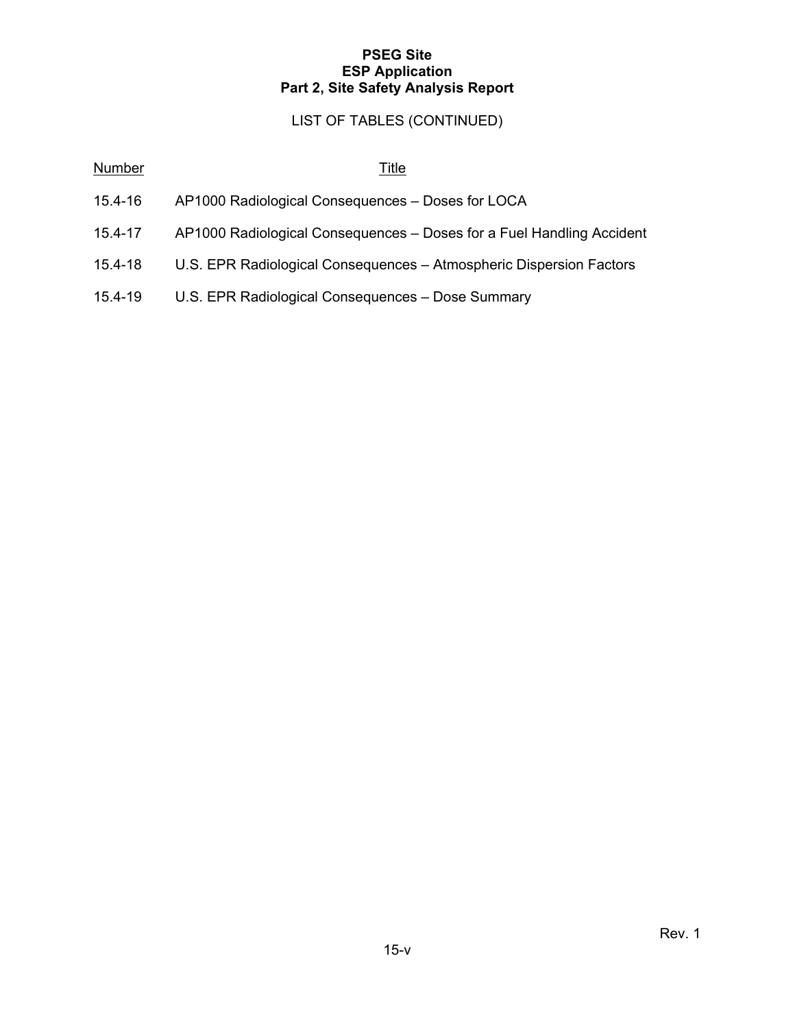LIST OF TABLES (CONTINUED)

| Number | Title |
|---|---|
| 15.4-16 | AP1000 Radiological Consequences – Doses for LOCA |
| 15.4-17 | AP1000 Radiological Consequences – Doses for a Fuel Handling Accident |
| 15.4-18 | U.S. EPR Radiological Consequences – Atmospheric Dispersion Factors |
| 15.4-19 | U.S. EPR Radiological Consequences – Dose Summary |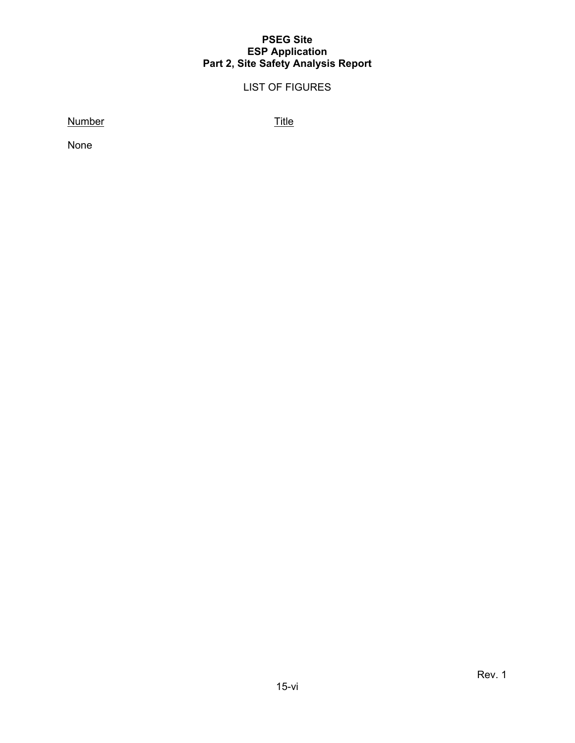LIST OF FIGURES

| Number | Title |
| --- | --- |
| None | |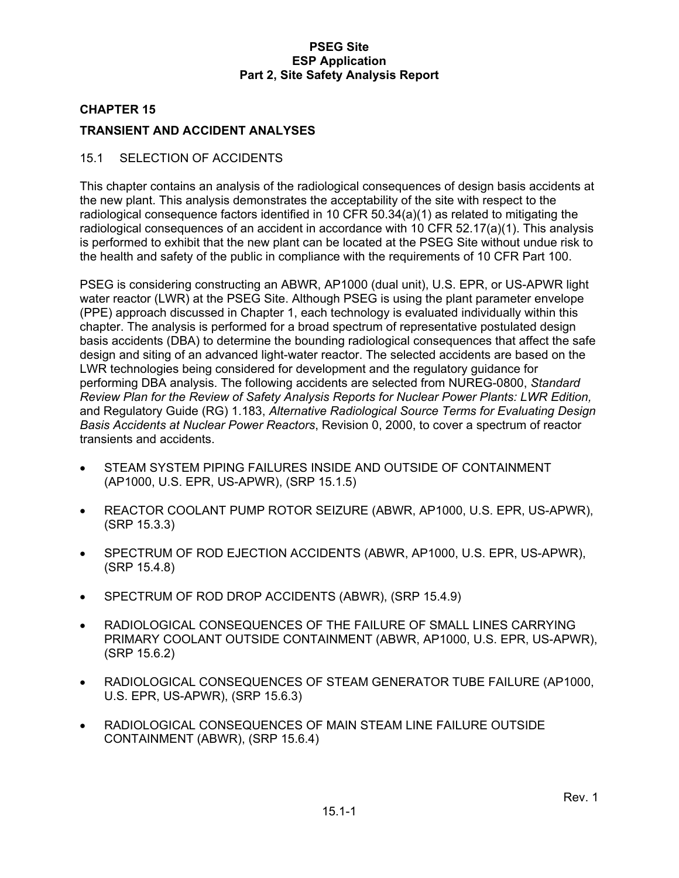# CHAPTER 15

# TRANSIENT AND ACCIDENT ANALYSES

## 15.1 SELECTION OF ACCIDENTS

This chapter contains an analysis of the radiological consequences of design basis accidents at the new plant. This analysis demonstrates the acceptability of the site with respect to the radiological consequence factors identified in 10 CFR 50.34(a)(1) as related to mitigating the radiological consequences of an accident in accordance with 10 CFR 52.17(a)(1). This analysis is performed to exhibit that the new plant can be located at the PSEG Site without undue risk to the health and safety of the public in compliance with the requirements of 10 CFR Part 100.

PSEG is considering constructing an ABWR, AP1000 (dual unit), U.S. EPR, or US-APWR light water reactor (LWR) at the PSEG Site. Although PSEG is using the plant parameter envelope (PPE) approach discussed in Chapter 1, each technology is evaluated individually within this chapter. The analysis is performed for a broad spectrum of representative postulated design basis accidents (DBA) to determine the bounding radiological consequences that affect the safe design and siting of an advanced light-water reactor. The selected accidents are based on the LWR technologies being considered for development and the regulatory guidance for performing DBA analysis. The following accidents are selected from NUREG-0800, *Standard Review Plan for the Review of Safety Analysis Reports for Nuclear Power Plants: LWR Edition,* and Regulatory Guide (RG) 1.183, *Alternative Radiological Source Terms for Evaluating Design Basis Accidents at Nuclear Power Reactors*, Revision 0, 2000, to cover a spectrum of reactor transients and accidents.

- STEAM SYSTEM PIPING FAILURES INSIDE AND OUTSIDE OF CONTAINMENT (AP1000, U.S. EPR, US-APWR), (SRP 15.1.5)
- REACTOR COOLANT PUMP ROTOR SEIZURE (ABWR, AP1000, U.S. EPR, US-APWR), (SRP 15.3.3)
- SPECTRUM OF ROD EJECTION ACCIDENTS (ABWR, AP1000, U.S. EPR, US-APWR), (SRP 15.4.8)
- SPECTRUM OF ROD DROP ACCIDENTS (ABWR), (SRP 15.4.9)
- RADIOLOGICAL CONSEQUENCES OF THE FAILURE OF SMALL LINES CARRYING PRIMARY COOLANT OUTSIDE CONTAINMENT (ABWR, AP1000, U.S. EPR, US-APWR), (SRP 15.6.2)
- RADIOLOGICAL CONSEQUENCES OF STEAM GENERATOR TUBE FAILURE (AP1000, U.S. EPR, US-APWR), (SRP 15.6.3)
- RADIOLOGICAL CONSEQUENCES OF MAIN STEAM LINE FAILURE OUTSIDE CONTAINMENT (ABWR), (SRP 15.6.4)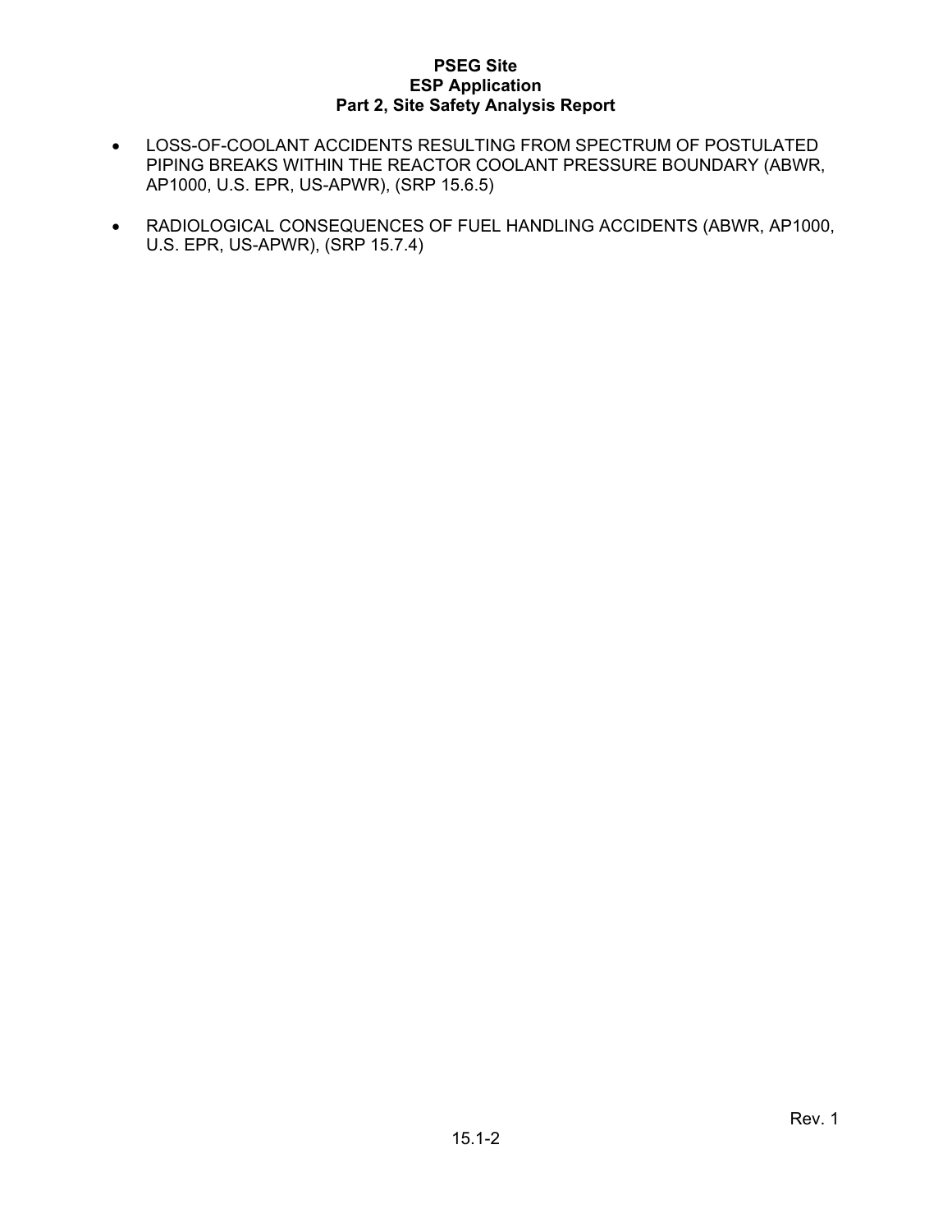- LOSS-OF-COOLANT ACCIDENTS RESULTING FROM SPECTRUM OF POSTULATED PIPING BREAKS WITHIN THE REACTOR COOLANT PRESSURE BOUNDARY (ABWR, AP1000, U.S. EPR, US-APWR), (SRP 15.6.5)
- RADIOLOGICAL CONSEQUENCES OF FUEL HANDLING ACCIDENTS (ABWR, AP1000, U.S. EPR, US-APWR), (SRP 15.7.4)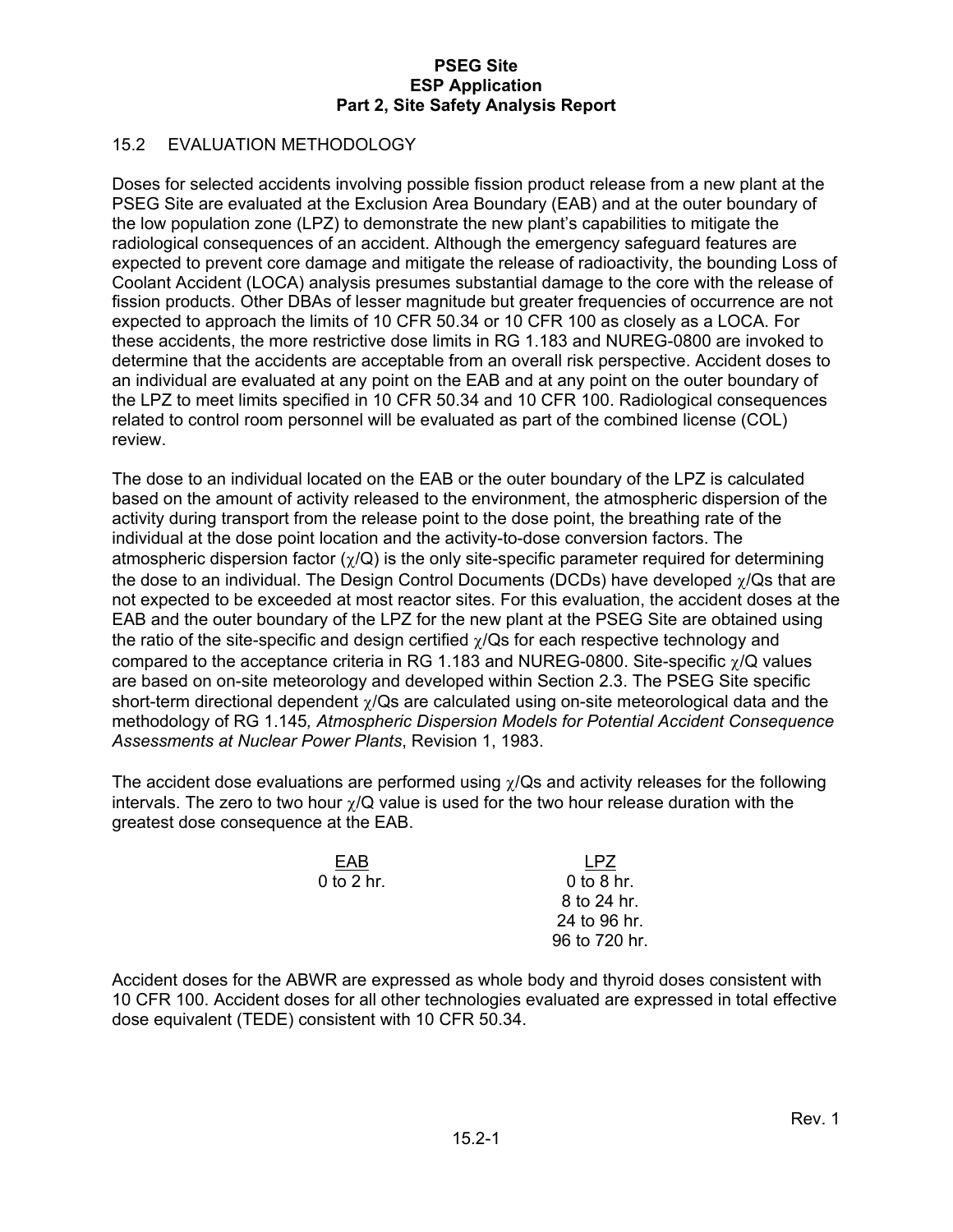## 15.2 EVALUATION METHODOLOGY

Doses for selected accidents involving possible fission product release from a new plant at the PSEG Site are evaluated at the Exclusion Area Boundary (EAB) and at the outer boundary of the low population zone (LPZ) to demonstrate the new plant's capabilities to mitigate the radiological consequences of an accident. Although the emergency safeguard features are expected to prevent core damage and mitigate the release of radioactivity, the bounding Loss of Coolant Accident (LOCA) analysis presumes substantial damage to the core with the release of fission products. Other DBAs of lesser magnitude but greater frequencies of occurrence are not expected to approach the limits of 10 CFR 50.34 or 10 CFR 100 as closely as a LOCA. For these accidents, the more restrictive dose limits in RG 1.183 and NUREG-0800 are invoked to determine that the accidents are acceptable from an overall risk perspective. Accident doses to an individual are evaluated at any point on the EAB and at any point on the outer boundary of the LPZ to meet limits specified in 10 CFR 50.34 and 10 CFR 100. Radiological consequences related to control room personnel will be evaluated as part of the combined license (COL) review.

The dose to an individual located on the EAB or the outer boundary of the LPZ is calculated based on the amount of activity released to the environment, the atmospheric dispersion of the activity during transport from the release point to the dose point, the breathing rate of the individual at the dose point location and the activity-to-dose conversion factors. The atmospheric dispersion factor ($\chi/Q$) is the only site-specific parameter required for determining the dose to an individual. The Design Control Documents (DCDs) have developed $\chi/Q$s that are not expected to be exceeded at most reactor sites. For this evaluation, the accident doses at the EAB and the outer boundary of the LPZ for the new plant at the PSEG Site are obtained using the ratio of the site-specific and design certified $\chi/Q$s for each respective technology and compared to the acceptance criteria in RG 1.183 and NUREG-0800. Site-specific $\chi/Q$ values are based on on-site meteorology and developed within Section 2.3. The PSEG Site specific short-term directional dependent $\chi/Q$s are calculated using on-site meteorological data and the methodology of RG 1.145*, Atmospheric Dispersion Models for Potential Accident Consequence Assessments at Nuclear Power Plants*, Revision 1, 1983.

The accident dose evaluations are performed using $\chi/Q$s and activity releases for the following intervals. The zero to two hour $\chi/Q$ value is used for the two hour release duration with the greatest dose consequence at the EAB.

| EAB | LPZ |
|---|---|
| 0 to 2 hr. | 0 to 8 hr. |
| | 8 to 24 hr. |
| | 24 to 96 hr. |
| | 96 to 720 hr. |

Accident doses for the ABWR are expressed as whole body and thyroid doses consistent with 10 CFR 100. Accident doses for all other technologies evaluated are expressed in total effective dose equivalent (TEDE) consistent with 10 CFR 50.34.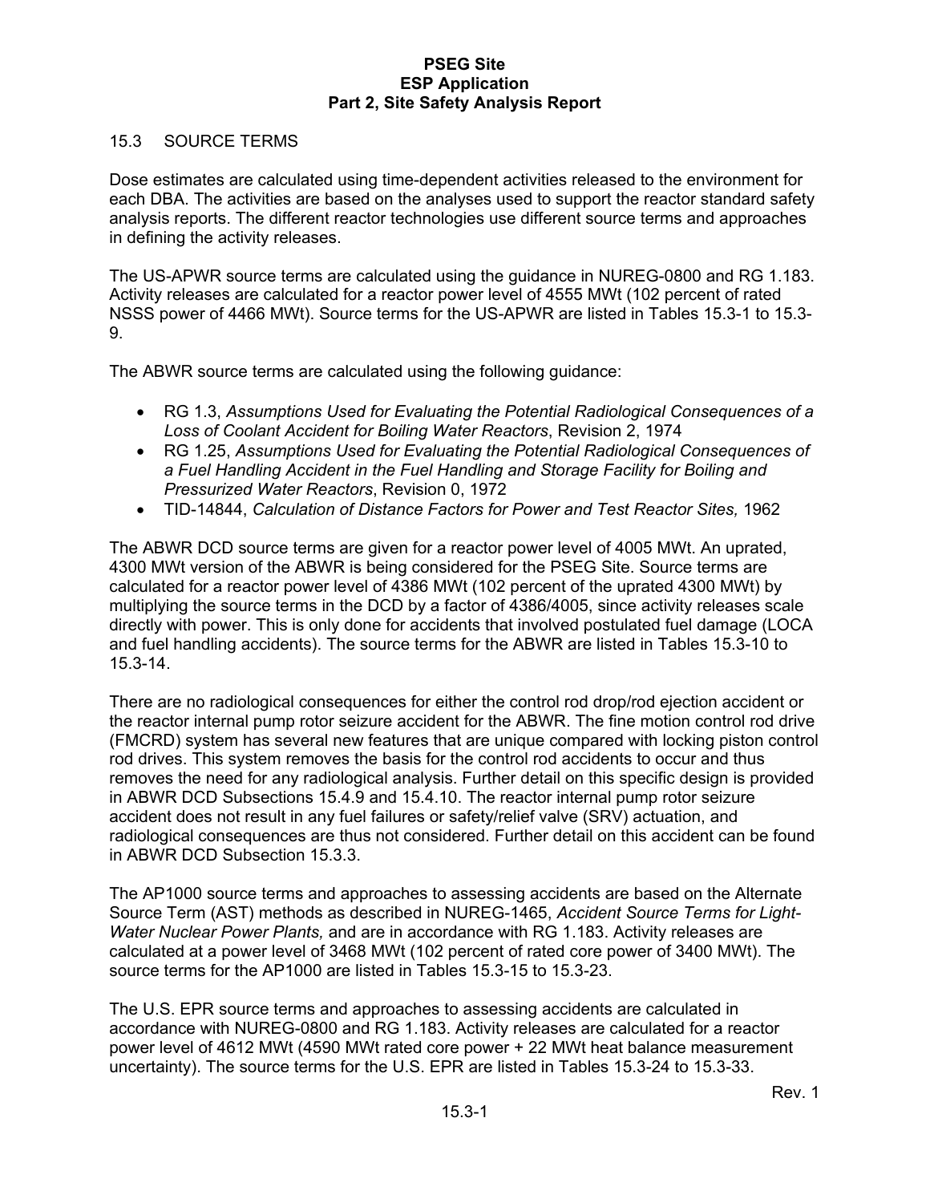## 15.3 SOURCE TERMS

Dose estimates are calculated using time-dependent activities released to the environment for each DBA. The activities are based on the analyses used to support the reactor standard safety analysis reports. The different reactor technologies use different source terms and approaches in defining the activity releases.

The US-APWR source terms are calculated using the guidance in NUREG-0800 and RG 1.183. Activity releases are calculated for a reactor power level of 4555 MWt (102 percent of rated NSSS power of 4466 MWt). Source terms for the US-APWR are listed in Tables 15.3-1 to 15.3-9.

The ABWR source terms are calculated using the following guidance:

- RG 1.3, *Assumptions Used for Evaluating the Potential Radiological Consequences of a Loss of Coolant Accident for Boiling Water Reactors*, Revision 2, 1974
- RG 1.25, *Assumptions Used for Evaluating the Potential Radiological Consequences of a Fuel Handling Accident in the Fuel Handling and Storage Facility for Boiling and Pressurized Water Reactors*, Revision 0, 1972
- TID-14844, *Calculation of Distance Factors for Power and Test Reactor Sites,* 1962

The ABWR DCD source terms are given for a reactor power level of 4005 MWt. An uprated, 4300 MWt version of the ABWR is being considered for the PSEG Site. Source terms are calculated for a reactor power level of 4386 MWt (102 percent of the uprated 4300 MWt) by multiplying the source terms in the DCD by a factor of 4386/4005, since activity releases scale directly with power. This is only done for accidents that involved postulated fuel damage (LOCA and fuel handling accidents). The source terms for the ABWR are listed in Tables 15.3-10 to 15.3-14.

There are no radiological consequences for either the control rod drop/rod ejection accident or the reactor internal pump rotor seizure accident for the ABWR. The fine motion control rod drive (FMCRD) system has several new features that are unique compared with locking piston control rod drives. This system removes the basis for the control rod accidents to occur and thus removes the need for any radiological analysis. Further detail on this specific design is provided in ABWR DCD Subsections 15.4.9 and 15.4.10. The reactor internal pump rotor seizure accident does not result in any fuel failures or safety/relief valve (SRV) actuation, and radiological consequences are thus not considered. Further detail on this accident can be found in ABWR DCD Subsection 15.3.3.

The AP1000 source terms and approaches to assessing accidents are based on the Alternate Source Term (AST) methods as described in NUREG-1465, *Accident Source Terms for Light-Water Nuclear Power Plants,* and are in accordance with RG 1.183. Activity releases are calculated at a power level of 3468 MWt (102 percent of rated core power of 3400 MWt). The source terms for the AP1000 are listed in Tables 15.3-15 to 15.3-23.

The U.S. EPR source terms and approaches to assessing accidents are calculated in accordance with NUREG-0800 and RG 1.183. Activity releases are calculated for a reactor power level of 4612 MWt (4590 MWt rated core power + 22 MWt heat balance measurement uncertainty). The source terms for the U.S. EPR are listed in Tables 15.3-24 to 15.3-33.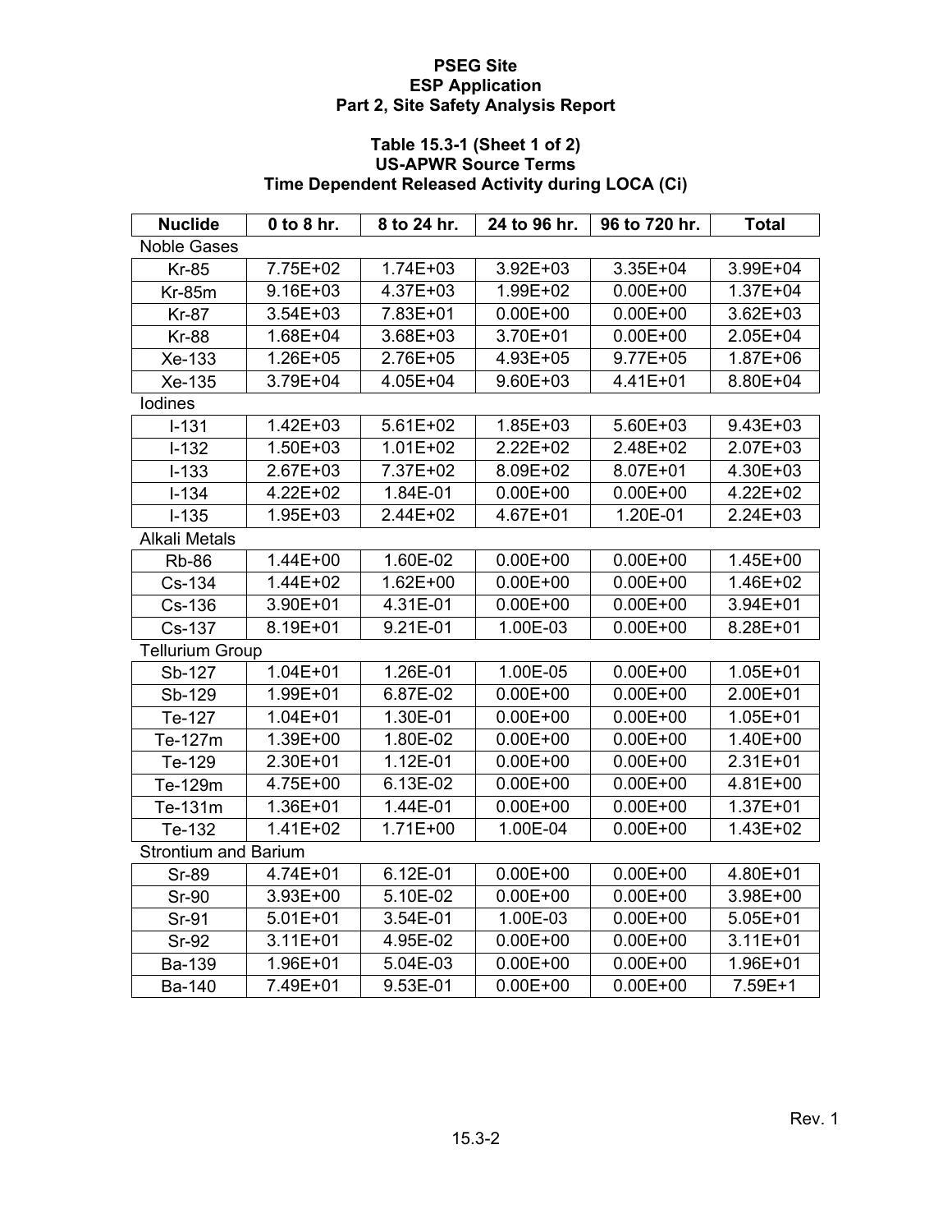# PSEG Site
# ESP Application
# Part 2, Site Safety Analysis Report

## Table 15.3-1 (Sheet 1 of 2)
## US-APWR Source Terms
## Time Dependent Released Activity during LOCA (Ci)

| Nuclide | 0 to 8 hr. | 8 to 24 hr. | 24 to 96 hr. | 96 to 720 hr. | Total |
|---|---|---|---|---|---|
| Noble Gases | | | | | |
| Kr-85 | 7.75E+02 | 1.74E+03 | 3.92E+03 | 3.35E+04 | 3.99E+04 |
| Kr-85m | 9.16E+03 | 4.37E+03 | 1.99E+02 | 0.00E+00 | 1.37E+04 |
| Kr-87 | 3.54E+03 | 7.83E+01 | 0.00E+00 | 0.00E+00 | 3.62E+03 |
| Kr-88 | 1.68E+04 | 3.68E+03 | 3.70E+01 | 0.00E+00 | 2.05E+04 |
| Xe-133 | 1.26E+05 | 2.76E+05 | 4.93E+05 | 9.77E+05 | 1.87E+06 |
| Xe-135 | 3.79E+04 | 4.05E+04 | 9.60E+03 | 4.41E+01 | 8.80E+04 |
| Iodines | | | | | |
| I-131 | 1.42E+03 | 5.61E+02 | 1.85E+03 | 5.60E+03 | 9.43E+03 |
| I-132 | 1.50E+03 | 1.01E+02 | 2.22E+02 | 2.48E+02 | 2.07E+03 |
| I-133 | 2.67E+03 | 7.37E+02 | 8.09E+02 | 8.07E+01 | 4.30E+03 |
| I-134 | 4.22E+02 | 1.84E-01 | 0.00E+00 | 0.00E+00 | 4.22E+02 |
| I-135 | 1.95E+03 | 2.44E+02 | 4.67E+01 | 1.20E-01 | 2.24E+03 |
| Alkali Metals | | | | | |
| Rb-86 | 1.44E+00 | 1.60E-02 | 0.00E+00 | 0.00E+00 | 1.45E+00 |
| Cs-134 | 1.44E+02 | 1.62E+00 | 0.00E+00 | 0.00E+00 | 1.46E+02 |
| Cs-136 | 3.90E+01 | 4.31E-01 | 0.00E+00 | 0.00E+00 | 3.94E+01 |
| Cs-137 | 8.19E+01 | 9.21E-01 | 1.00E-03 | 0.00E+00 | 8.28E+01 |
| Tellurium Group | | | | | |
| Sb-127 | 1.04E+01 | 1.26E-01 | 1.00E-05 | 0.00E+00 | 1.05E+01 |
| Sb-129 | 1.99E+01 | 6.87E-02 | 0.00E+00 | 0.00E+00 | 2.00E+01 |
| Te-127 | 1.04E+01 | 1.30E-01 | 0.00E+00 | 0.00E+00 | 1.05E+01 |
| Te-127m | 1.39E+00 | 1.80E-02 | 0.00E+00 | 0.00E+00 | 1.40E+00 |
| Te-129 | 2.30E+01 | 1.12E-01 | 0.00E+00 | 0.00E+00 | 2.31E+01 |
| Te-129m | 4.75E+00 | 6.13E-02 | 0.00E+00 | 0.00E+00 | 4.81E+00 |
| Te-131m | 1.36E+01 | 1.44E-01 | 0.00E+00 | 0.00E+00 | 1.37E+01 |
| Te-132 | 1.41E+02 | 1.71E+00 | 1.00E-04 | 0.00E+00 | 1.43E+02 |
| Strontium and Barium | | | | | |
| Sr-89 | 4.74E+01 | 6.12E-01 | 0.00E+00 | 0.00E+00 | 4.80E+01 |
| Sr-90 | 3.93E+00 | 5.10E-02 | 0.00E+00 | 0.00E+00 | 3.98E+00 |
| Sr-91 | 5.01E+01 | 3.54E-01 | 1.00E-03 | 0.00E+00 | 5.05E+01 |
| Sr-92 | 3.11E+01 | 4.95E-02 | 0.00E+00 | 0.00E+00 | 3.11E+01 |
| Ba-139 | 1.96E+01 | 5.04E-03 | 0.00E+00 | 0.00E+00 | 1.96E+01 |
| Ba-140 | 7.49E+01 | 9.53E-01 | 0.00E+00 | 0.00E+00 | 7.59E+1 |

Rev. 1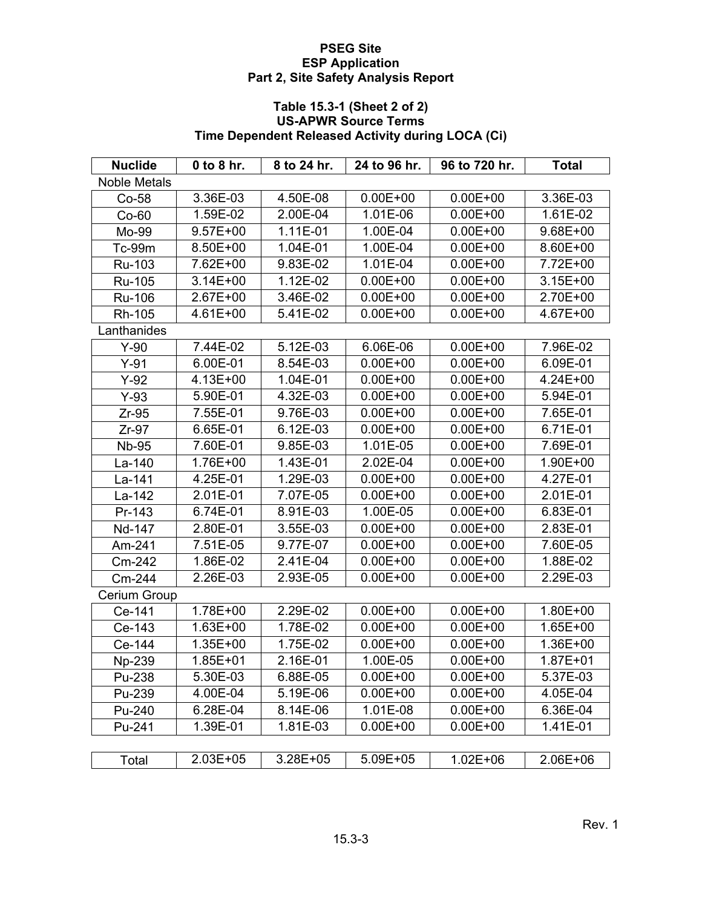**PSEG Site**
**ESP Application**
**Part 2, Site Safety Analysis Report**

### Table 15.3-1 (Sheet 2 of 2)
### US-APWR Source Terms
### Time Dependent Released Activity during LOCA (Ci)

| Nuclide | 0 to 8 hr. | 8 to 24 hr. | 24 to 96 hr. | 96 to 720 hr. | Total |
|---|---|---|---|---|---|
| Noble Metals | | | | | |
| Co-58 | 3.36E-03 | 4.50E-08 | 0.00E+00 | 0.00E+00 | 3.36E-03 |
| Co-60 | 1.59E-02 | 2.00E-04 | 1.01E-06 | 0.00E+00 | 1.61E-02 |
| Mo-99 | 9.57E+00 | 1.11E-01 | 1.00E-04 | 0.00E+00 | 9.68E+00 |
| Tc-99m | 8.50E+00 | 1.04E-01 | 1.00E-04 | 0.00E+00 | 8.60E+00 |
| Ru-103 | 7.62E+00 | 9.83E-02 | 1.01E-04 | 0.00E+00 | 7.72E+00 |
| Ru-105 | 3.14E+00 | 1.12E-02 | 0.00E+00 | 0.00E+00 | 3.15E+00 |
| Ru-106 | 2.67E+00 | 3.46E-02 | 0.00E+00 | 0.00E+00 | 2.70E+00 |
| Rh-105 | 4.61E+00 | 5.41E-02 | 0.00E+00 | 0.00E+00 | 4.67E+00 |
| Lanthanides | | | | | |
| Y-90 | 7.44E-02 | 5.12E-03 | 6.06E-06 | 0.00E+00 | 7.96E-02 |
| Y-91 | 6.00E-01 | 8.54E-03 | 0.00E+00 | 0.00E+00 | 6.09E-01 |
| Y-92 | 4.13E+00 | 1.04E-01 | 0.00E+00 | 0.00E+00 | 4.24E+00 |
| Y-93 | 5.90E-01 | 4.32E-03 | 0.00E+00 | 0.00E+00 | 5.94E-01 |
| Zr-95 | 7.55E-01 | 9.76E-03 | 0.00E+00 | 0.00E+00 | 7.65E-01 |
| Zr-97 | 6.65E-01 | 6.12E-03 | 0.00E+00 | 0.00E+00 | 6.71E-01 |
| Nb-95 | 7.60E-01 | 9.85E-03 | 1.01E-05 | 0.00E+00 | 7.69E-01 |
| La-140 | 1.76E+00 | 1.43E-01 | 2.02E-04 | 0.00E+00 | 1.90E+00 |
| La-141 | 4.25E-01 | 1.29E-03 | 0.00E+00 | 0.00E+00 | 4.27E-01 |
| La-142 | 2.01E-01 | 7.07E-05 | 0.00E+00 | 0.00E+00 | 2.01E-01 |
| Pr-143 | 6.74E-01 | 8.91E-03 | 1.00E-05 | 0.00E+00 | 6.83E-01 |
| Nd-147 | 2.80E-01 | 3.55E-03 | 0.00E+00 | 0.00E+00 | 2.83E-01 |
| Am-241 | 7.51E-05 | 9.77E-07 | 0.00E+00 | 0.00E+00 | 7.60E-05 |
| Cm-242 | 1.86E-02 | 2.41E-04 | 0.00E+00 | 0.00E+00 | 1.88E-02 |
| Cm-244 | 2.26E-03 | 2.93E-05 | 0.00E+00 | 0.00E+00 | 2.29E-03 |
| Cerium Group | | | | | |
| Ce-141 | 1.78E+00 | 2.29E-02 | 0.00E+00 | 0.00E+00 | 1.80E+00 |
| Ce-143 | 1.63E+00 | 1.78E-02 | 0.00E+00 | 0.00E+00 | 1.65E+00 |
| Ce-144 | 1.35E+00 | 1.75E-02 | 0.00E+00 | 0.00E+00 | 1.36E+00 |
| Np-239 | 1.85E+01 | 2.16E-01 | 1.00E-05 | 0.00E+00 | 1.87E+01 |
| Pu-238 | 5.30E-03 | 6.88E-05 | 0.00E+00 | 0.00E+00 | 5.37E-03 |
| Pu-239 | 4.00E-04 | 5.19E-06 | 0.00E+00 | 0.00E+00 | 4.05E-04 |
| Pu-240 | 6.28E-04 | 8.14E-06 | 1.01E-08 | 0.00E+00 | 6.36E-04 |
| Pu-241 | 1.39E-01 | 1.81E-03 | 0.00E+00 | 0.00E+00 | 1.41E-01 |
| | | | | | |
| Total | 2.03E+05 | 3.28E+05 | 5.09E+05 | 1.02E+06 | 2.06E+06 |

Rev. 1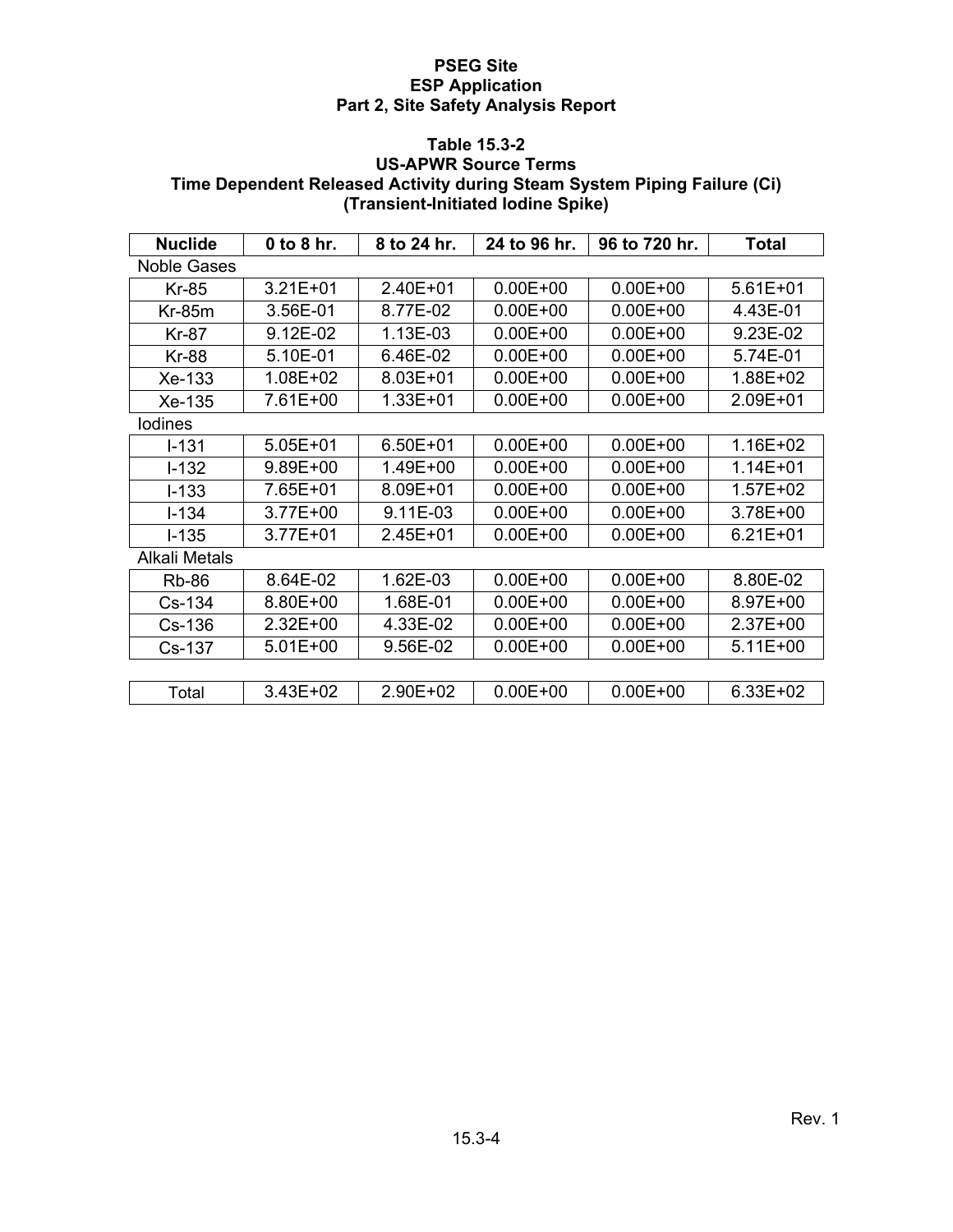**Table 15.3-2**
**US-APWR Source Terms**
**Time Dependent Released Activity during Steam System Piping Failure (Ci)**
**(Transient-Initiated Iodine Spike)**

| Nuclide | 0 to 8 hr. | 8 to 24 hr. | 24 to 96 hr. | 96 to 720 hr. | Total |
|---|---|---|---|---|---|
| Noble Gases | | | | | |
| Kr-85 | 3.21E+01 | 2.40E+01 | 0.00E+00 | 0.00E+00 | 5.61E+01 |
| Kr-85m | 3.56E-01 | 8.77E-02 | 0.00E+00 | 0.00E+00 | 4.43E-01 |
| Kr-87 | 9.12E-02 | 1.13E-03 | 0.00E+00 | 0.00E+00 | 9.23E-02 |
| Kr-88 | 5.10E-01 | 6.46E-02 | 0.00E+00 | 0.00E+00 | 5.74E-01 |
| Xe-133 | 1.08E+02 | 8.03E+01 | 0.00E+00 | 0.00E+00 | 1.88E+02 |
| Xe-135 | 7.61E+00 | 1.33E+01 | 0.00E+00 | 0.00E+00 | 2.09E+01 |
| Iodines | | | | | |
| I-131 | 5.05E+01 | 6.50E+01 | 0.00E+00 | 0.00E+00 | 1.16E+02 |
| I-132 | 9.89E+00 | 1.49E+00 | 0.00E+00 | 0.00E+00 | 1.14E+01 |
| I-133 | 7.65E+01 | 8.09E+01 | 0.00E+00 | 0.00E+00 | 1.57E+02 |
| I-134 | 3.77E+00 | 9.11E-03 | 0.00E+00 | 0.00E+00 | 3.78E+00 |
| I-135 | 3.77E+01 | 2.45E+01 | 0.00E+00 | 0.00E+00 | 6.21E+01 |
| Alkali Metals | | | | | |
| Rb-86 | 8.64E-02 | 1.62E-03 | 0.00E+00 | 0.00E+00 | 8.80E-02 |
| Cs-134 | 8.80E+00 | 1.68E-01 | 0.00E+00 | 0.00E+00 | 8.97E+00 |
| Cs-136 | 2.32E+00 | 4.33E-02 | 0.00E+00 | 0.00E+00 | 2.37E+00 |
| Cs-137 | 5.01E+00 | 9.56E-02 | 0.00E+00 | 0.00E+00 | 5.11E+00 |
| Total | 3.43E+02 | 2.90E+02 | 0.00E+00 | 0.00E+00 | 6.33E+02 |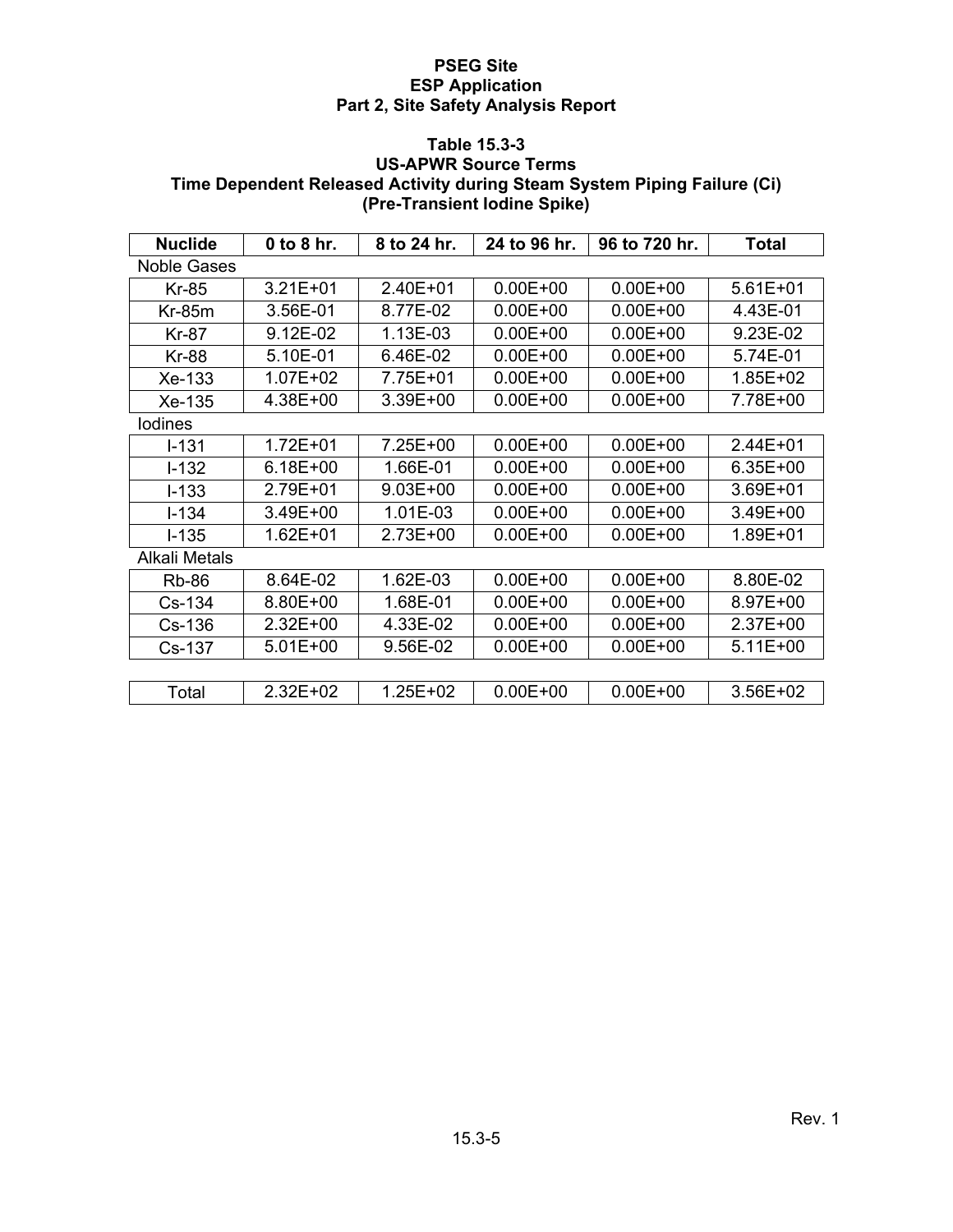## Table 15.3-3
## US-APWR Source Terms
## Time Dependent Released Activity during Steam System Piping Failure (Ci)
## (Pre-Transient Iodine Spike)

| Nuclide | 0 to 8 hr. | 8 to 24 hr. | 24 to 96 hr. | 96 to 720 hr. | Total |
|---|---|---|---|---|---|
| Noble Gases | | | | | |
| Kr-85 | 3.21E+01 | 2.40E+01 | 0.00E+00 | 0.00E+00 | 5.61E+01 |
| Kr-85m | 3.56E-01 | 8.77E-02 | 0.00E+00 | 0.00E+00 | 4.43E-01 |
| Kr-87 | 9.12E-02 | 1.13E-03 | 0.00E+00 | 0.00E+00 | 9.23E-02 |
| Kr-88 | 5.10E-01 | 6.46E-02 | 0.00E+00 | 0.00E+00 | 5.74E-01 |
| Xe-133 | 1.07E+02 | 7.75E+01 | 0.00E+00 | 0.00E+00 | 1.85E+02 |
| Xe-135 | 4.38E+00 | 3.39E+00 | 0.00E+00 | 0.00E+00 | 7.78E+00 |
| Iodines | | | | | |
| I-131 | 1.72E+01 | 7.25E+00 | 0.00E+00 | 0.00E+00 | 2.44E+01 |
| I-132 | 6.18E+00 | 1.66E-01 | 0.00E+00 | 0.00E+00 | 6.35E+00 |
| I-133 | 2.79E+01 | 9.03E+00 | 0.00E+00 | 0.00E+00 | 3.69E+01 |
| I-134 | 3.49E+00 | 1.01E-03 | 0.00E+00 | 0.00E+00 | 3.49E+00 |
| I-135 | 1.62E+01 | 2.73E+00 | 0.00E+00 | 0.00E+00 | 1.89E+01 |
| Alkali Metals | | | | | |
| Rb-86 | 8.64E-02 | 1.62E-03 | 0.00E+00 | 0.00E+00 | 8.80E-02 |
| Cs-134 | 8.80E+00 | 1.68E-01 | 0.00E+00 | 0.00E+00 | 8.97E+00 |
| Cs-136 | 2.32E+00 | 4.33E-02 | 0.00E+00 | 0.00E+00 | 2.37E+00 |
| Cs-137 | 5.01E+00 | 9.56E-02 | 0.00E+00 | 0.00E+00 | 5.11E+00 |
| | | | | | |
| Total | 2.32E+02 | 1.25E+02 | 0.00E+00 | 0.00E+00 | 3.56E+02 |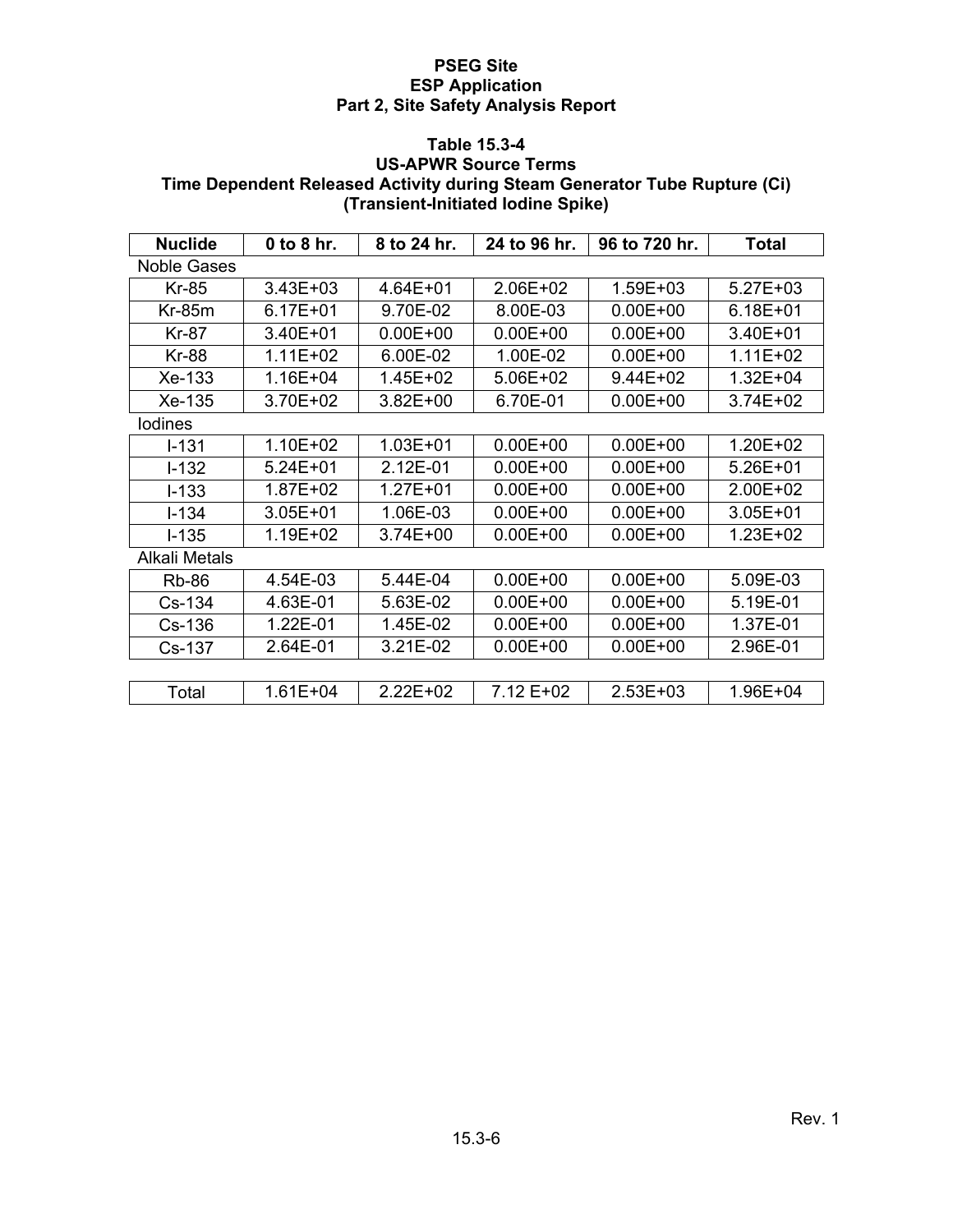**Table 15.3-4**
**US-APWR Source Terms**
**Time Dependent Released Activity during Steam Generator Tube Rupture (Ci)**
**(Transient-Initiated Iodine Spike)**

| Nuclide | 0 to 8 hr. | 8 to 24 hr. | 24 to 96 hr. | 96 to 720 hr. | Total |
|---|---|---|---|---|---|
| Noble Gases | | | | | |
| Kr-85 | 3.43E+03 | 4.64E+01 | 2.06E+02 | 1.59E+03 | 5.27E+03 |
| Kr-85m | 6.17E+01 | 9.70E-02 | 8.00E-03 | 0.00E+00 | 6.18E+01 |
| Kr-87 | 3.40E+01 | 0.00E+00 | 0.00E+00 | 0.00E+00 | 3.40E+01 |
| Kr-88 | 1.11E+02 | 6.00E-02 | 1.00E-02 | 0.00E+00 | 1.11E+02 |
| Xe-133 | 1.16E+04 | 1.45E+02 | 5.06E+02 | 9.44E+02 | 1.32E+04 |
| Xe-135 | 3.70E+02 | 3.82E+00 | 6.70E-01 | 0.00E+00 | 3.74E+02 |
| Iodines | | | | | |
| I-131 | 1.10E+02 | 1.03E+01 | 0.00E+00 | 0.00E+00 | 1.20E+02 |
| I-132 | 5.24E+01 | 2.12E-01 | 0.00E+00 | 0.00E+00 | 5.26E+01 |
| I-133 | 1.87E+02 | 1.27E+01 | 0.00E+00 | 0.00E+00 | 2.00E+02 |
| I-134 | 3.05E+01 | 1.06E-03 | 0.00E+00 | 0.00E+00 | 3.05E+01 |
| I-135 | 1.19E+02 | 3.74E+00 | 0.00E+00 | 0.00E+00 | 1.23E+02 |
| Alkali Metals | | | | | |
| Rb-86 | 4.54E-03 | 5.44E-04 | 0.00E+00 | 0.00E+00 | 5.09E-03 |
| Cs-134 | 4.63E-01 | 5.63E-02 | 0.00E+00 | 0.00E+00 | 5.19E-01 |
| Cs-136 | 1.22E-01 | 1.45E-02 | 0.00E+00 | 0.00E+00 | 1.37E-01 |
| Cs-137 | 2.64E-01 | 3.21E-02 | 0.00E+00 | 0.00E+00 | 2.96E-01 |
| Total | 1.61E+04 | 2.22E+02 | 7.12 E+02 | 2.53E+03 | 1.96E+04 |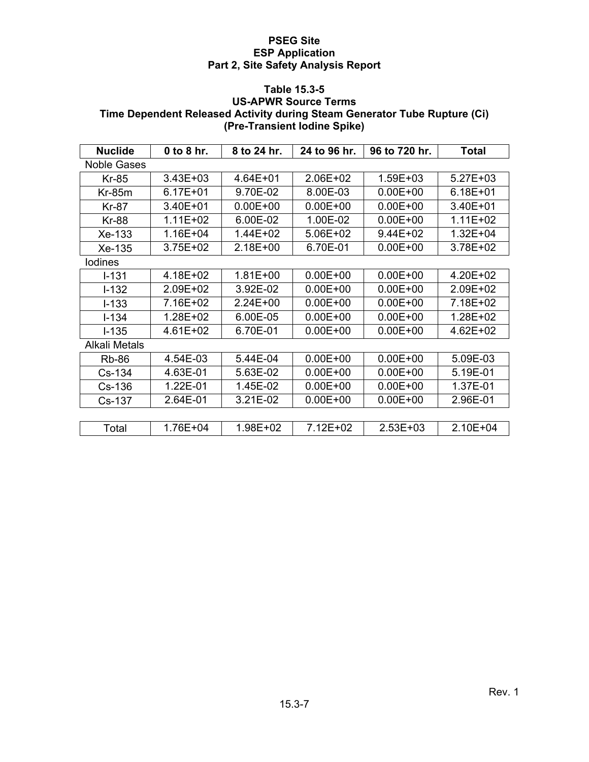**Table 15.3-5**
**US-APWR Source Terms**
**Time Dependent Released Activity during Steam Generator Tube Rupture (Ci)**
**(Pre-Transient Iodine Spike)**

| Nuclide | 0 to 8 hr. | 8 to 24 hr. | 24 to 96 hr. | 96 to 720 hr. | Total |
|---|---|---|---|---|---|
| Noble Gases | | | | | |
| Kr-85 | 3.43E+03 | 4.64E+01 | 2.06E+02 | 1.59E+03 | 5.27E+03 |
| Kr-85m | 6.17E+01 | 9.70E-02 | 8.00E-03 | 0.00E+00 | 6.18E+01 |
| Kr-87 | 3.40E+01 | 0.00E+00 | 0.00E+00 | 0.00E+00 | 3.40E+01 |
| Kr-88 | 1.11E+02 | 6.00E-02 | 1.00E-02 | 0.00E+00 | 1.11E+02 |
| Xe-133 | 1.16E+04 | 1.44E+02 | 5.06E+02 | 9.44E+02 | 1.32E+04 |
| Xe-135 | 3.75E+02 | 2.18E+00 | 6.70E-01 | 0.00E+00 | 3.78E+02 |
| Iodines | | | | | |
| I-131 | 4.18E+02 | 1.81E+00 | 0.00E+00 | 0.00E+00 | 4.20E+02 |
| I-132 | 2.09E+02 | 3.92E-02 | 0.00E+00 | 0.00E+00 | 2.09E+02 |
| I-133 | 7.16E+02 | 2.24E+00 | 0.00E+00 | 0.00E+00 | 7.18E+02 |
| I-134 | 1.28E+02 | 6.00E-05 | 0.00E+00 | 0.00E+00 | 1.28E+02 |
| I-135 | 4.61E+02 | 6.70E-01 | 0.00E+00 | 0.00E+00 | 4.62E+02 |
| Alkali Metals | | | | | |
| Rb-86 | 4.54E-03 | 5.44E-04 | 0.00E+00 | 0.00E+00 | 5.09E-03 |
| Cs-134 | 4.63E-01 | 5.63E-02 | 0.00E+00 | 0.00E+00 | 5.19E-01 |
| Cs-136 | 1.22E-01 | 1.45E-02 | 0.00E+00 | 0.00E+00 | 1.37E-01 |
| Cs-137 | 2.64E-01 | 3.21E-02 | 0.00E+00 | 0.00E+00 | 2.96E-01 |
| | | | | | |
| Total | 1.76E+04 | 1.98E+02 | 7.12E+02 | 2.53E+03 | 2.10E+04 |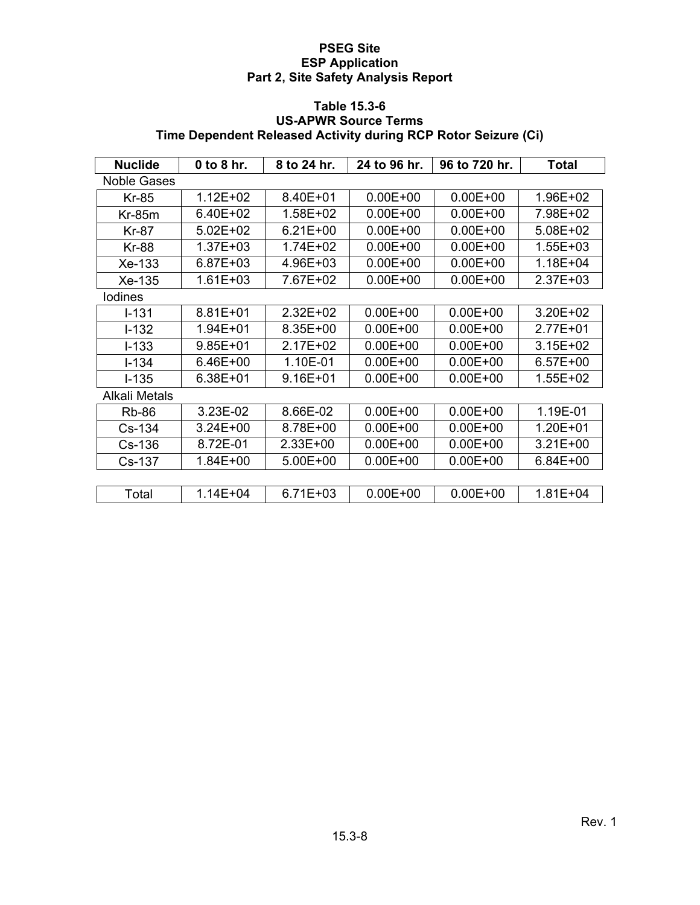**Table 15.3-6**
**US-APWR Source Terms**
**Time Dependent Released Activity during RCP Rotor Seizure (Ci)**

| Nuclide | 0 to 8 hr. | 8 to 24 hr. | 24 to 96 hr. | 96 to 720 hr. | Total |
|---|---|---|---|---|---|
| Noble Gases | | | | | |
| Kr-85 | 1.12E+02 | 8.40E+01 | 0.00E+00 | 0.00E+00 | 1.96E+02 |
| Kr-85m | 6.40E+02 | 1.58E+02 | 0.00E+00 | 0.00E+00 | 7.98E+02 |
| Kr-87 | 5.02E+02 | 6.21E+00 | 0.00E+00 | 0.00E+00 | 5.08E+02 |
| Kr-88 | 1.37E+03 | 1.74E+02 | 0.00E+00 | 0.00E+00 | 1.55E+03 |
| Xe-133 | 6.87E+03 | 4.96E+03 | 0.00E+00 | 0.00E+00 | 1.18E+04 |
| Xe-135 | 1.61E+03 | 7.67E+02 | 0.00E+00 | 0.00E+00 | 2.37E+03 |
| Iodines | | | | | |
| I-131 | 8.81E+01 | 2.32E+02 | 0.00E+00 | 0.00E+00 | 3.20E+02 |
| I-132 | 1.94E+01 | 8.35E+00 | 0.00E+00 | 0.00E+00 | 2.77E+01 |
| I-133 | 9.85E+01 | 2.17E+02 | 0.00E+00 | 0.00E+00 | 3.15E+02 |
| I-134 | 6.46E+00 | 1.10E-01 | 0.00E+00 | 0.00E+00 | 6.57E+00 |
| I-135 | 6.38E+01 | 9.16E+01 | 0.00E+00 | 0.00E+00 | 1.55E+02 |
| Alkali Metals | | | | | |
| Rb-86 | 3.23E-02 | 8.66E-02 | 0.00E+00 | 0.00E+00 | 1.19E-01 |
| Cs-134 | 3.24E+00 | 8.78E+00 | 0.00E+00 | 0.00E+00 | 1.20E+01 |
| Cs-136 | 8.72E-01 | 2.33E+00 | 0.00E+00 | 0.00E+00 | 3.21E+00 |
| Cs-137 | 1.84E+00 | 5.00E+00 | 0.00E+00 | 0.00E+00 | 6.84E+00 |
| Total | 1.14E+04 | 6.71E+03 | 0.00E+00 | 0.00E+00 | 1.81E+04 |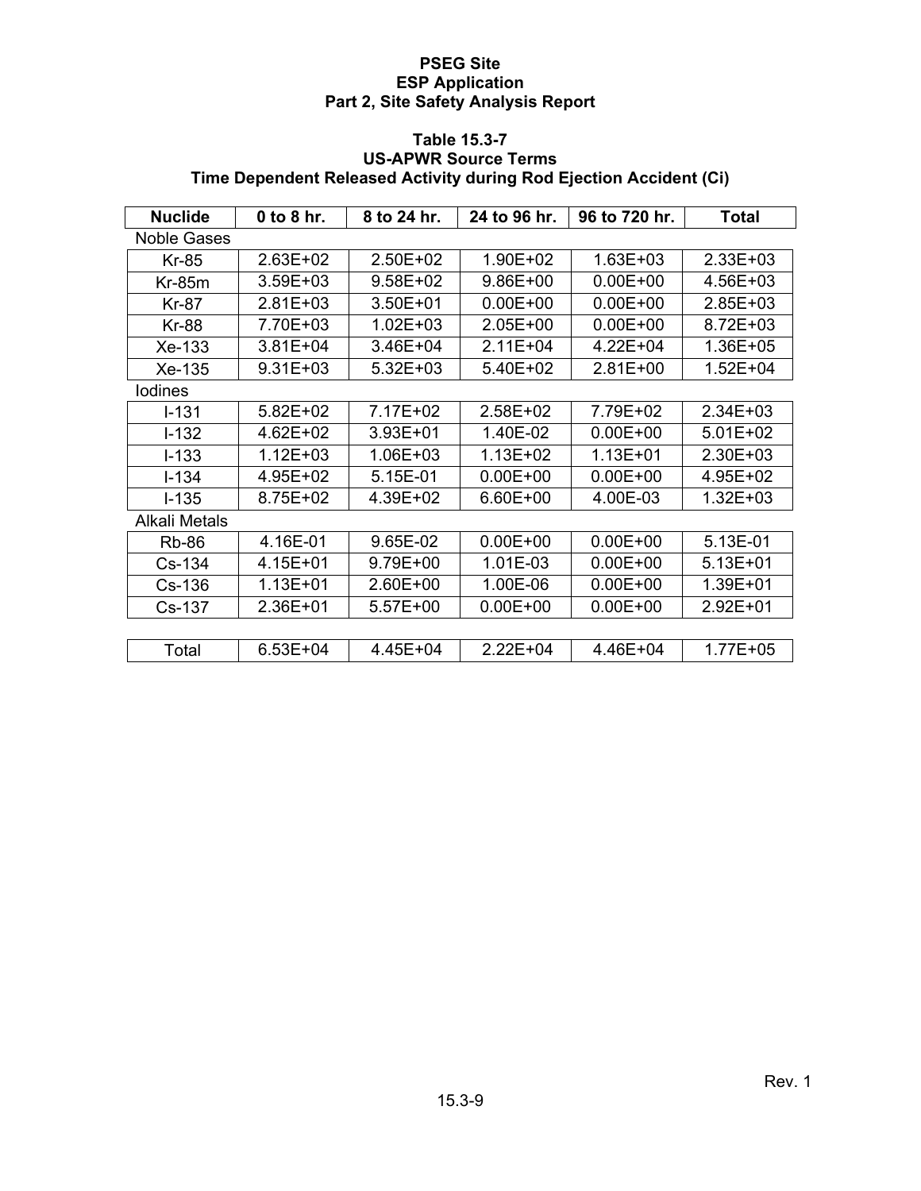**Table 15.3-7**
**US-APWR Source Terms**
**Time Dependent Released Activity during Rod Ejection Accident (Ci)**

| Nuclide | 0 to 8 hr. | 8 to 24 hr. | 24 to 96 hr. | 96 to 720 hr. | Total |
|---|---|---|---|---|---|
| Noble Gases | | | | | |
| Kr-85 | 2.63E+02 | 2.50E+02 | 1.90E+02 | 1.63E+03 | 2.33E+03 |
| Kr-85m | 3.59E+03 | 9.58E+02 | 9.86E+00 | 0.00E+00 | 4.56E+03 |
| Kr-87 | 2.81E+03 | 3.50E+01 | 0.00E+00 | 0.00E+00 | 2.85E+03 |
| Kr-88 | 7.70E+03 | 1.02E+03 | 2.05E+00 | 0.00E+00 | 8.72E+03 |
| Xe-133 | 3.81E+04 | 3.46E+04 | 2.11E+04 | 4.22E+04 | 1.36E+05 |
| Xe-135 | 9.31E+03 | 5.32E+03 | 5.40E+02 | 2.81E+00 | 1.52E+04 |
| Iodines | | | | | |
| I-131 | 5.82E+02 | 7.17E+02 | 2.58E+02 | 7.79E+02 | 2.34E+03 |
| I-132 | 4.62E+02 | 3.93E+01 | 1.40E-02 | 0.00E+00 | 5.01E+02 |
| I-133 | 1.12E+03 | 1.06E+03 | 1.13E+02 | 1.13E+01 | 2.30E+03 |
| I-134 | 4.95E+02 | 5.15E-01 | 0.00E+00 | 0.00E+00 | 4.95E+02 |
| I-135 | 8.75E+02 | 4.39E+02 | 6.60E+00 | 4.00E-03 | 1.32E+03 |
| Alkali Metals | | | | | |
| Rb-86 | 4.16E-01 | 9.65E-02 | 0.00E+00 | 0.00E+00 | 5.13E-01 |
| Cs-134 | 4.15E+01 | 9.79E+00 | 1.01E-03 | 0.00E+00 | 5.13E+01 |
| Cs-136 | 1.13E+01 | 2.60E+00 | 1.00E-06 | 0.00E+00 | 1.39E+01 |
| Cs-137 | 2.36E+01 | 5.57E+00 | 0.00E+00 | 0.00E+00 | 2.92E+01 |
| Total | 6.53E+04 | 4.45E+04 | 2.22E+04 | 4.46E+04 | 1.77E+05 |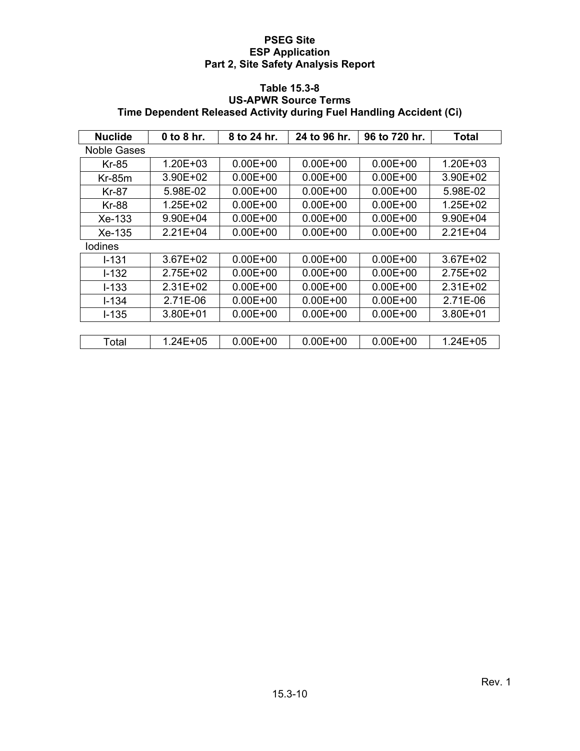**Table 15.3-8**
**US-APWR Source Terms**
**Time Dependent Released Activity during Fuel Handling Accident (Ci)**

| Nuclide | 0 to 8 hr. | 8 to 24 hr. | 24 to 96 hr. | 96 to 720 hr. | Total |
|---|---|---|---|---|---|
| Noble Gases | | | | | |
| Kr-85 | 1.20E+03 | 0.00E+00 | 0.00E+00 | 0.00E+00 | 1.20E+03 |
| Kr-85m | 3.90E+02 | 0.00E+00 | 0.00E+00 | 0.00E+00 | 3.90E+02 |
| Kr-87 | 5.98E-02 | 0.00E+00 | 0.00E+00 | 0.00E+00 | 5.98E-02 |
| Kr-88 | 1.25E+02 | 0.00E+00 | 0.00E+00 | 0.00E+00 | 1.25E+02 |
| Xe-133 | 9.90E+04 | 0.00E+00 | 0.00E+00 | 0.00E+00 | 9.90E+04 |
| Xe-135 | 2.21E+04 | 0.00E+00 | 0.00E+00 | 0.00E+00 | 2.21E+04 |
| Iodines | | | | | |
| I-131 | 3.67E+02 | 0.00E+00 | 0.00E+00 | 0.00E+00 | 3.67E+02 |
| I-132 | 2.75E+02 | 0.00E+00 | 0.00E+00 | 0.00E+00 | 2.75E+02 |
| I-133 | 2.31E+02 | 0.00E+00 | 0.00E+00 | 0.00E+00 | 2.31E+02 |
| I-134 | 2.71E-06 | 0.00E+00 | 0.00E+00 | 0.00E+00 | 2.71E-06 |
| I-135 | 3.80E+01 | 0.00E+00 | 0.00E+00 | 0.00E+00 | 3.80E+01 |
| | | | | | |
| Total | 1.24E+05 | 0.00E+00 | 0.00E+00 | 0.00E+00 | 1.24E+05 |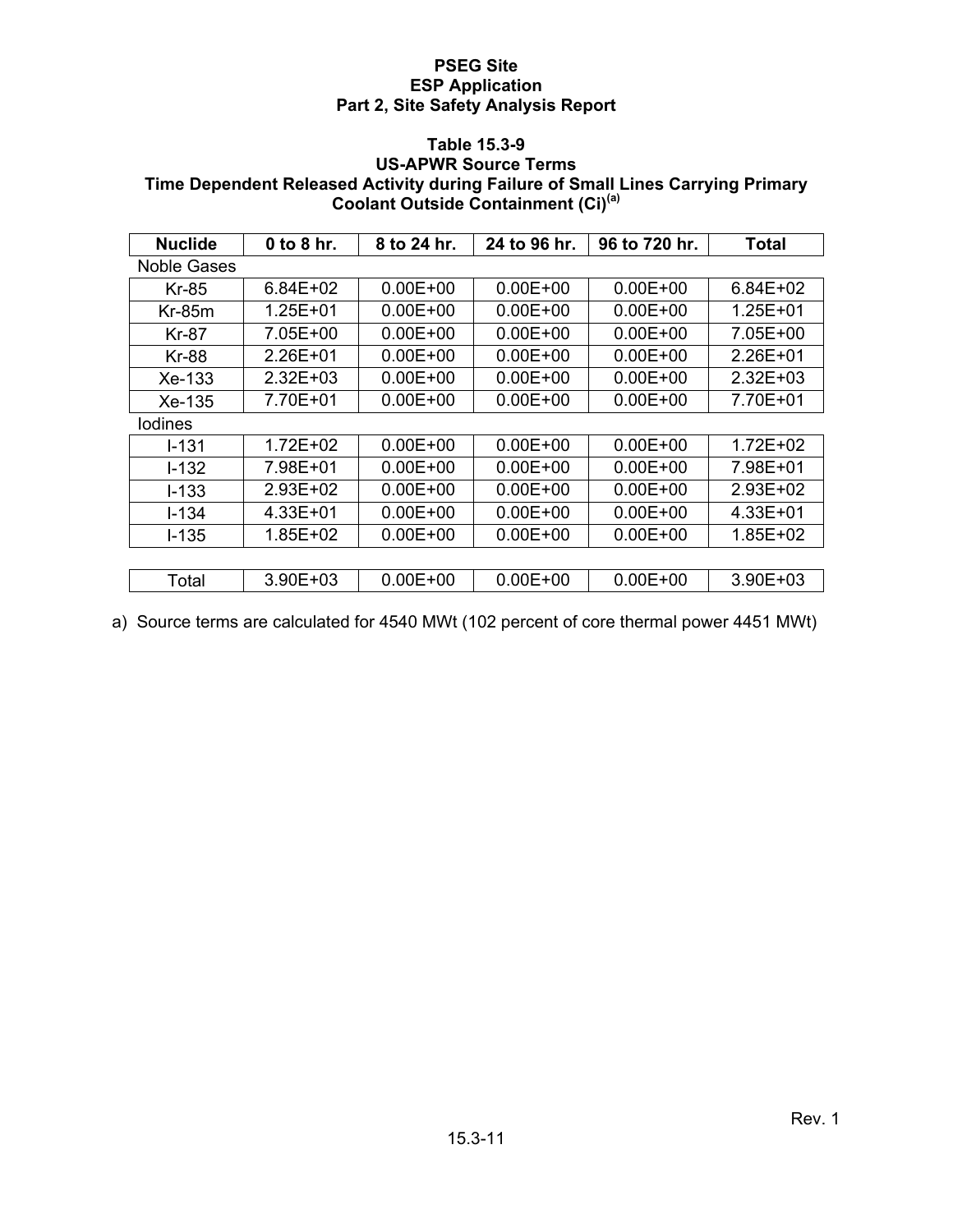**Table 15.3-9**
**US-APWR Source Terms**
**Time Dependent Released Activity during Failure of Small Lines Carrying Primary Coolant Outside Containment (Ci)[a]**

| Nuclide | 0 to 8 hr. | 8 to 24 hr. | 24 to 96 hr. | 96 to 720 hr. | Total |
|---|---|---|---|---|---|
| Noble Gases | | | | | |
| Kr-85 | 6.84E+02 | 0.00E+00 | 0.00E+00 | 0.00E+00 | 6.84E+02 |
| Kr-85m | 1.25E+01 | 0.00E+00 | 0.00E+00 | 0.00E+00 | 1.25E+01 |
| Kr-87 | 7.05E+00 | 0.00E+00 | 0.00E+00 | 0.00E+00 | 7.05E+00 |
| Kr-88 | 2.26E+01 | 0.00E+00 | 0.00E+00 | 0.00E+00 | 2.26E+01 |
| Xe-133 | 2.32E+03 | 0.00E+00 | 0.00E+00 | 0.00E+00 | 2.32E+03 |
| Xe-135 | 7.70E+01 | 0.00E+00 | 0.00E+00 | 0.00E+00 | 7.70E+01 |
| Iodines | | | | | |
| I-131 | 1.72E+02 | 0.00E+00 | 0.00E+00 | 0.00E+00 | 1.72E+02 |
| I-132 | 7.98E+01 | 0.00E+00 | 0.00E+00 | 0.00E+00 | 7.98E+01 |
| I-133 | 2.93E+02 | 0.00E+00 | 0.00E+00 | 0.00E+00 | 2.93E+02 |
| I-134 | 4.33E+01 | 0.00E+00 | 0.00E+00 | 0.00E+00 | 4.33E+01 |
| I-135 | 1.85E+02 | 0.00E+00 | 0.00E+00 | 0.00E+00 | 1.85E+02 |
| Total | 3.90E+03 | 0.00E+00 | 0.00E+00 | 0.00E+00 | 3.90E+03 |

a) Source terms are calculated for 4540 MWt (102 percent of core thermal power 4451 MWt)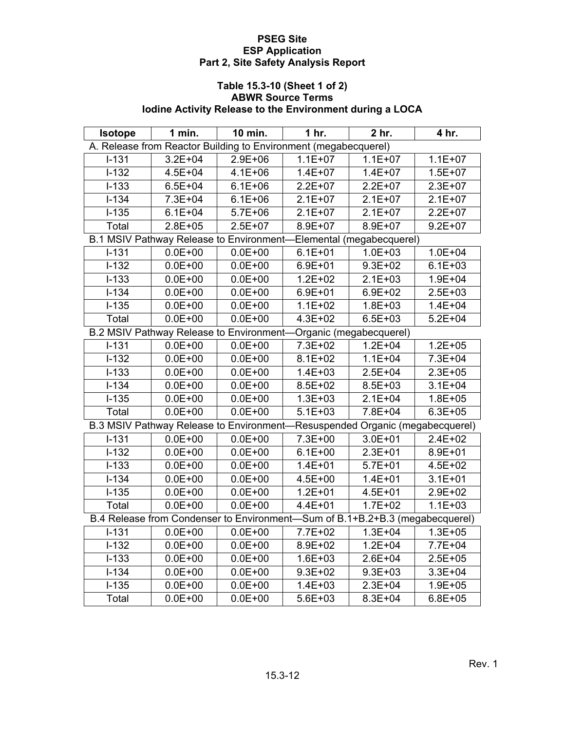**Table 15.3-10 (Sheet 1 of 2)**
**ABWR Source Terms**
**Iodine Activity Release to the Environment during a LOCA**

| Isotope | 1 min. | 10 min. | 1 hr. | 2 hr. | 4 hr. |
|---|---|---|---|---|---|
| A. Release from Reactor Building to Environment (megabecquerel) | | | | | |
| I-131 | 3.2E+04 | 2.9E+06 | 1.1E+07 | 1.1E+07 | 1.1E+07 |
| I-132 | 4.5E+04 | 4.1E+06 | 1.4E+07 | 1.4E+07 | 1.5E+07 |
| I-133 | 6.5E+04 | 6.1E+06 | 2.2E+07 | 2.2E+07 | 2.3E+07 |
| I-134 | 7.3E+04 | 6.1E+06 | 2.1E+07 | 2.1E+07 | 2.1E+07 |
| I-135 | 6.1E+04 | 5.7E+06 | 2.1E+07 | 2.1E+07 | 2.2E+07 |
| Total | 2.8E+05 | 2.5E+07 | 8.9E+07 | 8.9E+07 | 9.2E+07 |
| B.1 MSIV Pathway Release to Environment—Elemental (megabecquerel) | | | | | |
| I-131 | 0.0E+00 | 0.0E+00 | 6.1E+01 | 1.0E+03 | 1.0E+04 |
| I-132 | 0.0E+00 | 0.0E+00 | 6.9E+01 | 9.3E+02 | 6.1E+03 |
| I-133 | 0.0E+00 | 0.0E+00 | 1.2E+02 | 2.1E+03 | 1.9E+04 |
| I-134 | 0.0E+00 | 0.0E+00 | 6.9E+01 | 6.9E+02 | 2.5E+03 |
| I-135 | 0.0E+00 | 0.0E+00 | 1.1E+02 | 1.8E+03 | 1.4E+04 |
| Total | 0.0E+00 | 0.0E+00 | 4.3E+02 | 6.5E+03 | 5.2E+04 |
| B.2 MSIV Pathway Release to Environment—Organic (megabecquerel) | | | | | |
| I-131 | 0.0E+00 | 0.0E+00 | 7.3E+02 | 1.2E+04 | 1.2E+05 |
| I-132 | 0.0E+00 | 0.0E+00 | 8.1E+02 | 1.1E+04 | 7.3E+04 |
| I-133 | 0.0E+00 | 0.0E+00 | 1.4E+03 | 2.5E+04 | 2.3E+05 |
| I-134 | 0.0E+00 | 0.0E+00 | 8.5E+02 | 8.5E+03 | 3.1E+04 |
| I-135 | 0.0E+00 | 0.0E+00 | 1.3E+03 | 2.1E+04 | 1.8E+05 |
| Total | 0.0E+00 | 0.0E+00 | 5.1E+03 | 7.8E+04 | 6.3E+05 |
| B.3 MSIV Pathway Release to Environment—Resuspended Organic (megabecquerel) | | | | | |
| I-131 | 0.0E+00 | 0.0E+00 | 7.3E+00 | 3.0E+01 | 2.4E+02 |
| I-132 | 0.0E+00 | 0.0E+00 | 6.1E+00 | 2.3E+01 | 8.9E+01 |
| I-133 | 0.0E+00 | 0.0E+00 | 1.4E+01 | 5.7E+01 | 4.5E+02 |
| I-134 | 0.0E+00 | 0.0E+00 | 4.5E+00 | 1.4E+01 | 3.1E+01 |
| I-135 | 0.0E+00 | 0.0E+00 | 1.2E+01 | 4.5E+01 | 2.9E+02 |
| Total | 0.0E+00 | 0.0E+00 | 4.4E+01 | 1.7E+02 | 1.1E+03 |
| B.4 Release from Condenser to Environment—Sum of B.1+B.2+B.3 (megabecquerel) | | | | | |
| I-131 | 0.0E+00 | 0.0E+00 | 7.7E+02 | 1.3E+04 | 1.3E+05 |
| I-132 | 0.0E+00 | 0.0E+00 | 8.9E+02 | 1.2E+04 | 7.7E+04 |
| I-133 | 0.0E+00 | 0.0E+00 | 1.6E+03 | 2.6E+04 | 2.5E+05 |
| I-134 | 0.0E+00 | 0.0E+00 | 9.3E+02 | 9.3E+03 | 3.3E+04 |
| I-135 | 0.0E+00 | 0.0E+00 | 1.4E+03 | 2.3E+04 | 1.9E+05 |
| Total | 0.0E+00 | 0.0E+00 | 5.6E+03 | 8.3E+04 | 6.8E+05 |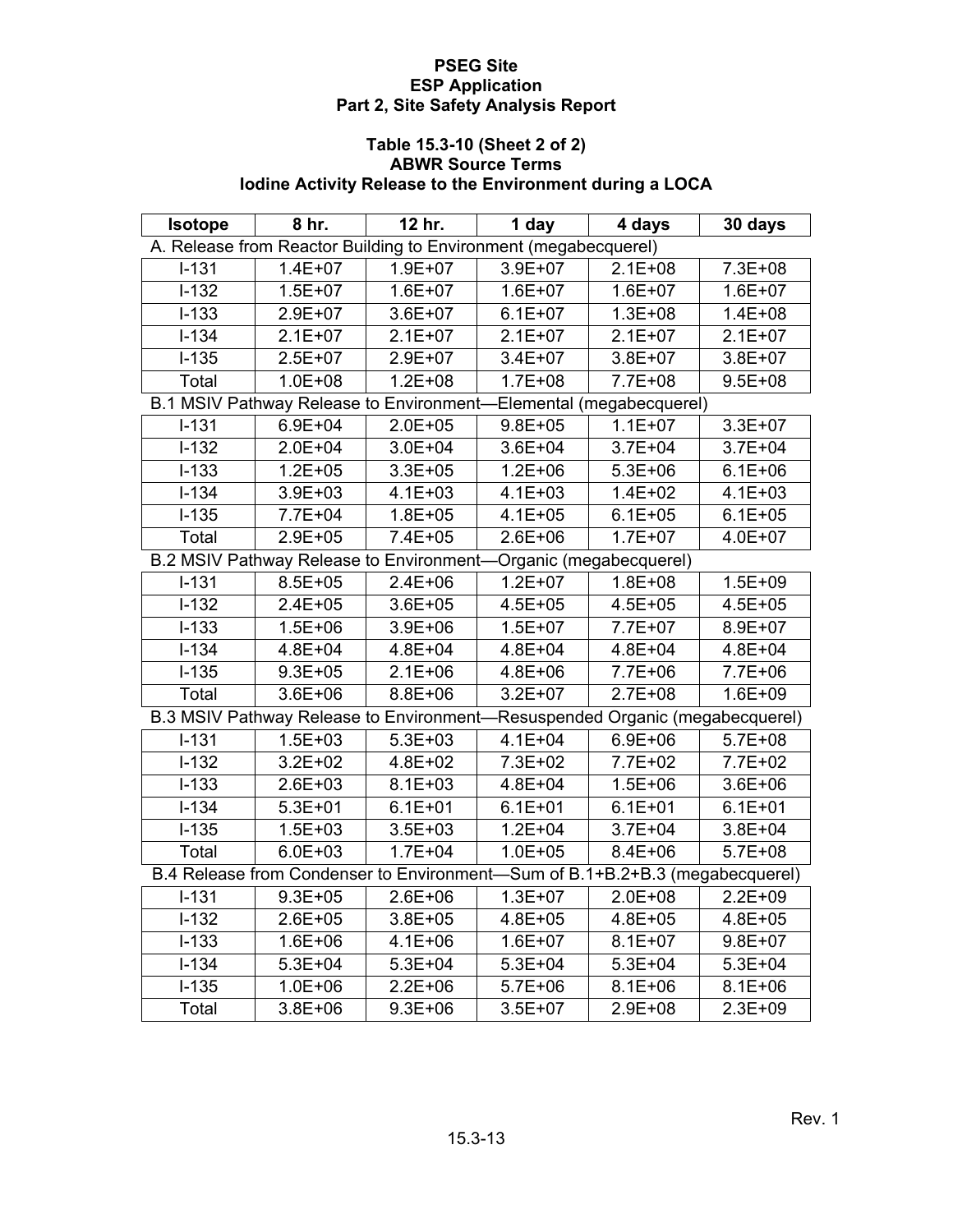**PSEG Site**
**ESP Application**
**Part 2, Site Safety Analysis Report**

**Table 15.3-10 (Sheet 2 of 2)**
**ABWR Source Terms**
**Iodine Activity Release to the Environment during a LOCA**

| Isotope | 8 hr. | 12 hr. | 1 day | 4 days | 30 days |
|---|---|---|---|---|---|
| A. Release from Reactor Building to Environment (megabecquerel) | | | | | |
| I-131 | 1.4E+07 | 1.9E+07 | 3.9E+07 | 2.1E+08 | 7.3E+08 |
| I-132 | 1.5E+07 | 1.6E+07 | 1.6E+07 | 1.6E+07 | 1.6E+07 |
| I-133 | 2.9E+07 | 3.6E+07 | 6.1E+07 | 1.3E+08 | 1.4E+08 |
| I-134 | 2.1E+07 | 2.1E+07 | 2.1E+07 | 2.1E+07 | 2.1E+07 |
| I-135 | 2.5E+07 | 2.9E+07 | 3.4E+07 | 3.8E+07 | 3.8E+07 |
| Total | 1.0E+08 | 1.2E+08 | 1.7E+08 | 7.7E+08 | 9.5E+08 |
| B.1 MSIV Pathway Release to Environment—Elemental (megabecquerel) | | | | | |
| I-131 | 6.9E+04 | 2.0E+05 | 9.8E+05 | 1.1E+07 | 3.3E+07 |
| I-132 | 2.0E+04 | 3.0E+04 | 3.6E+04 | 3.7E+04 | 3.7E+04 |
| I-133 | 1.2E+05 | 3.3E+05 | 1.2E+06 | 5.3E+06 | 6.1E+06 |
| I-134 | 3.9E+03 | 4.1E+03 | 4.1E+03 | 1.4E+02 | 4.1E+03 |
| I-135 | 7.7E+04 | 1.8E+05 | 4.1E+05 | 6.1E+05 | 6.1E+05 |
| Total | 2.9E+05 | 7.4E+05 | 2.6E+06 | 1.7E+07 | 4.0E+07 |
| B.2 MSIV Pathway Release to Environment—Organic (megabecquerel) | | | | | |
| I-131 | 8.5E+05 | 2.4E+06 | 1.2E+07 | 1.8E+08 | 1.5E+09 |
| I-132 | 2.4E+05 | 3.6E+05 | 4.5E+05 | 4.5E+05 | 4.5E+05 |
| I-133 | 1.5E+06 | 3.9E+06 | 1.5E+07 | 7.7E+07 | 8.9E+07 |
| I-134 | 4.8E+04 | 4.8E+04 | 4.8E+04 | 4.8E+04 | 4.8E+04 |
| I-135 | 9.3E+05 | 2.1E+06 | 4.8E+06 | 7.7E+06 | 7.7E+06 |
| Total | 3.6E+06 | 8.8E+06 | 3.2E+07 | 2.7E+08 | 1.6E+09 |
| B.3 MSIV Pathway Release to Environment—Resuspended Organic (megabecquerel) | | | | | |
| I-131 | 1.5E+03 | 5.3E+03 | 4.1E+04 | 6.9E+06 | 5.7E+08 |
| I-132 | 3.2E+02 | 4.8E+02 | 7.3E+02 | 7.7E+02 | 7.7E+02 |
| I-133 | 2.6E+03 | 8.1E+03 | 4.8E+04 | 1.5E+06 | 3.6E+06 |
| I-134 | 5.3E+01 | 6.1E+01 | 6.1E+01 | 6.1E+01 | 6.1E+01 |
| I-135 | 1.5E+03 | 3.5E+03 | 1.2E+04 | 3.7E+04 | 3.8E+04 |
| Total | 6.0E+03 | 1.7E+04 | 1.0E+05 | 8.4E+06 | 5.7E+08 |
| B.4 Release from Condenser to Environment—Sum of B.1+B.2+B.3 (megabecquerel) | | | | | |
| I-131 | 9.3E+05 | 2.6E+06 | 1.3E+07 | 2.0E+08 | 2.2E+09 |
| I-132 | 2.6E+05 | 3.8E+05 | 4.8E+05 | 4.8E+05 | 4.8E+05 |
| I-133 | 1.6E+06 | 4.1E+06 | 1.6E+07 | 8.1E+07 | 9.8E+07 |
| I-134 | 5.3E+04 | 5.3E+04 | 5.3E+04 | 5.3E+04 | 5.3E+04 |
| I-135 | 1.0E+06 | 2.2E+06 | 5.7E+06 | 8.1E+06 | 8.1E+06 |
| Total | 3.8E+06 | 9.3E+06 | 3.5E+07 | 2.9E+08 | 2.3E+09 |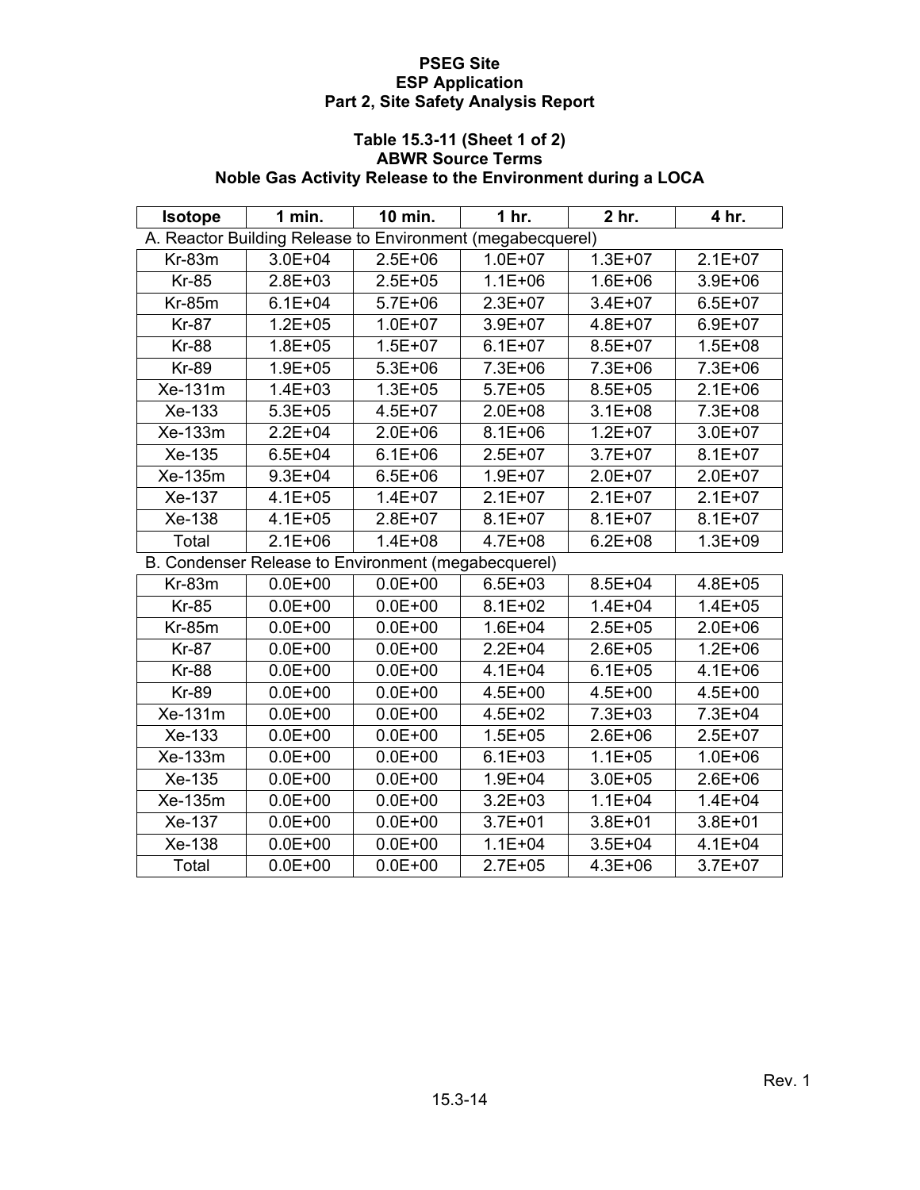**PSEG Site**
**ESP Application**
**Part 2, Site Safety Analysis Report**

**Table 15.3-11 (Sheet 1 of 2)**
**ABWR Source Terms**
**Noble Gas Activity Release to the Environment during a LOCA**

| Isotope | 1 min. | 10 min. | 1 hr. | 2 hr. | 4 hr. |
|---|---|---|---|---|---|
| A. Reactor Building Release to Environment (megabecquerel) | | | | | |
| Kr-83m | 3.0E+04 | 2.5E+06 | 1.0E+07 | 1.3E+07 | 2.1E+07 |
| Kr-85 | 2.8E+03 | 2.5E+05 | 1.1E+06 | 1.6E+06 | 3.9E+06 |
| Kr-85m | 6.1E+04 | 5.7E+06 | 2.3E+07 | 3.4E+07 | 6.5E+07 |
| Kr-87 | 1.2E+05 | 1.0E+07 | 3.9E+07 | 4.8E+07 | 6.9E+07 |
| Kr-88 | 1.8E+05 | 1.5E+07 | 6.1E+07 | 8.5E+07 | 1.5E+08 |
| Kr-89 | 1.9E+05 | 5.3E+06 | 7.3E+06 | 7.3E+06 | 7.3E+06 |
| Xe-131m | 1.4E+03 | 1.3E+05 | 5.7E+05 | 8.5E+05 | 2.1E+06 |
| Xe-133 | 5.3E+05 | 4.5E+07 | 2.0E+08 | 3.1E+08 | 7.3E+08 |
| Xe-133m | 2.2E+04 | 2.0E+06 | 8.1E+06 | 1.2E+07 | 3.0E+07 |
| Xe-135 | 6.5E+04 | 6.1E+06 | 2.5E+07 | 3.7E+07 | 8.1E+07 |
| Xe-135m | 9.3E+04 | 6.5E+06 | 1.9E+07 | 2.0E+07 | 2.0E+07 |
| Xe-137 | 4.1E+05 | 1.4E+07 | 2.1E+07 | 2.1E+07 | 2.1E+07 |
| Xe-138 | 4.1E+05 | 2.8E+07 | 8.1E+07 | 8.1E+07 | 8.1E+07 |
| Total | 2.1E+06 | 1.4E+08 | 4.7E+08 | 6.2E+08 | 1.3E+09 |
| B. Condenser Release to Environment (megabecquerel) | | | | | |
| Kr-83m | 0.0E+00 | 0.0E+00 | 6.5E+03 | 8.5E+04 | 4.8E+05 |
| Kr-85 | 0.0E+00 | 0.0E+00 | 8.1E+02 | 1.4E+04 | 1.4E+05 |
| Kr-85m | 0.0E+00 | 0.0E+00 | 1.6E+04 | 2.5E+05 | 2.0E+06 |
| Kr-87 | 0.0E+00 | 0.0E+00 | 2.2E+04 | 2.6E+05 | 1.2E+06 |
| Kr-88 | 0.0E+00 | 0.0E+00 | 4.1E+04 | 6.1E+05 | 4.1E+06 |
| Kr-89 | 0.0E+00 | 0.0E+00 | 4.5E+00 | 4.5E+00 | 4.5E+00 |
| Xe-131m | 0.0E+00 | 0.0E+00 | 4.5E+02 | 7.3E+03 | 7.3E+04 |
| Xe-133 | 0.0E+00 | 0.0E+00 | 1.5E+05 | 2.6E+06 | 2.5E+07 |
| Xe-133m | 0.0E+00 | 0.0E+00 | 6.1E+03 | 1.1E+05 | 1.0E+06 |
| Xe-135 | 0.0E+00 | 0.0E+00 | 1.9E+04 | 3.0E+05 | 2.6E+06 |
| Xe-135m | 0.0E+00 | 0.0E+00 | 3.2E+03 | 1.1E+04 | 1.4E+04 |
| Xe-137 | 0.0E+00 | 0.0E+00 | 3.7E+01 | 3.8E+01 | 3.8E+01 |
| Xe-138 | 0.0E+00 | 0.0E+00 | 1.1E+04 | 3.5E+04 | 4.1E+04 |
| Total | 0.0E+00 | 0.0E+00 | 2.7E+05 | 4.3E+06 | 3.7E+07 |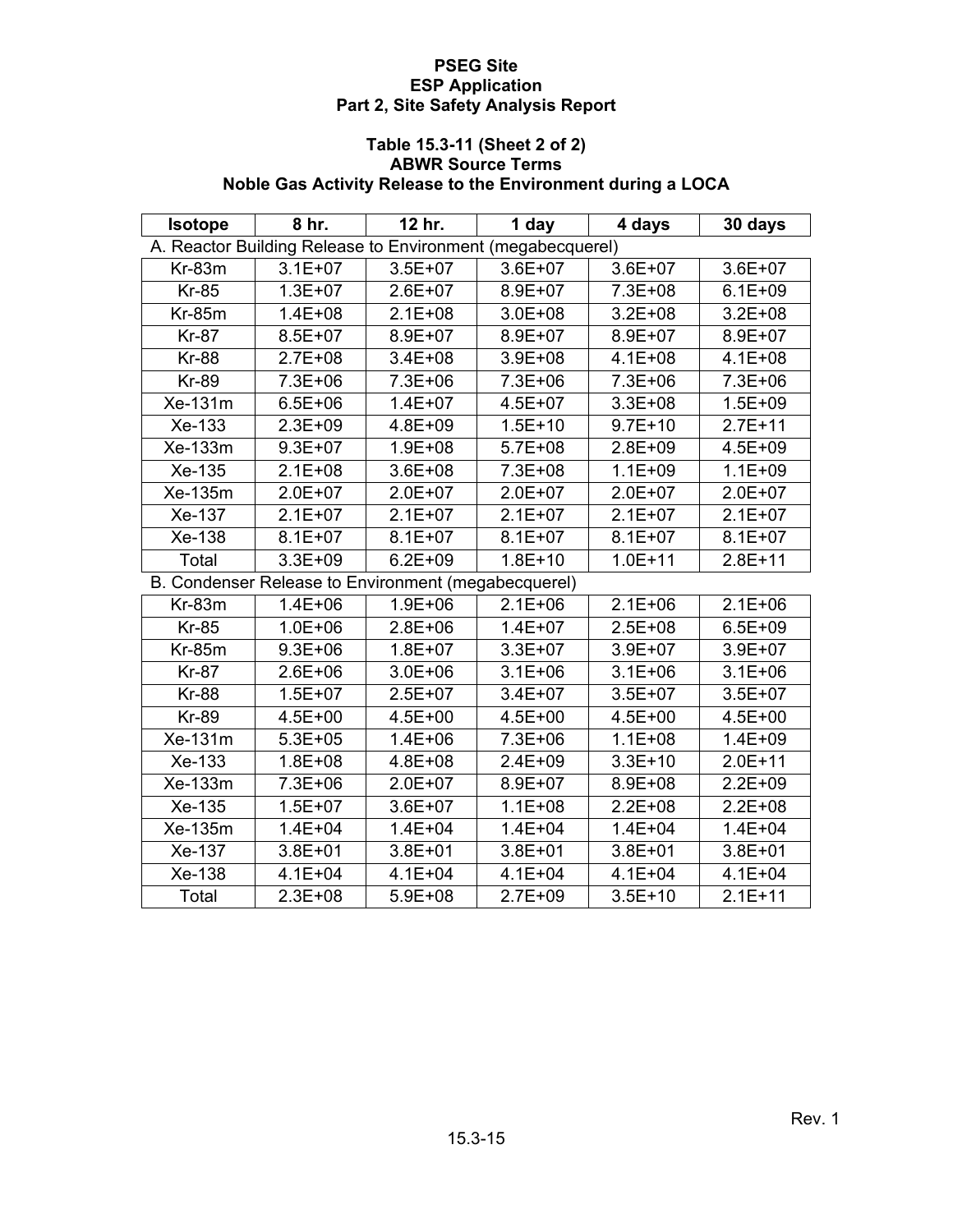PSEG Site
ESP Application
Part 2, Site Safety Analysis Report

### Table 15.3-11 (Sheet 2 of 2)
### ABWR Source Terms
### Noble Gas Activity Release to the Environment during a LOCA

| Isotope | 8 hr. | 12 hr. | 1 day | 4 days | 30 days |
|---|---|---|---|---|---|
| A. Reactor Building Release to Environment (megabecquerel) | | | | | |
| Kr-83m | 3.1E+07 | 3.5E+07 | 3.6E+07 | 3.6E+07 | 3.6E+07 |
| Kr-85 | 1.3E+07 | 2.6E+07 | 8.9E+07 | 7.3E+08 | 6.1E+09 |
| Kr-85m | 1.4E+08 | 2.1E+08 | 3.0E+08 | 3.2E+08 | 3.2E+08 |
| Kr-87 | 8.5E+07 | 8.9E+07 | 8.9E+07 | 8.9E+07 | 8.9E+07 |
| Kr-88 | 2.7E+08 | 3.4E+08 | 3.9E+08 | 4.1E+08 | 4.1E+08 |
| Kr-89 | 7.3E+06 | 7.3E+06 | 7.3E+06 | 7.3E+06 | 7.3E+06 |
| Xe-131m | 6.5E+06 | 1.4E+07 | 4.5E+07 | 3.3E+08 | 1.5E+09 |
| Xe-133 | 2.3E+09 | 4.8E+09 | 1.5E+10 | 9.7E+10 | 2.7E+11 |
| Xe-133m | 9.3E+07 | 1.9E+08 | 5.7E+08 | 2.8E+09 | 4.5E+09 |
| Xe-135 | 2.1E+08 | 3.6E+08 | 7.3E+08 | 1.1E+09 | 1.1E+09 |
| Xe-135m | 2.0E+07 | 2.0E+07 | 2.0E+07 | 2.0E+07 | 2.0E+07 |
| Xe-137 | 2.1E+07 | 2.1E+07 | 2.1E+07 | 2.1E+07 | 2.1E+07 |
| Xe-138 | 8.1E+07 | 8.1E+07 | 8.1E+07 | 8.1E+07 | 8.1E+07 |
| Total | 3.3E+09 | 6.2E+09 | 1.8E+10 | 1.0E+11 | 2.8E+11 |
| B. Condenser Release to Environment (megabecquerel) | | | | | |
| Kr-83m | 1.4E+06 | 1.9E+06 | 2.1E+06 | 2.1E+06 | 2.1E+06 |
| Kr-85 | 1.0E+06 | 2.8E+06 | 1.4E+07 | 2.5E+08 | 6.5E+09 |
| Kr-85m | 9.3E+06 | 1.8E+07 | 3.3E+07 | 3.9E+07 | 3.9E+07 |
| Kr-87 | 2.6E+06 | 3.0E+06 | 3.1E+06 | 3.1E+06 | 3.1E+06 |
| Kr-88 | 1.5E+07 | 2.5E+07 | 3.4E+07 | 3.5E+07 | 3.5E+07 |
| Kr-89 | 4.5E+00 | 4.5E+00 | 4.5E+00 | 4.5E+00 | 4.5E+00 |
| Xe-131m | 5.3E+05 | 1.4E+06 | 7.3E+06 | 1.1E+08 | 1.4E+09 |
| Xe-133 | 1.8E+08 | 4.8E+08 | 2.4E+09 | 3.3E+10 | 2.0E+11 |
| Xe-133m | 7.3E+06 | 2.0E+07 | 8.9E+07 | 8.9E+08 | 2.2E+09 |
| Xe-135 | 1.5E+07 | 3.6E+07 | 1.1E+08 | 2.2E+08 | 2.2E+08 |
| Xe-135m | 1.4E+04 | 1.4E+04 | 1.4E+04 | 1.4E+04 | 1.4E+04 |
| Xe-137 | 3.8E+01 | 3.8E+01 | 3.8E+01 | 3.8E+01 | 3.8E+01 |
| Xe-138 | 4.1E+04 | 4.1E+04 | 4.1E+04 | 4.1E+04 | 4.1E+04 |
| Total | 2.3E+08 | 5.9E+08 | 2.7E+09 | 3.5E+10 | 2.1E+11 |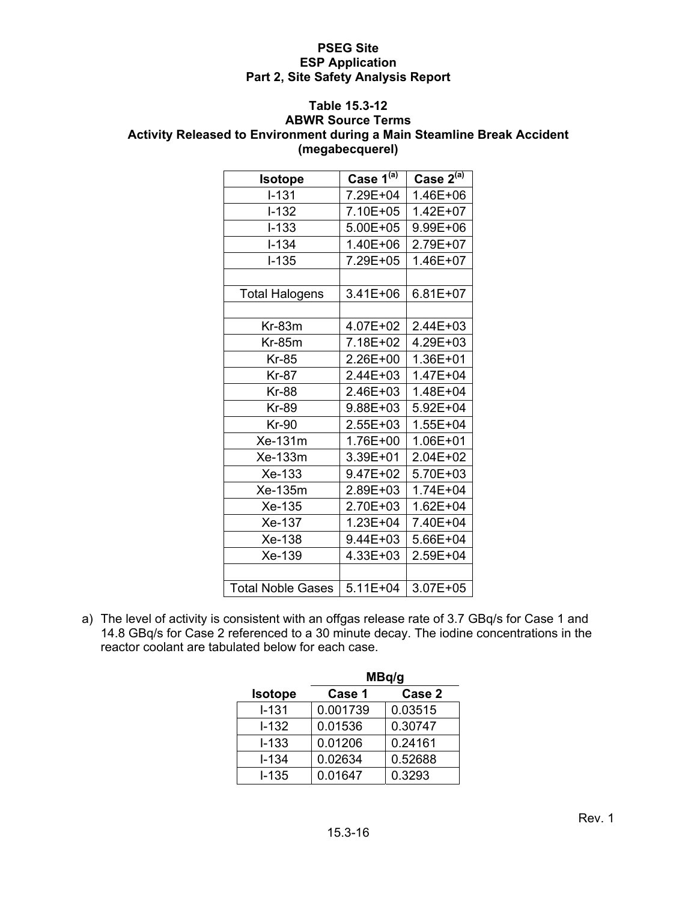**PSEG Site**
**ESP Application**
**Part 2, Site Safety Analysis Report**

### Table 15.3-12
### ABWR Source Terms
### Activity Released to Environment during a Main Steamline Break Accident
### (megabecquerel)

| Isotope | Case 1[(a)] | Case 2[(a)] |
|---|---|---|
| I-131 | 7.29E+04 | 1.46E+06 |
| I-132 | 7.10E+05 | 1.42E+07 |
| I-133 | 5.00E+05 | 9.99E+06 |
| I-134 | 1.40E+06 | 2.79E+07 |
| I-135 | 7.29E+05 | 1.46E+07 |
| | | |
| Total Halogens | 3.41E+06 | 6.81E+07 |
| | | |
| Kr-83m | 4.07E+02 | 2.44E+03 |
| Kr-85m | 7.18E+02 | 4.29E+03 |
| Kr-85 | 2.26E+00 | 1.36E+01 |
| Kr-87 | 2.44E+03 | 1.47E+04 |
| Kr-88 | 2.46E+03 | 1.48E+04 |
| Kr-89 | 9.88E+03 | 5.92E+04 |
| Kr-90 | 2.55E+03 | 1.55E+04 |
| Xe-131m | 1.76E+00 | 1.06E+01 |
| Xe-133m | 3.39E+01 | 2.04E+02 |
| Xe-133 | 9.47E+02 | 5.70E+03 |
| Xe-135m | 2.89E+03 | 1.74E+04 |
| Xe-135 | 2.70E+03 | 1.62E+04 |
| Xe-137 | 1.23E+04 | 7.40E+04 |
| Xe-138 | 9.44E+03 | 5.66E+04 |
| Xe-139 | 4.33E+03 | 2.59E+04 |
| | | |
| Total Noble Gases | 5.11E+04 | 3.07E+05 |

a) The level of activity is consistent with an offgas release rate of 3.7 GBq/s for Case 1 and 14.8 GBq/s for Case 2 referenced to a 30 minute decay. The iodine concentrations in the reactor coolant are tabulated below for each case.

| | MBq/g | |
|---|---|---|
| Isotope | Case 1 | Case 2 |
| I-131 | 0.001739 | 0.03515 |
| I-132 | 0.01536 | 0.30747 |
| I-133 | 0.01206 | 0.24161 |
| I-134 | 0.02634 | 0.52688 |
| I-135 | 0.01647 | 0.3293 |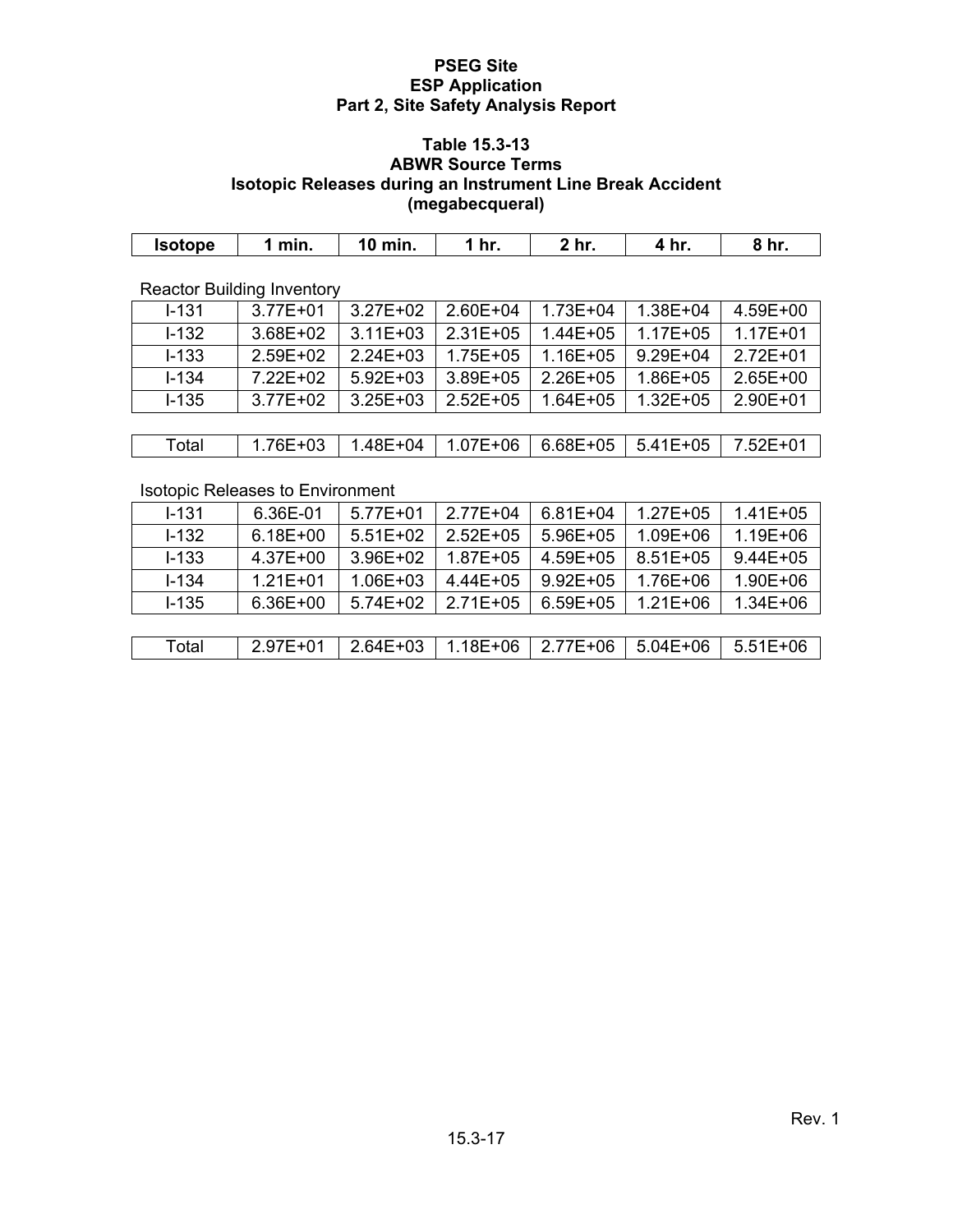**PSEG Site**
**ESP Application**
**Part 2, Site Safety Analysis Report**

**Table 15.3-13**
**ABWR Source Terms**
**Isotopic Releases during an Instrument Line Break Accident**
**(megabecqueral)**

| Isotope | 1 min. | 10 min. | 1 hr. | 2 hr. | 4 hr. | 8 hr. |
|---|---|---|---|---|---|---|
| Reactor Building Inventory | | | | | | |
| I-131 | 3.77E+01 | 3.27E+02 | 2.60E+04 | 1.73E+04 | 1.38E+04 | 4.59E+00 |
| I-132 | 3.68E+02 | 3.11E+03 | 2.31E+05 | 1.44E+05 | 1.17E+05 | 1.17E+01 |
| I-133 | 2.59E+02 | 2.24E+03 | 1.75E+05 | 1.16E+05 | 9.29E+04 | 2.72E+01 |
| I-134 | 7.22E+02 | 5.92E+03 | 3.89E+05 | 2.26E+05 | 1.86E+05 | 2.65E+00 |
| I-135 | 3.77E+02 | 3.25E+03 | 2.52E+05 | 1.64E+05 | 1.32E+05 | 2.90E+01 |
| Total | 1.76E+03 | 1.48E+04 | 1.07E+06 | 6.68E+05 | 5.41E+05 | 7.52E+01 |
| Isotopic Releases to Environment | | | | | | |
| I-131 | 6.36E-01 | 5.77E+01 | 2.77E+04 | 6.81E+04 | 1.27E+05 | 1.41E+05 |
| I-132 | 6.18E+00 | 5.51E+02 | 2.52E+05 | 5.96E+05 | 1.09E+06 | 1.19E+06 |
| I-133 | 4.37E+00 | 3.96E+02 | 1.87E+05 | 4.59E+05 | 8.51E+05 | 9.44E+05 |
| I-134 | 1.21E+01 | 1.06E+03 | 4.44E+05 | 9.92E+05 | 1.76E+06 | 1.90E+06 |
| I-135 | 6.36E+00 | 5.74E+02 | 2.71E+05 | 6.59E+05 | 1.21E+06 | 1.34E+06 |
| Total | 2.97E+01 | 2.64E+03 | 1.18E+06 | 2.77E+06 | 5.04E+06 | 5.51E+06 |

Rev. 1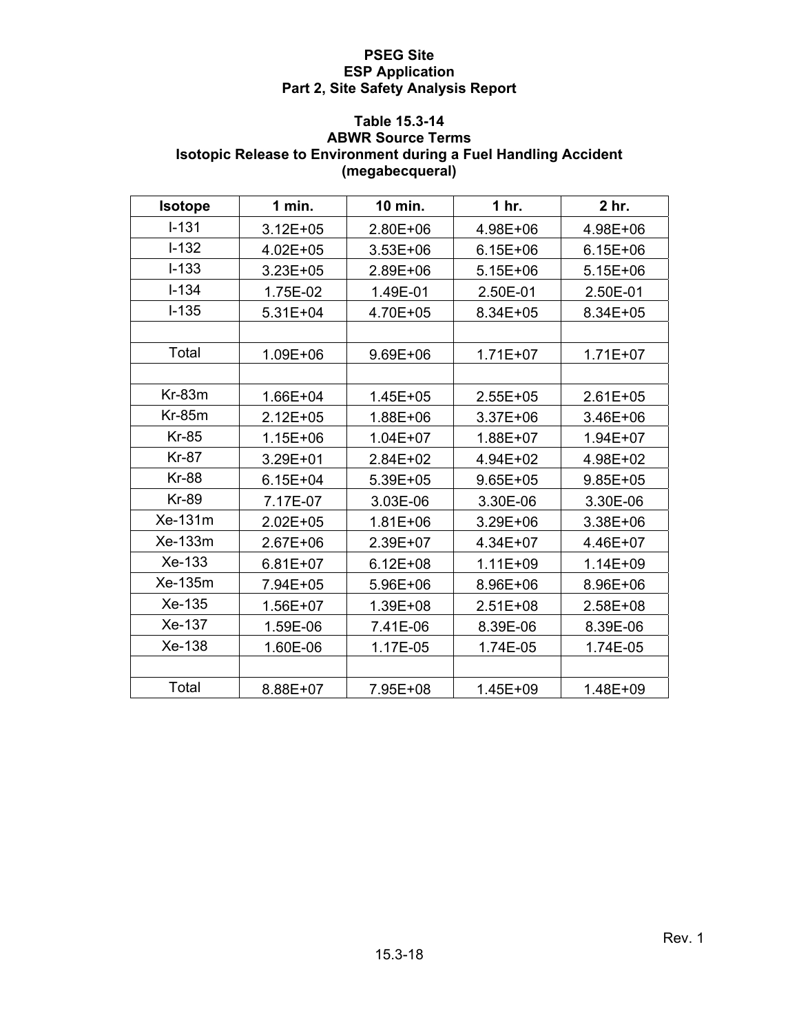**PSEG Site**
**ESP Application**
**Part 2, Site Safety Analysis Report**

**Table 15.3-14**
**ABWR Source Terms**
**Isotopic Release to Environment during a Fuel Handling Accident**
**(megabecqueral)**

| Isotope | 1 min. | 10 min. | 1 hr. | 2 hr. |
|---|---|---|---|---|
| I-131 | 3.12E+05 | 2.80E+06 | 4.98E+06 | 4.98E+06 |
| I-132 | 4.02E+05 | 3.53E+06 | 6.15E+06 | 6.15E+06 |
| I-133 | 3.23E+05 | 2.89E+06 | 5.15E+06 | 5.15E+06 |
| I-134 | 1.75E-02 | 1.49E-01 | 2.50E-01 | 2.50E-01 |
| I-135 | 5.31E+04 | 4.70E+05 | 8.34E+05 | 8.34E+05 |
| | | | | |
| Total | 1.09E+06 | 9.69E+06 | 1.71E+07 | 1.71E+07 |
| | | | | |
| Kr-83m | 1.66E+04 | 1.45E+05 | 2.55E+05 | 2.61E+05 |
| Kr-85m | 2.12E+05 | 1.88E+06 | 3.37E+06 | 3.46E+06 |
| Kr-85 | 1.15E+06 | 1.04E+07 | 1.88E+07 | 1.94E+07 |
| Kr-87 | 3.29E+01 | 2.84E+02 | 4.94E+02 | 4.98E+02 |
| Kr-88 | 6.15E+04 | 5.39E+05 | 9.65E+05 | 9.85E+05 |
| Kr-89 | 7.17E-07 | 3.03E-06 | 3.30E-06 | 3.30E-06 |
| Xe-131m | 2.02E+05 | 1.81E+06 | 3.29E+06 | 3.38E+06 |
| Xe-133m | 2.67E+06 | 2.39E+07 | 4.34E+07 | 4.46E+07 |
| Xe-133 | 6.81E+07 | 6.12E+08 | 1.11E+09 | 1.14E+09 |
| Xe-135m | 7.94E+05 | 5.96E+06 | 8.96E+06 | 8.96E+06 |
| Xe-135 | 1.56E+07 | 1.39E+08 | 2.51E+08 | 2.58E+08 |
| Xe-137 | 1.59E-06 | 7.41E-06 | 8.39E-06 | 8.39E-06 |
| Xe-138 | 1.60E-06 | 1.17E-05 | 1.74E-05 | 1.74E-05 |
| | | | | |
| Total | 8.88E+07 | 7.95E+08 | 1.45E+09 | 1.48E+09 |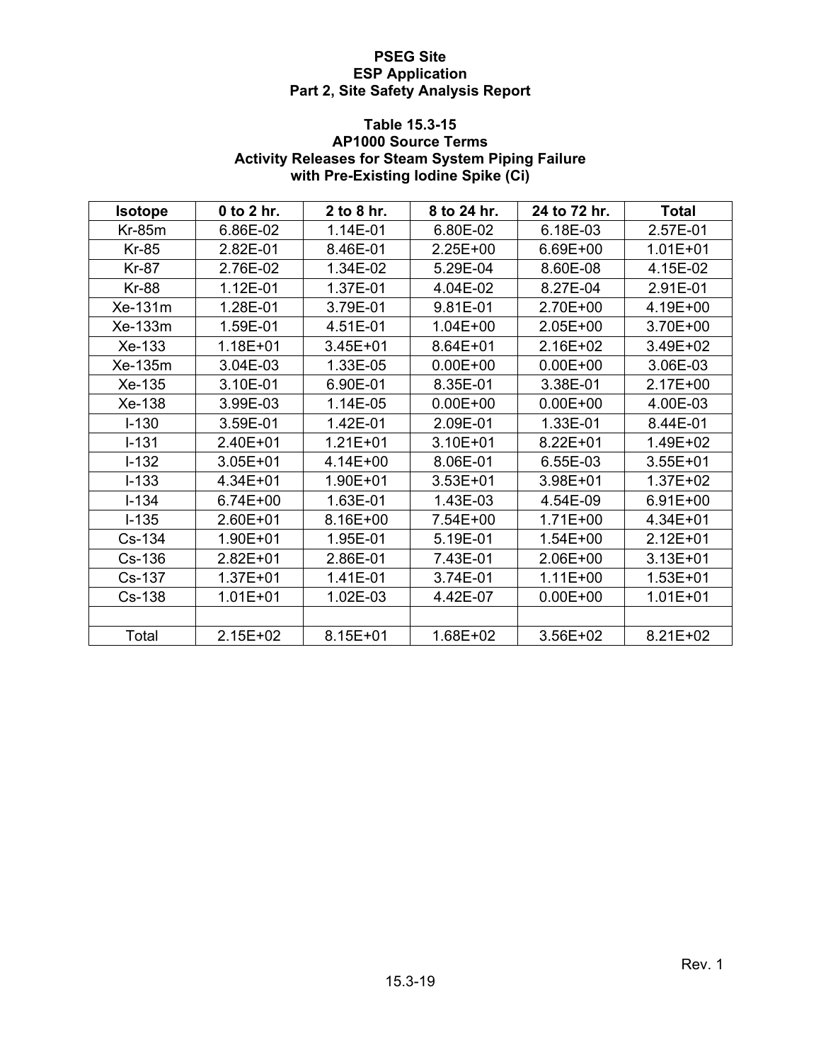**PSEG Site**
**ESP Application**
**Part 2, Site Safety Analysis Report**

**Table 15.3-15**
**AP1000 Source Terms**
**Activity Releases for Steam System Piping Failure with Pre-Existing Iodine Spike (Ci)**

| Isotope | 0 to 2 hr. | 2 to 8 hr. | 8 to 24 hr. | 24 to 72 hr. | Total |
|---|---|---|---|---|---|
| Kr-85m | 6.86E-02 | 1.14E-01 | 6.80E-02 | 6.18E-03 | 2.57E-01 |
| Kr-85 | 2.82E-01 | 8.46E-01 | 2.25E+00 | 6.69E+00 | 1.01E+01 |
| Kr-87 | 2.76E-02 | 1.34E-02 | 5.29E-04 | 8.60E-08 | 4.15E-02 |
| Kr-88 | 1.12E-01 | 1.37E-01 | 4.04E-02 | 8.27E-04 | 2.91E-01 |
| Xe-131m | 1.28E-01 | 3.79E-01 | 9.81E-01 | 2.70E+00 | 4.19E+00 |
| Xe-133m | 1.59E-01 | 4.51E-01 | 1.04E+00 | 2.05E+00 | 3.70E+00 |
| Xe-133 | 1.18E+01 | 3.45E+01 | 8.64E+01 | 2.16E+02 | 3.49E+02 |
| Xe-135m | 3.04E-03 | 1.33E-05 | 0.00E+00 | 0.00E+00 | 3.06E-03 |
| Xe-135 | 3.10E-01 | 6.90E-01 | 8.35E-01 | 3.38E-01 | 2.17E+00 |
| Xe-138 | 3.99E-03 | 1.14E-05 | 0.00E+00 | 0.00E+00 | 4.00E-03 |
| I-130 | 3.59E-01 | 1.42E-01 | 2.09E-01 | 1.33E-01 | 8.44E-01 |
| I-131 | 2.40E+01 | 1.21E+01 | 3.10E+01 | 8.22E+01 | 1.49E+02 |
| I-132 | 3.05E+01 | 4.14E+00 | 8.06E-01 | 6.55E-03 | 3.55E+01 |
| I-133 | 4.34E+01 | 1.90E+01 | 3.53E+01 | 3.98E+01 | 1.37E+02 |
| I-134 | 6.74E+00 | 1.63E-01 | 1.43E-03 | 4.54E-09 | 6.91E+00 |
| I-135 | 2.60E+01 | 8.16E+00 | 7.54E+00 | 1.71E+00 | 4.34E+01 |
| Cs-134 | 1.90E+01 | 1.95E-01 | 5.19E-01 | 1.54E+00 | 2.12E+01 |
| Cs-136 | 2.82E+01 | 2.86E-01 | 7.43E-01 | 2.06E+00 | 3.13E+01 |
| Cs-137 | 1.37E+01 | 1.41E-01 | 3.74E-01 | 1.11E+00 | 1.53E+01 |
| Cs-138 | 1.01E+01 | 1.02E-03 | 4.42E-07 | 0.00E+00 | 1.01E+01 |
| | | | | | |
| Total | 2.15E+02 | 8.15E+01 | 1.68E+02 | 3.56E+02 | 8.21E+02 |

Rev. 1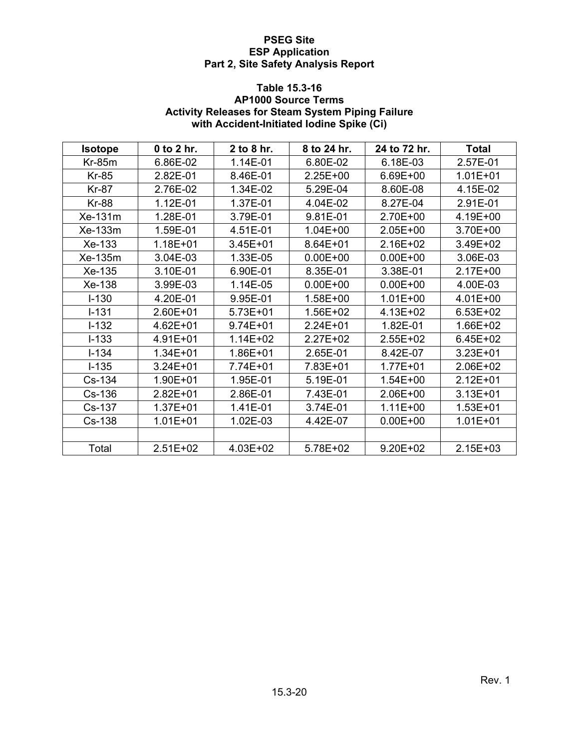### Table 15.3-16
### AP1000 Source Terms
### Activity Releases for Steam System Piping Failure with Accident-Initiated Iodine Spike (Ci)

| Isotope | 0 to 2 hr. | 2 to 8 hr. | 8 to 24 hr. | 24 to 72 hr. | Total |
|---|---|---|---|---|---|
| Kr-85m | 6.86E-02 | 1.14E-01 | 6.80E-02 | 6.18E-03 | 2.57E-01 |
| Kr-85 | 2.82E-01 | 8.46E-01 | 2.25E+00 | 6.69E+00 | 1.01E+01 |
| Kr-87 | 2.76E-02 | 1.34E-02 | 5.29E-04 | 8.60E-08 | 4.15E-02 |
| Kr-88 | 1.12E-01 | 1.37E-01 | 4.04E-02 | 8.27E-04 | 2.91E-01 |
| Xe-131m | 1.28E-01 | 3.79E-01 | 9.81E-01 | 2.70E+00 | 4.19E+00 |
| Xe-133m | 1.59E-01 | 4.51E-01 | 1.04E+00 | 2.05E+00 | 3.70E+00 |
| Xe-133 | 1.18E+01 | 3.45E+01 | 8.64E+01 | 2.16E+02 | 3.49E+02 |
| Xe-135m | 3.04E-03 | 1.33E-05 | 0.00E+00 | 0.00E+00 | 3.06E-03 |
| Xe-135 | 3.10E-01 | 6.90E-01 | 8.35E-01 | 3.38E-01 | 2.17E+00 |
| Xe-138 | 3.99E-03 | 1.14E-05 | 0.00E+00 | 0.00E+00 | 4.00E-03 |
| I-130 | 4.20E-01 | 9.95E-01 | 1.58E+00 | 1.01E+00 | 4.01E+00 |
| I-131 | 2.60E+01 | 5.73E+01 | 1.56E+02 | 4.13E+02 | 6.53E+02 |
| I-132 | 4.62E+01 | 9.74E+01 | 2.24E+01 | 1.82E-01 | 1.66E+02 |
| I-133 | 4.91E+01 | 1.14E+02 | 2.27E+02 | 2.55E+02 | 6.45E+02 |
| I-134 | 1.34E+01 | 1.86E+01 | 2.65E-01 | 8.42E-07 | 3.23E+01 |
| I-135 | 3.24E+01 | 7.74E+01 | 7.83E+01 | 1.77E+01 | 2.06E+02 |
| Cs-134 | 1.90E+01 | 1.95E-01 | 5.19E-01 | 1.54E+00 | 2.12E+01 |
| Cs-136 | 2.82E+01 | 2.86E-01 | 7.43E-01 | 2.06E+00 | 3.13E+01 |
| Cs-137 | 1.37E+01 | 1.41E-01 | 3.74E-01 | 1.11E+00 | 1.53E+01 |
| Cs-138 | 1.01E+01 | 1.02E-03 | 4.42E-07 | 0.00E+00 | 1.01E+01 |
| | | | | | |
| Total | 2.51E+02 | 4.03E+02 | 5.78E+02 | 9.20E+02 | 2.15E+03 |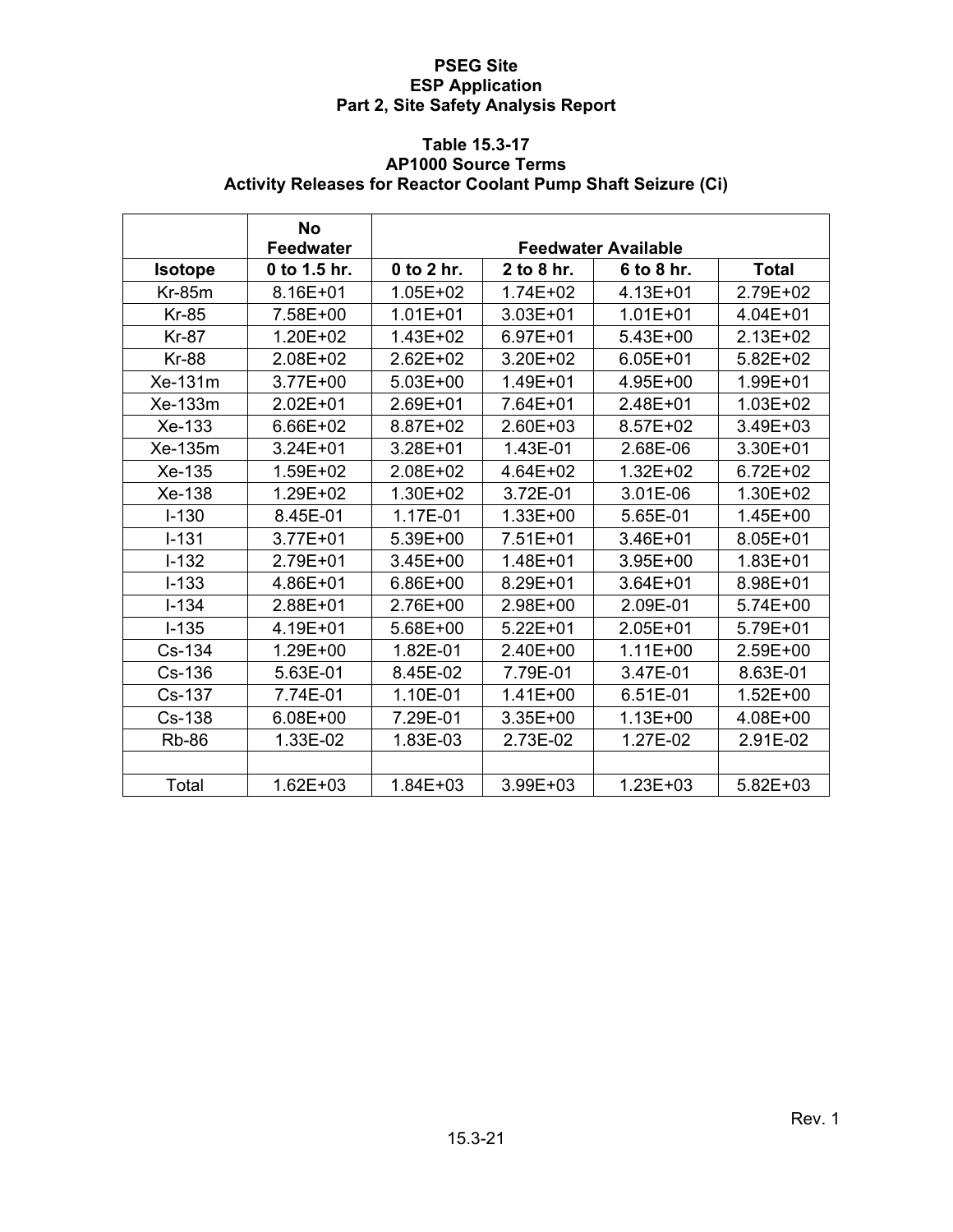**PSEG Site**
**ESP Application**
**Part 2, Site Safety Analysis Report**

**Table 15.3-17**
**AP1000 Source Terms**
**Activity Releases for Reactor Coolant Pump Shaft Seizure (Ci)**

| | No Feedwater | Feedwater Available | | | |
|---|---|---|---|---|---|
| **Isotope** | **0 to 1.5 hr.** | **0 to 2 hr.** | **2 to 8 hr.** | **6 to 8 hr.** | **Total** |
| Kr-85m | 8.16E+01 | 1.05E+02 | 1.74E+02 | 4.13E+01 | 2.79E+02 |
| Kr-85 | 7.58E+00 | 1.01E+01 | 3.03E+01 | 1.01E+01 | 4.04E+01 |
| Kr-87 | 1.20E+02 | 1.43E+02 | 6.97E+01 | 5.43E+00 | 2.13E+02 |
| Kr-88 | 2.08E+02 | 2.62E+02 | 3.20E+02 | 6.05E+01 | 5.82E+02 |
| Xe-131m | 3.77E+00 | 5.03E+00 | 1.49E+01 | 4.95E+00 | 1.99E+01 |
| Xe-133m | 2.02E+01 | 2.69E+01 | 7.64E+01 | 2.48E+01 | 1.03E+02 |
| Xe-133 | 6.66E+02 | 8.87E+02 | 2.60E+03 | 8.57E+02 | 3.49E+03 |
| Xe-135m | 3.24E+01 | 3.28E+01 | 1.43E-01 | 2.68E-06 | 3.30E+01 |
| Xe-135 | 1.59E+02 | 2.08E+02 | 4.64E+02 | 1.32E+02 | 6.72E+02 |
| Xe-138 | 1.29E+02 | 1.30E+02 | 3.72E-01 | 3.01E-06 | 1.30E+02 |
| I-130 | 8.45E-01 | 1.17E-01 | 1.33E+00 | 5.65E-01 | 1.45E+00 |
| I-131 | 3.77E+01 | 5.39E+00 | 7.51E+01 | 3.46E+01 | 8.05E+01 |
| I-132 | 2.79E+01 | 3.45E+00 | 1.48E+01 | 3.95E+00 | 1.83E+01 |
| I-133 | 4.86E+01 | 6.86E+00 | 8.29E+01 | 3.64E+01 | 8.98E+01 |
| I-134 | 2.88E+01 | 2.76E+00 | 2.98E+00 | 2.09E-01 | 5.74E+00 |
| I-135 | 4.19E+01 | 5.68E+00 | 5.22E+01 | 2.05E+01 | 5.79E+01 |
| Cs-134 | 1.29E+00 | 1.82E-01 | 2.40E+00 | 1.11E+00 | 2.59E+00 |
| Cs-136 | 5.63E-01 | 8.45E-02 | 7.79E-01 | 3.47E-01 | 8.63E-01 |
| Cs-137 | 7.74E-01 | 1.10E-01 | 1.41E+00 | 6.51E-01 | 1.52E+00 |
| Cs-138 | 6.08E+00 | 7.29E-01 | 3.35E+00 | 1.13E+00 | 4.08E+00 |
| Rb-86 | 1.33E-02 | 1.83E-03 | 2.73E-02 | 1.27E-02 | 2.91E-02 |
| | | | | | |
| Total | 1.62E+03 | 1.84E+03 | 3.99E+03 | 1.23E+03 | 5.82E+03 |

Rev. 1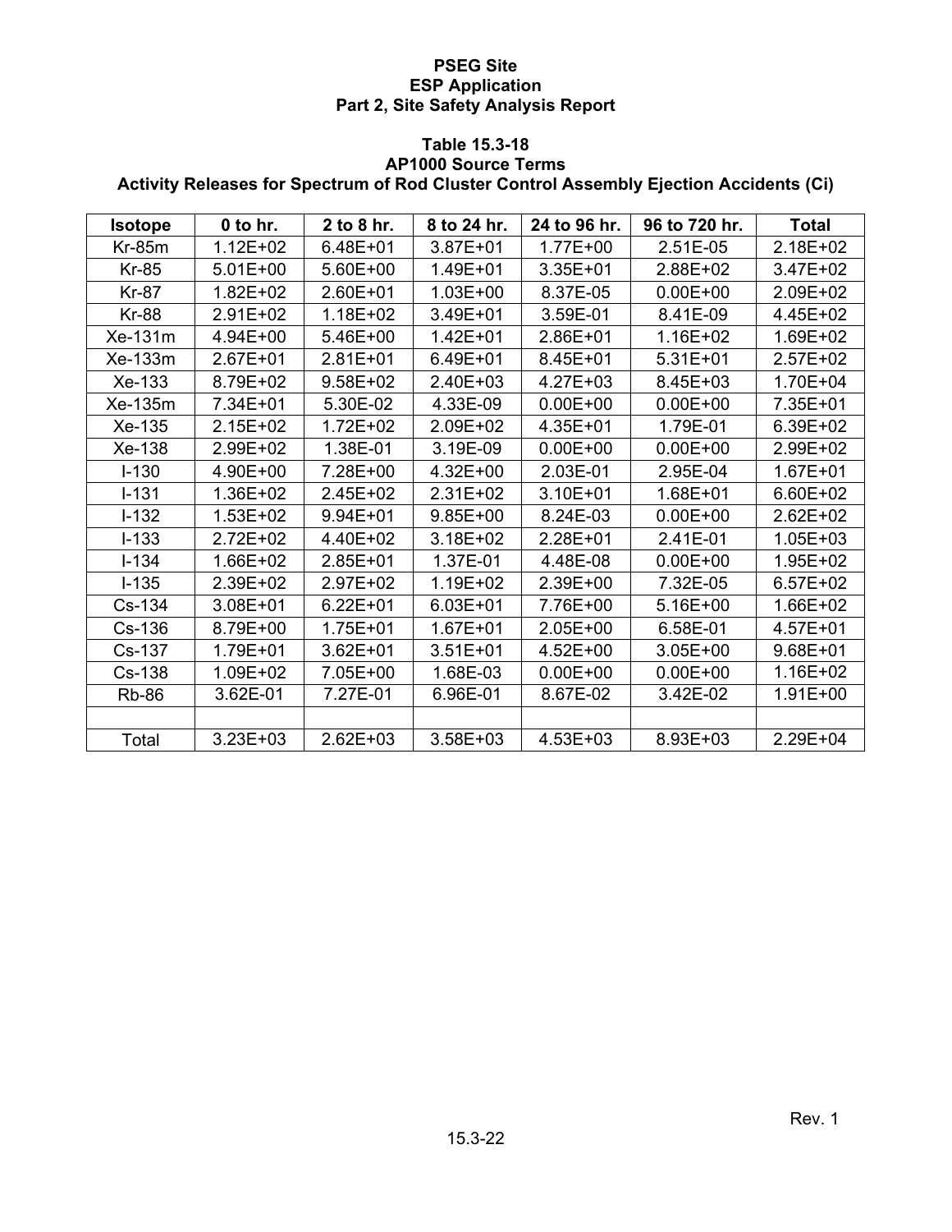**Table 15.3-18**
**AP1000 Source Terms**
**Activity Releases for Spectrum of Rod Cluster Control Assembly Ejection Accidents (Ci)**

| Isotope | 0 to hr. | 2 to 8 hr. | 8 to 24 hr. | 24 to 96 hr. | 96 to 720 hr. | Total |
|---|---|---|---|---|---|---|
| Kr-85m | 1.12E+02 | 6.48E+01 | 3.87E+01 | 1.77E+00 | 2.51E-05 | 2.18E+02 |
| Kr-85 | 5.01E+00 | 5.60E+00 | 1.49E+01 | 3.35E+01 | 2.88E+02 | 3.47E+02 |
| Kr-87 | 1.82E+02 | 2.60E+01 | 1.03E+00 | 8.37E-05 | 0.00E+00 | 2.09E+02 |
| Kr-88 | 2.91E+02 | 1.18E+02 | 3.49E+01 | 3.59E-01 | 8.41E-09 | 4.45E+02 |
| Xe-131m | 4.94E+00 | 5.46E+00 | 1.42E+01 | 2.86E+01 | 1.16E+02 | 1.69E+02 |
| Xe-133m | 2.67E+01 | 2.81E+01 | 6.49E+01 | 8.45E+01 | 5.31E+01 | 2.57E+02 |
| Xe-133 | 8.79E+02 | 9.58E+02 | 2.40E+03 | 4.27E+03 | 8.45E+03 | 1.70E+04 |
| Xe-135m | 7.34E+01 | 5.30E-02 | 4.33E-09 | 0.00E+00 | 0.00E+00 | 7.35E+01 |
| Xe-135 | 2.15E+02 | 1.72E+02 | 2.09E+02 | 4.35E+01 | 1.79E-01 | 6.39E+02 |
| Xe-138 | 2.99E+02 | 1.38E-01 | 3.19E-09 | 0.00E+00 | 0.00E+00 | 2.99E+02 |
| I-130 | 4.90E+00 | 7.28E+00 | 4.32E+00 | 2.03E-01 | 2.95E-04 | 1.67E+01 |
| I-131 | 1.36E+02 | 2.45E+02 | 2.31E+02 | 3.10E+01 | 1.68E+01 | 6.60E+02 |
| I-132 | 1.53E+02 | 9.94E+01 | 9.85E+00 | 8.24E-03 | 0.00E+00 | 2.62E+02 |
| I-133 | 2.72E+02 | 4.40E+02 | 3.18E+02 | 2.28E+01 | 2.41E-01 | 1.05E+03 |
| I-134 | 1.66E+02 | 2.85E+01 | 1.37E-01 | 4.48E-08 | 0.00E+00 | 1.95E+02 |
| I-135 | 2.39E+02 | 2.97E+02 | 1.19E+02 | 2.39E+00 | 7.32E-05 | 6.57E+02 |
| Cs-134 | 3.08E+01 | 6.22E+01 | 6.03E+01 | 7.76E+00 | 5.16E+00 | 1.66E+02 |
| Cs-136 | 8.79E+00 | 1.75E+01 | 1.67E+01 | 2.05E+00 | 6.58E-01 | 4.57E+01 |
| Cs-137 | 1.79E+01 | 3.62E+01 | 3.51E+01 | 4.52E+00 | 3.05E+00 | 9.68E+01 |
| Cs-138 | 1.09E+02 | 7.05E+00 | 1.68E-03 | 0.00E+00 | 0.00E+00 | 1.16E+02 |
| Rb-86 | 3.62E-01 | 7.27E-01 | 6.96E-01 | 8.67E-02 | 3.42E-02 | 1.91E+00 |
| | | | | | | |
| Total | 3.23E+03 | 2.62E+03 | 3.58E+03 | 4.53E+03 | 8.93E+03 | 2.29E+04 |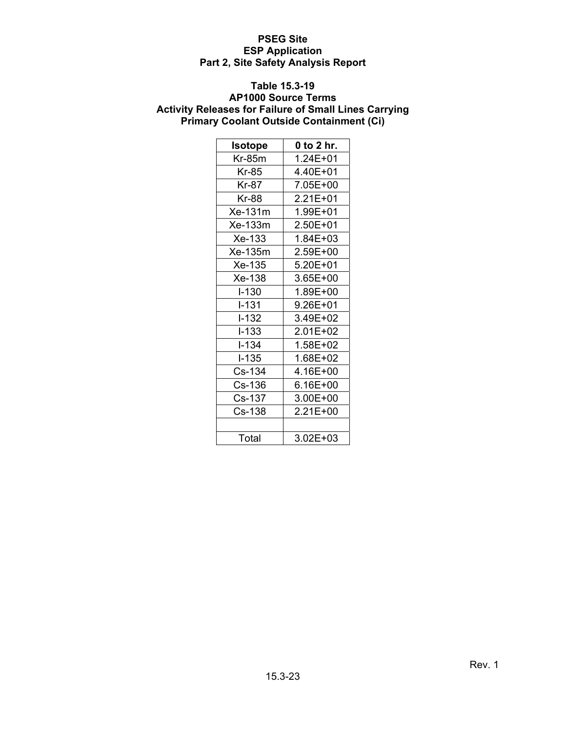**Table 15.3-19**
**AP1000 Source Terms**
**Activity Releases for Failure of Small Lines Carrying Primary Coolant Outside Containment (Ci)**

| Isotope | 0 to 2 hr. |
|---|---|
| Kr-85m | 1.24E+01 |
| Kr-85 | 4.40E+01 |
| Kr-87 | 7.05E+00 |
| Kr-88 | 2.21E+01 |
| Xe-131m | 1.99E+01 |
| Xe-133m | 2.50E+01 |
| Xe-133 | 1.84E+03 |
| Xe-135m | 2.59E+00 |
| Xe-135 | 5.20E+01 |
| Xe-138 | 3.65E+00 |
| I-130 | 1.89E+00 |
| I-131 | 9.26E+01 |
| I-132 | 3.49E+02 |
| I-133 | 2.01E+02 |
| I-134 | 1.58E+02 |
| I-135 | 1.68E+02 |
| Cs-134 | 4.16E+00 |
| Cs-136 | 6.16E+00 |
| Cs-137 | 3.00E+00 |
| Cs-138 | 2.21E+00 |
| | |
| Total | 3.02E+03 |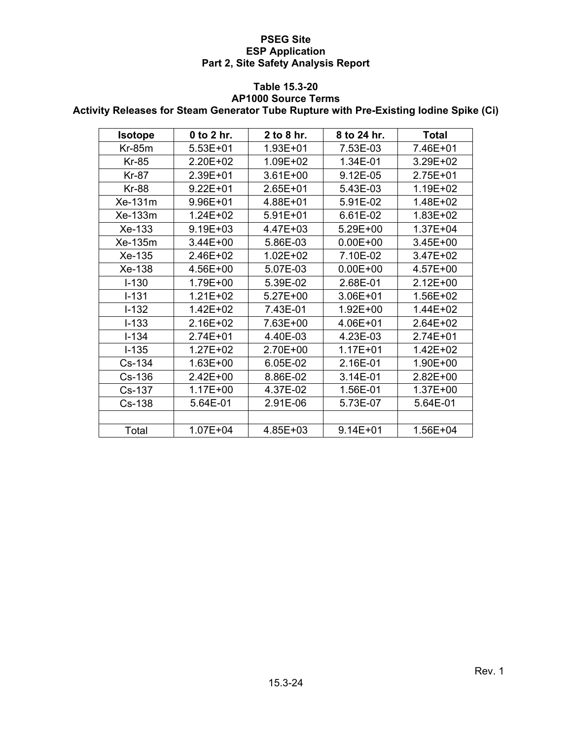**Table 15.3-20**
**AP1000 Source Terms**
**Activity Releases for Steam Generator Tube Rupture with Pre-Existing Iodine Spike (Ci)**

| Isotope | 0 to 2 hr. | 2 to 8 hr. | 8 to 24 hr. | Total |
|---|---|---|---|---|
| Kr-85m | 5.53E+01 | 1.93E+01 | 7.53E-03 | 7.46E+01 |
| Kr-85 | 2.20E+02 | 1.09E+02 | 1.34E-01 | 3.29E+02 |
| Kr-87 | 2.39E+01 | 3.61E+00 | 9.12E-05 | 2.75E+01 |
| Kr-88 | 9.22E+01 | 2.65E+01 | 5.43E-03 | 1.19E+02 |
| Xe-131m | 9.96E+01 | 4.88E+01 | 5.91E-02 | 1.48E+02 |
| Xe-133m | 1.24E+02 | 5.91E+01 | 6.61E-02 | 1.83E+02 |
| Xe-133 | 9.19E+03 | 4.47E+03 | 5.29E+00 | 1.37E+04 |
| Xe-135m | 3.44E+00 | 5.86E-03 | 0.00E+00 | 3.45E+00 |
| Xe-135 | 2.46E+02 | 1.02E+02 | 7.10E-02 | 3.47E+02 |
| Xe-138 | 4.56E+00 | 5.07E-03 | 0.00E+00 | 4.57E+00 |
| I-130 | 1.79E+00 | 5.39E-02 | 2.68E-01 | 2.12E+00 |
| I-131 | 1.21E+02 | 5.27E+00 | 3.06E+01 | 1.56E+02 |
| I-132 | 1.42E+02 | 7.43E-01 | 1.92E+00 | 1.44E+02 |
| I-133 | 2.16E+02 | 7.63E+00 | 4.06E+01 | 2.64E+02 |
| I-134 | 2.74E+01 | 4.40E-03 | 4.23E-03 | 2.74E+01 |
| I-135 | 1.27E+02 | 2.70E+00 | 1.17E+01 | 1.42E+02 |
| Cs-134 | 1.63E+00 | 6.05E-02 | 2.16E-01 | 1.90E+00 |
| Cs-136 | 2.42E+00 | 8.86E-02 | 3.14E-01 | 2.82E+00 |
| Cs-137 | 1.17E+00 | 4.37E-02 | 1.56E-01 | 1.37E+00 |
| Cs-138 | 5.64E-01 | 2.91E-06 | 5.73E-07 | 5.64E-01 |
| | | | | |
| Total | 1.07E+04 | 4.85E+03 | 9.14E+01 | 1.56E+04 |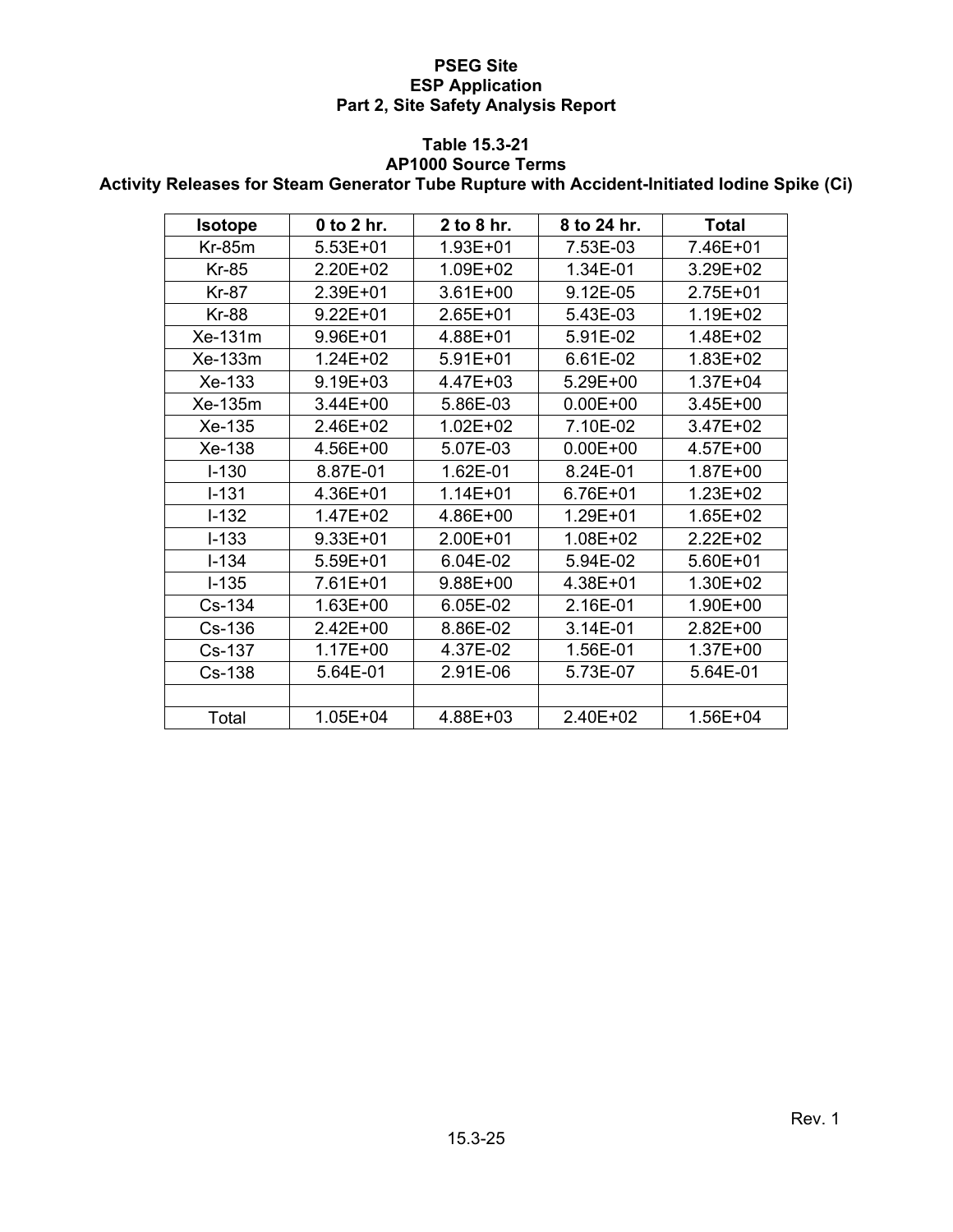**Table 15.3-21**
**AP1000 Source Terms**
**Activity Releases for Steam Generator Tube Rupture with Accident-Initiated Iodine Spike (Ci)**

| Isotope | 0 to 2 hr. | 2 to 8 hr. | 8 to 24 hr. | Total |
|---|---|---|---|---|
| Kr-85m | 5.53E+01 | 1.93E+01 | 7.53E-03 | 7.46E+01 |
| Kr-85 | 2.20E+02 | 1.09E+02 | 1.34E-01 | 3.29E+02 |
| Kr-87 | 2.39E+01 | 3.61E+00 | 9.12E-05 | 2.75E+01 |
| Kr-88 | 9.22E+01 | 2.65E+01 | 5.43E-03 | 1.19E+02 |
| Xe-131m | 9.96E+01 | 4.88E+01 | 5.91E-02 | 1.48E+02 |
| Xe-133m | 1.24E+02 | 5.91E+01 | 6.61E-02 | 1.83E+02 |
| Xe-133 | 9.19E+03 | 4.47E+03 | 5.29E+00 | 1.37E+04 |
| Xe-135m | 3.44E+00 | 5.86E-03 | 0.00E+00 | 3.45E+00 |
| Xe-135 | 2.46E+02 | 1.02E+02 | 7.10E-02 | 3.47E+02 |
| Xe-138 | 4.56E+00 | 5.07E-03 | 0.00E+00 | 4.57E+00 |
| I-130 | 8.87E-01 | 1.62E-01 | 8.24E-01 | 1.87E+00 |
| I-131 | 4.36E+01 | 1.14E+01 | 6.76E+01 | 1.23E+02 |
| I-132 | 1.47E+02 | 4.86E+00 | 1.29E+01 | 1.65E+02 |
| I-133 | 9.33E+01 | 2.00E+01 | 1.08E+02 | 2.22E+02 |
| I-134 | 5.59E+01 | 6.04E-02 | 5.94E-02 | 5.60E+01 |
| I-135 | 7.61E+01 | 9.88E+00 | 4.38E+01 | 1.30E+02 |
| Cs-134 | 1.63E+00 | 6.05E-02 | 2.16E-01 | 1.90E+00 |
| Cs-136 | 2.42E+00 | 8.86E-02 | 3.14E-01 | 2.82E+00 |
| Cs-137 | 1.17E+00 | 4.37E-02 | 1.56E-01 | 1.37E+00 |
| Cs-138 | 5.64E-01 | 2.91E-06 | 5.73E-07 | 5.64E-01 |
| | | | | |
| Total | 1.05E+04 | 4.88E+03 | 2.40E+02 | 1.56E+04 |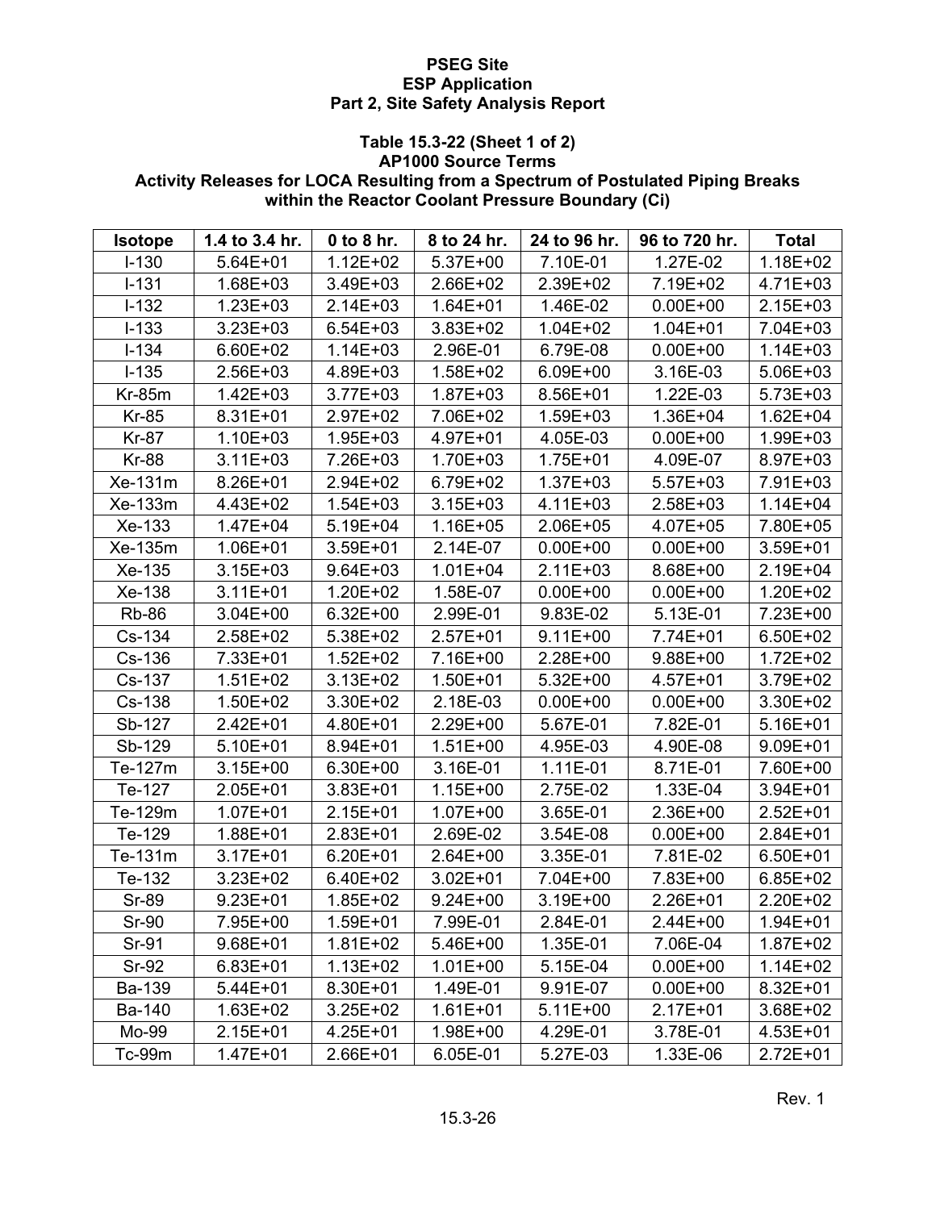**PSEG Site**
**ESP Application**
**Part 2, Site Safety Analysis Report**

**Table 15.3-22 (Sheet 1 of 2)**
**AP1000 Source Terms**
**Activity Releases for LOCA Resulting from a Spectrum of Postulated Piping Breaks within the Reactor Coolant Pressure Boundary (Ci)**

| Isotope | 1.4 to 3.4 hr. | 0 to 8 hr. | 8 to 24 hr. | 24 to 96 hr. | 96 to 720 hr. | Total |
|---|---|---|---|---|---|---|
| I-130 | 5.64E+01 | 1.12E+02 | 5.37E+00 | 7.10E-01 | 1.27E-02 | 1.18E+02 |
| I-131 | 1.68E+03 | 3.49E+03 | 2.66E+02 | 2.39E+02 | 7.19E+02 | 4.71E+03 |
| I-132 | 1.23E+03 | 2.14E+03 | 1.64E+01 | 1.46E-02 | 0.00E+00 | 2.15E+03 |
| I-133 | 3.23E+03 | 6.54E+03 | 3.83E+02 | 1.04E+02 | 1.04E+01 | 7.04E+03 |
| I-134 | 6.60E+02 | 1.14E+03 | 2.96E-01 | 6.79E-08 | 0.00E+00 | 1.14E+03 |
| I-135 | 2.56E+03 | 4.89E+03 | 1.58E+02 | 6.09E+00 | 3.16E-03 | 5.06E+03 |
| Kr-85m | 1.42E+03 | 3.77E+03 | 1.87E+03 | 8.56E+01 | 1.22E-03 | 5.73E+03 |
| Kr-85 | 8.31E+01 | 2.97E+02 | 7.06E+02 | 1.59E+03 | 1.36E+04 | 1.62E+04 |
| Kr-87 | 1.10E+03 | 1.95E+03 | 4.97E+01 | 4.05E-03 | 0.00E+00 | 1.99E+03 |
| Kr-88 | 3.11E+03 | 7.26E+03 | 1.70E+03 | 1.75E+01 | 4.09E-07 | 8.97E+03 |
| Xe-131m | 8.26E+01 | 2.94E+02 | 6.79E+02 | 1.37E+03 | 5.57E+03 | 7.91E+03 |
| Xe-133m | 4.43E+02 | 1.54E+03 | 3.15E+03 | 4.11E+03 | 2.58E+03 | 1.14E+04 |
| Xe-133 | 1.47E+04 | 5.19E+04 | 1.16E+05 | 2.06E+05 | 4.07E+05 | 7.80E+05 |
| Xe-135m | 1.06E+01 | 3.59E+01 | 2.14E-07 | 0.00E+00 | 0.00E+00 | 3.59E+01 |
| Xe-135 | 3.15E+03 | 9.64E+03 | 1.01E+04 | 2.11E+03 | 8.68E+00 | 2.19E+04 |
| Xe-138 | 3.11E+01 | 1.20E+02 | 1.58E-07 | 0.00E+00 | 0.00E+00 | 1.20E+02 |
| Rb-86 | 3.04E+00 | 6.32E+00 | 2.99E-01 | 9.83E-02 | 5.13E-01 | 7.23E+00 |
| Cs-134 | 2.58E+02 | 5.38E+02 | 2.57E+01 | 9.11E+00 | 7.74E+01 | 6.50E+02 |
| Cs-136 | 7.33E+01 | 1.52E+02 | 7.16E+00 | 2.28E+00 | 9.88E+00 | 1.72E+02 |
| Cs-137 | 1.51E+02 | 3.13E+02 | 1.50E+01 | 5.32E+00 | 4.57E+01 | 3.79E+02 |
| Cs-138 | 1.50E+02 | 3.30E+02 | 2.18E-03 | 0.00E+00 | 0.00E+00 | 3.30E+02 |
| Sb-127 | 2.42E+01 | 4.80E+01 | 2.29E+00 | 5.67E-01 | 7.82E-01 | 5.16E+01 |
| Sb-129 | 5.10E+01 | 8.94E+01 | 1.51E+00 | 4.95E-03 | 4.90E-08 | 9.09E+01 |
| Te-127m | 3.15E+00 | 6.30E+00 | 3.16E-01 | 1.11E-01 | 8.71E-01 | 7.60E+00 |
| Te-127 | 2.05E+01 | 3.83E+01 | 1.15E+00 | 2.75E-02 | 1.33E-04 | 3.94E+01 |
| Te-129m | 1.07E+01 | 2.15E+01 | 1.07E+00 | 3.65E-01 | 2.36E+00 | 2.52E+01 |
| Te-129 | 1.88E+01 | 2.83E+01 | 2.69E-02 | 3.54E-08 | 0.00E+00 | 2.84E+01 |
| Te-131m | 3.17E+01 | 6.20E+01 | 2.64E+00 | 3.35E-01 | 7.81E-02 | 6.50E+01 |
| Te-132 | 3.23E+02 | 6.40E+02 | 3.02E+01 | 7.04E+00 | 7.83E+00 | 6.85E+02 |
| Sr-89 | 9.23E+01 | 1.85E+02 | 9.24E+00 | 3.19E+00 | 2.26E+01 | 2.20E+02 |
| Sr-90 | 7.95E+00 | 1.59E+01 | 7.99E-01 | 2.84E-01 | 2.44E+00 | 1.94E+01 |
| Sr-91 | 9.68E+01 | 1.81E+02 | 5.46E+00 | 1.35E-01 | 7.06E-04 | 1.87E+02 |
| Sr-92 | 6.83E+01 | 1.13E+02 | 1.01E+00 | 5.15E-04 | 0.00E+00 | 1.14E+02 |
| Ba-139 | 5.44E+01 | 8.30E+01 | 1.49E-01 | 9.91E-07 | 0.00E+00 | 8.32E+01 |
| Ba-140 | 1.63E+02 | 3.25E+02 | 1.61E+01 | 5.11E+00 | 2.17E+01 | 3.68E+02 |
| Mo-99 | 2.15E+01 | 4.25E+01 | 1.98E+00 | 4.29E-01 | 3.78E-01 | 4.53E+01 |
| Tc-99m | 1.47E+01 | 2.66E+01 | 6.05E-01 | 5.27E-03 | 1.33E-06 | 2.72E+01 |

Rev. 1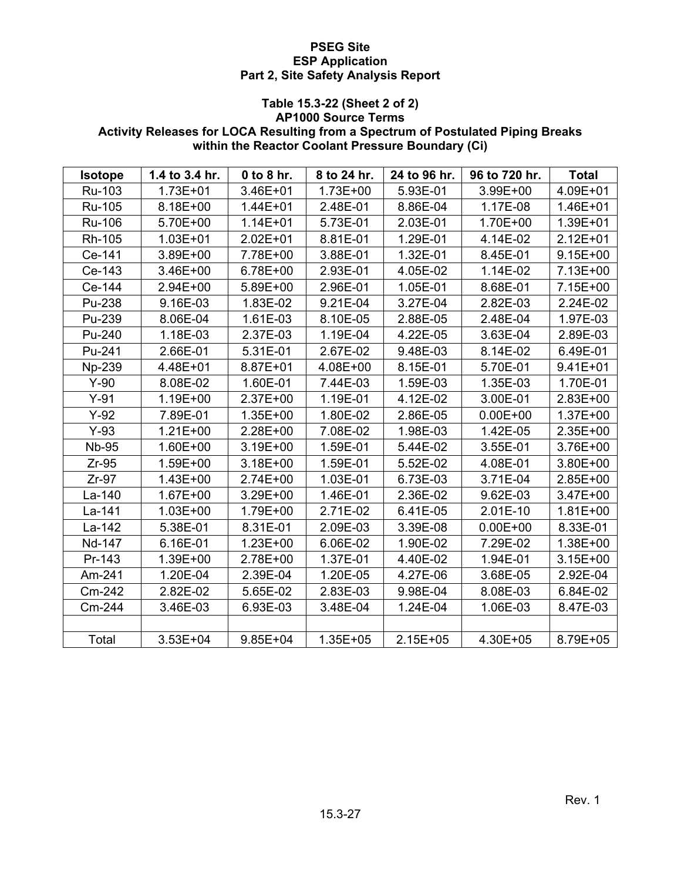**Table 15.3-22 (Sheet 2 of 2)**
**AP1000 Source Terms**
**Activity Releases for LOCA Resulting from a Spectrum of Postulated Piping Breaks within the Reactor Coolant Pressure Boundary (Ci)**

| Isotope | 1.4 to 3.4 hr. | 0 to 8 hr. | 8 to 24 hr. | 24 to 96 hr. | 96 to 720 hr. | Total |
|---|---|---|---|---|---|---|
| Ru-103 | 1.73E+01 | 3.46E+01 | 1.73E+00 | 5.93E-01 | 3.99E+00 | 4.09E+01 |
| Ru-105 | 8.18E+00 | 1.44E+01 | 2.48E-01 | 8.86E-04 | 1.17E-08 | 1.46E+01 |
| Ru-106 | 5.70E+00 | 1.14E+01 | 5.73E-01 | 2.03E-01 | 1.70E+00 | 1.39E+01 |
| Rh-105 | 1.03E+01 | 2.02E+01 | 8.81E-01 | 1.29E-01 | 4.14E-02 | 2.12E+01 |
| Ce-141 | 3.89E+00 | 7.78E+00 | 3.88E-01 | 1.32E-01 | 8.45E-01 | 9.15E+00 |
| Ce-143 | 3.46E+00 | 6.78E+00 | 2.93E-01 | 4.05E-02 | 1.14E-02 | 7.13E+00 |
| Ce-144 | 2.94E+00 | 5.89E+00 | 2.96E-01 | 1.05E-01 | 8.68E-01 | 7.15E+00 |
| Pu-238 | 9.16E-03 | 1.83E-02 | 9.21E-04 | 3.27E-04 | 2.82E-03 | 2.24E-02 |
| Pu-239 | 8.06E-04 | 1.61E-03 | 8.10E-05 | 2.88E-05 | 2.48E-04 | 1.97E-03 |
| Pu-240 | 1.18E-03 | 2.37E-03 | 1.19E-04 | 4.22E-05 | 3.63E-04 | 2.89E-03 |
| Pu-241 | 2.66E-01 | 5.31E-01 | 2.67E-02 | 9.48E-03 | 8.14E-02 | 6.49E-01 |
| Np-239 | 4.48E+01 | 8.87E+01 | 4.08E+00 | 8.15E-01 | 5.70E-01 | 9.41E+01 |
| Y-90 | 8.08E-02 | 1.60E-01 | 7.44E-03 | 1.59E-03 | 1.35E-03 | 1.70E-01 |
| Y-91 | 1.19E+00 | 2.37E+00 | 1.19E-01 | 4.12E-02 | 3.00E-01 | 2.83E+00 |
| Y-92 | 7.89E-01 | 1.35E+00 | 1.80E-02 | 2.86E-05 | 0.00E+00 | 1.37E+00 |
| Y-93 | 1.21E+00 | 2.28E+00 | 7.08E-02 | 1.98E-03 | 1.42E-05 | 2.35E+00 |
| Nb-95 | 1.60E+00 | 3.19E+00 | 1.59E-01 | 5.44E-02 | 3.55E-01 | 3.76E+00 |
| Zr-95 | 1.59E+00 | 3.18E+00 | 1.59E-01 | 5.52E-02 | 4.08E-01 | 3.80E+00 |
| Zr-97 | 1.43E+00 | 2.74E+00 | 1.03E-01 | 6.73E-03 | 3.71E-04 | 2.85E+00 |
| La-140 | 1.67E+00 | 3.29E+00 | 1.46E-01 | 2.36E-02 | 9.62E-03 | 3.47E+00 |
| La-141 | 1.03E+00 | 1.79E+00 | 2.71E-02 | 6.41E-05 | 2.01E-10 | 1.81E+00 |
| La-142 | 5.38E-01 | 8.31E-01 | 2.09E-03 | 3.39E-08 | 0.00E+00 | 8.33E-01 |
| Nd-147 | 6.16E-01 | 1.23E+00 | 6.06E-02 | 1.90E-02 | 7.29E-02 | 1.38E+00 |
| Pr-143 | 1.39E+00 | 2.78E+00 | 1.37E-01 | 4.40E-02 | 1.94E-01 | 3.15E+00 |
| Am-241 | 1.20E-04 | 2.39E-04 | 1.20E-05 | 4.27E-06 | 3.68E-05 | 2.92E-04 |
| Cm-242 | 2.82E-02 | 5.65E-02 | 2.83E-03 | 9.98E-04 | 8.08E-03 | 6.84E-02 |
| Cm-244 | 3.46E-03 | 6.93E-03 | 3.48E-04 | 1.24E-04 | 1.06E-03 | 8.47E-03 |
| | | | | | | |
| Total | 3.53E+04 | 9.85E+04 | 1.35E+05 | 2.15E+05 | 4.30E+05 | 8.79E+05 |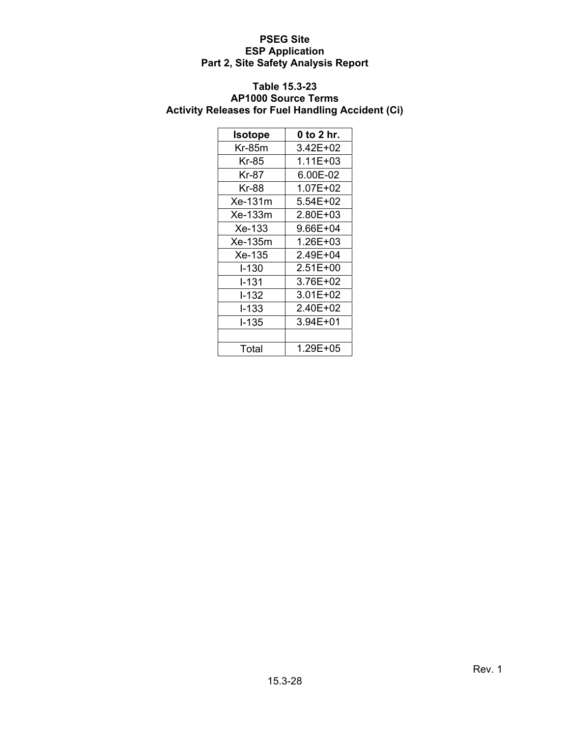**Table 15.3-23**
**AP1000 Source Terms**
**Activity Releases for Fuel Handling Accident (Ci)**

| Isotope | 0 to 2 hr. |
|---|---|
| Kr-85m | 3.42E+02 |
| Kr-85 | 1.11E+03 |
| Kr-87 | 6.00E-02 |
| Kr-88 | 1.07E+02 |
| Xe-131m | 5.54E+02 |
| Xe-133m | 2.80E+03 |
| Xe-133 | 9.66E+04 |
| Xe-135m | 1.26E+03 |
| Xe-135 | 2.49E+04 |
| I-130 | 2.51E+00 |
| I-131 | 3.76E+02 |
| I-132 | 3.01E+02 |
| I-133 | 2.40E+02 |
| I-135 | 3.94E+01 |
| | |
| Total | 1.29E+05 |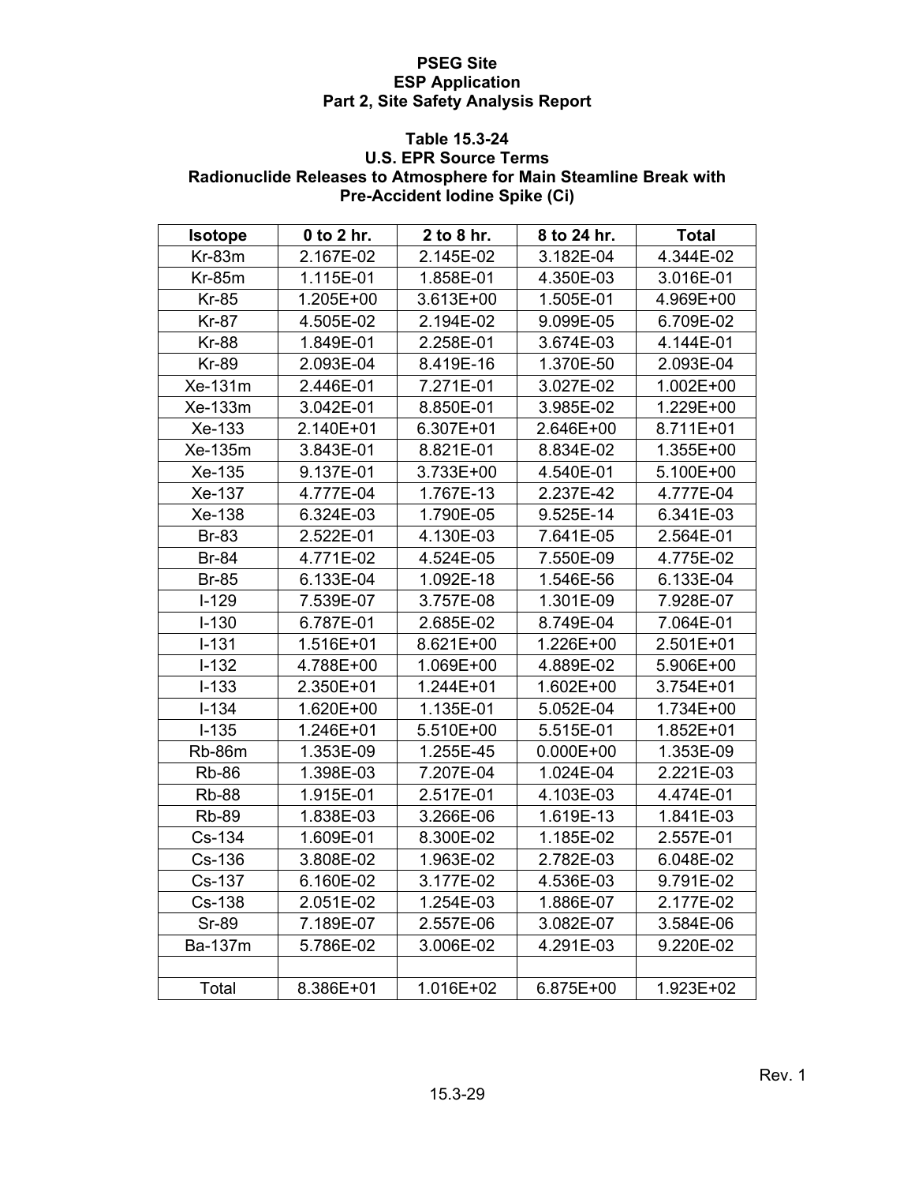**PSEG Site**
**ESP Application**
**Part 2, Site Safety Analysis Report**

**Table 15.3-24**
**U.S. EPR Source Terms**
**Radionuclide Releases to Atmosphere for Main Steamline Break with Pre-Accident Iodine Spike (Ci)**

| Isotope | 0 to 2 hr. | 2 to 8 hr. | 8 to 24 hr. | Total |
|---|---|---|---|---|
| Kr-83m | 2.167E-02 | 2.145E-02 | 3.182E-04 | 4.344E-02 |
| Kr-85m | 1.115E-01 | 1.858E-01 | 4.350E-03 | 3.016E-01 |
| Kr-85 | 1.205E+00 | 3.613E+00 | 1.505E-01 | 4.969E+00 |
| Kr-87 | 4.505E-02 | 2.194E-02 | 9.099E-05 | 6.709E-02 |
| Kr-88 | 1.849E-01 | 2.258E-01 | 3.674E-03 | 4.144E-01 |
| Kr-89 | 2.093E-04 | 8.419E-16 | 1.370E-50 | 2.093E-04 |
| Xe-131m | 2.446E-01 | 7.271E-01 | 3.027E-02 | 1.002E+00 |
| Xe-133m | 3.042E-01 | 8.850E-01 | 3.985E-02 | 1.229E+00 |
| Xe-133 | 2.140E+01 | 6.307E+01 | 2.646E+00 | 8.711E+01 |
| Xe-135m | 3.843E-01 | 8.821E-01 | 8.834E-02 | 1.355E+00 |
| Xe-135 | 9.137E-01 | 3.733E+00 | 4.540E-01 | 5.100E+00 |
| Xe-137 | 4.777E-04 | 1.767E-13 | 2.237E-42 | 4.777E-04 |
| Xe-138 | 6.324E-03 | 1.790E-05 | 9.525E-14 | 6.341E-03 |
| Br-83 | 2.522E-01 | 4.130E-03 | 7.641E-05 | 2.564E-01 |
| Br-84 | 4.771E-02 | 4.524E-05 | 7.550E-09 | 4.775E-02 |
| Br-85 | 6.133E-04 | 1.092E-18 | 1.546E-56 | 6.133E-04 |
| I-129 | 7.539E-07 | 3.757E-08 | 1.301E-09 | 7.928E-07 |
| I-130 | 6.787E-01 | 2.685E-02 | 8.749E-04 | 7.064E-01 |
| I-131 | 1.516E+01 | 8.621E+00 | 1.226E+00 | 2.501E+01 |
| I-132 | 4.788E+00 | 1.069E+00 | 4.889E-02 | 5.906E+00 |
| I-133 | 2.350E+01 | 1.244E+01 | 1.602E+00 | 3.754E+01 |
| I-134 | 1.620E+00 | 1.135E-01 | 5.052E-04 | 1.734E+00 |
| I-135 | 1.246E+01 | 5.510E+00 | 5.515E-01 | 1.852E+01 |
| Rb-86m | 1.353E-09 | 1.255E-45 | 0.000E+00 | 1.353E-09 |
| Rb-86 | 1.398E-03 | 7.207E-04 | 1.024E-04 | 2.221E-03 |
| Rb-88 | 1.915E-01 | 2.517E-01 | 4.103E-03 | 4.474E-01 |
| Rb-89 | 1.838E-03 | 3.266E-06 | 1.619E-13 | 1.841E-03 |
| Cs-134 | 1.609E-01 | 8.300E-02 | 1.185E-02 | 2.557E-01 |
| Cs-136 | 3.808E-02 | 1.963E-02 | 2.782E-03 | 6.048E-02 |
| Cs-137 | 6.160E-02 | 3.177E-02 | 4.536E-03 | 9.791E-02 |
| Cs-138 | 2.051E-02 | 1.254E-03 | 1.886E-07 | 2.177E-02 |
| Sr-89 | 7.189E-07 | 2.557E-06 | 3.082E-07 | 3.584E-06 |
| Ba-137m | 5.786E-02 | 3.006E-02 | 4.291E-03 | 9.220E-02 |
| | | | | |
| Total | 8.386E+01 | 1.016E+02 | 6.875E+00 | 1.923E+02 |

Rev. 1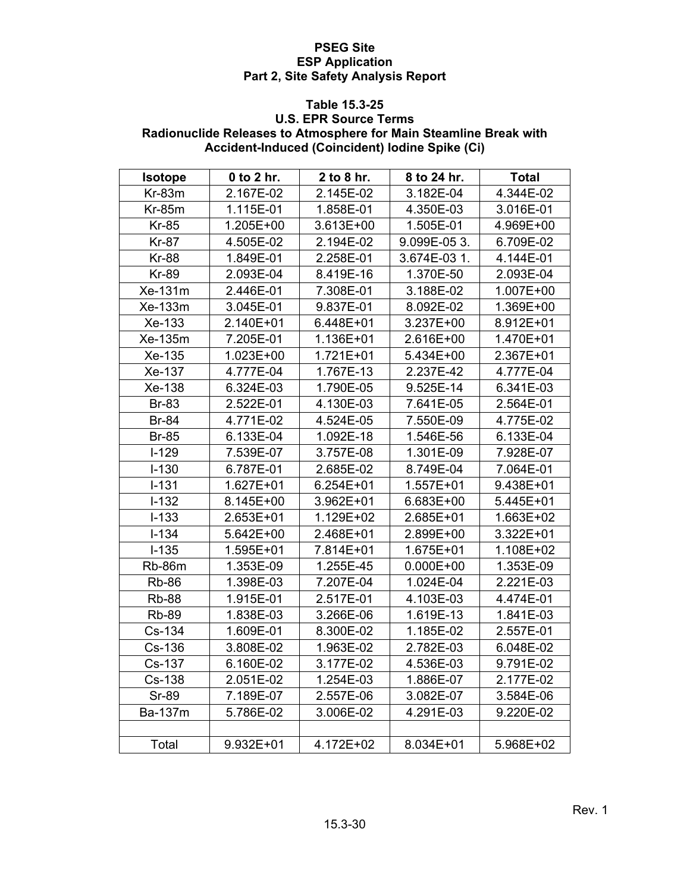**PSEG Site**
**ESP Application**
**Part 2, Site Safety Analysis Report**

**Table 15.3-25**
**U.S. EPR Source Terms**
**Radionuclide Releases to Atmosphere for Main Steamline Break with Accident-Induced (Coincident) Iodine Spike (Ci)**

| Isotope | 0 to 2 hr. | 2 to 8 hr. | 8 to 24 hr. | Total |
|---|---|---|---|---|
| Kr-83m | 2.167E-02 | 2.145E-02 | 3.182E-04 | 4.344E-02 |
| Kr-85m | 1.115E-01 | 1.858E-01 | 4.350E-03 | 3.016E-01 |
| Kr-85 | 1.205E+00 | 3.613E+00 | 1.505E-01 | 4.969E+00 |
| Kr-87 | 4.505E-02 | 2.194E-02 | 9.099E-05 3. | 6.709E-02 |
| Kr-88 | 1.849E-01 | 2.258E-01 | 3.674E-03 1. | 4.144E-01 |
| Kr-89 | 2.093E-04 | 8.419E-16 | 1.370E-50 | 2.093E-04 |
| Xe-131m | 2.446E-01 | 7.308E-01 | 3.188E-02 | 1.007E+00 |
| Xe-133m | 3.045E-01 | 9.837E-01 | 8.092E-02 | 1.369E+00 |
| Xe-133 | 2.140E+01 | 6.448E+01 | 3.237E+00 | 8.912E+01 |
| Xe-135m | 7.205E-01 | 1.136E+01 | 2.616E+00 | 1.470E+01 |
| Xe-135 | 1.023E+00 | 1.721E+01 | 5.434E+00 | 2.367E+01 |
| Xe-137 | 4.777E-04 | 1.767E-13 | 2.237E-42 | 4.777E-04 |
| Xe-138 | 6.324E-03 | 1.790E-05 | 9.525E-14 | 6.341E-03 |
| Br-83 | 2.522E-01 | 4.130E-03 | 7.641E-05 | 2.564E-01 |
| Br-84 | 4.771E-02 | 4.524E-05 | 7.550E-09 | 4.775E-02 |
| Br-85 | 6.133E-04 | 1.092E-18 | 1.546E-56 | 6.133E-04 |
| I-129 | 7.539E-07 | 3.757E-08 | 1.301E-09 | 7.928E-07 |
| I-130 | 6.787E-01 | 2.685E-02 | 8.749E-04 | 7.064E-01 |
| I-131 | 1.627E+01 | 6.254E+01 | 1.557E+01 | 9.438E+01 |
| I-132 | 8.145E+00 | 3.962E+01 | 6.683E+00 | 5.445E+01 |
| I-133 | 2.653E+01 | 1.129E+02 | 2.685E+01 | 1.663E+02 |
| I-134 | 5.642E+00 | 2.468E+01 | 2.899E+00 | 3.322E+01 |
| I-135 | 1.595E+01 | 7.814E+01 | 1.675E+01 | 1.108E+02 |
| Rb-86m | 1.353E-09 | 1.255E-45 | 0.000E+00 | 1.353E-09 |
| Rb-86 | 1.398E-03 | 7.207E-04 | 1.024E-04 | 2.221E-03 |
| Rb-88 | 1.915E-01 | 2.517E-01 | 4.103E-03 | 4.474E-01 |
| Rb-89 | 1.838E-03 | 3.266E-06 | 1.619E-13 | 1.841E-03 |
| Cs-134 | 1.609E-01 | 8.300E-02 | 1.185E-02 | 2.557E-01 |
| Cs-136 | 3.808E-02 | 1.963E-02 | 2.782E-03 | 6.048E-02 |
| Cs-137 | 6.160E-02 | 3.177E-02 | 4.536E-03 | 9.791E-02 |
| Cs-138 | 2.051E-02 | 1.254E-03 | 1.886E-07 | 2.177E-02 |
| Sr-89 | 7.189E-07 | 2.557E-06 | 3.082E-07 | 3.584E-06 |
| Ba-137m | 5.786E-02 | 3.006E-02 | 4.291E-03 | 9.220E-02 |
| | | | | |
| Total | 9.932E+01 | 4.172E+02 | 8.034E+01 | 5.968E+02 |

Rev. 1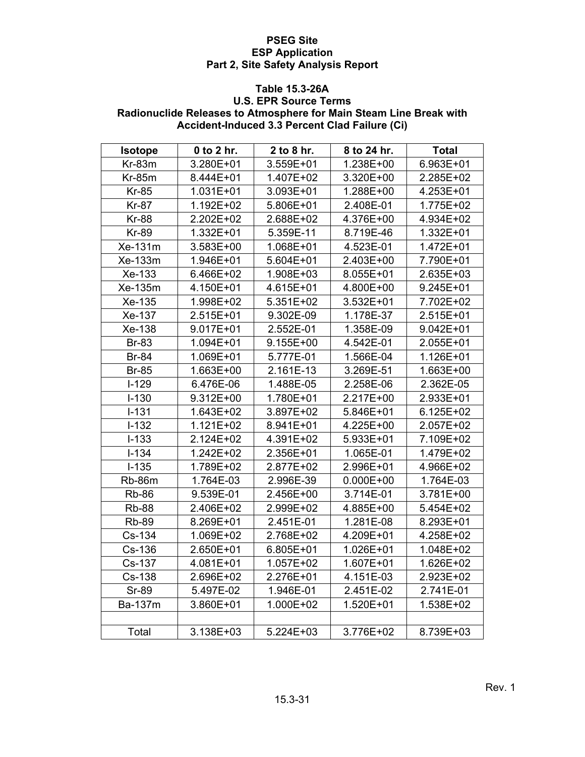**Table 15.3-26A**
**U.S. EPR Source Terms**
**Radionuclide Releases to Atmosphere for Main Steam Line Break with Accident-Induced 3.3 Percent Clad Failure (Ci)**

| Isotope | 0 to 2 hr. | 2 to 8 hr. | 8 to 24 hr. | Total |
|---|---|---|---|---|
| Kr-83m | 3.280E+01 | 3.559E+01 | 1.238E+00 | 6.963E+01 |
| Kr-85m | 8.444E+01 | 1.407E+02 | 3.320E+00 | 2.285E+02 |
| Kr-85 | 1.031E+01 | 3.093E+01 | 1.288E+00 | 4.253E+01 |
| Kr-87 | 1.192E+02 | 5.806E+01 | 2.408E-01 | 1.775E+02 |
| Kr-88 | 2.202E+02 | 2.688E+02 | 4.376E+00 | 4.934E+02 |
| Kr-89 | 1.332E+01 | 5.359E-11 | 8.719E-46 | 1.332E+01 |
| Xe-131m | 3.583E+00 | 1.068E+01 | 4.523E-01 | 1.472E+01 |
| Xe-133m | 1.946E+01 | 5.604E+01 | 2.403E+00 | 7.790E+01 |
| Xe-133 | 6.466E+02 | 1.908E+03 | 8.055E+01 | 2.635E+03 |
| Xe-135m | 4.150E+01 | 4.615E+01 | 4.800E+00 | 9.245E+01 |
| Xe-135 | 1.998E+02 | 5.351E+02 | 3.532E+01 | 7.702E+02 |
| Xe-137 | 2.515E+01 | 9.302E-09 | 1.178E-37 | 2.515E+01 |
| Xe-138 | 9.017E+01 | 2.552E-01 | 1.358E-09 | 9.042E+01 |
| Br-83 | 1.094E+01 | 9.155E+00 | 4.542E-01 | 2.055E+01 |
| Br-84 | 1.069E+01 | 5.777E-01 | 1.566E-04 | 1.126E+01 |
| Br-85 | 1.663E+00 | 2.161E-13 | 3.269E-51 | 1.663E+00 |
| I-129 | 6.476E-06 | 1.488E-05 | 2.258E-06 | 2.362E-05 |
| I-130 | 9.312E+00 | 1.780E+01 | 2.217E+00 | 2.933E+01 |
| I-131 | 1.643E+02 | 3.897E+02 | 5.846E+01 | 6.125E+02 |
| I-132 | 1.121E+02 | 8.941E+01 | 4.225E+00 | 2.057E+02 |
| I-133 | 2.124E+02 | 4.391E+02 | 5.933E+01 | 7.109E+02 |
| I-134 | 1.242E+02 | 2.356E+01 | 1.065E-01 | 1.479E+02 |
| I-135 | 1.789E+02 | 2.877E+02 | 2.996E+01 | 4.966E+02 |
| Rb-86m | 1.764E-03 | 2.996E-39 | 0.000E+00 | 1.764E-03 |
| Rb-86 | 9.539E-01 | 2.456E+00 | 3.714E-01 | 3.781E+00 |
| Rb-88 | 2.406E+02 | 2.999E+02 | 4.885E+00 | 5.454E+02 |
| Rb-89 | 8.269E+01 | 2.451E-01 | 1.281E-08 | 8.293E+01 |
| Cs-134 | 1.069E+02 | 2.768E+02 | 4.209E+01 | 4.258E+02 |
| Cs-136 | 2.650E+01 | 6.805E+01 | 1.026E+01 | 1.048E+02 |
| Cs-137 | 4.081E+01 | 1.057E+02 | 1.607E+01 | 1.626E+02 |
| Cs-138 | 2.696E+02 | 2.276E+01 | 4.151E-03 | 2.923E+02 |
| Sr-89 | 5.497E-02 | 1.946E-01 | 2.451E-02 | 2.741E-01 |
| Ba-137m | 3.860E+01 | 1.000E+02 | 1.520E+01 | 1.538E+02 |
| | | | | |
| Total | 3.138E+03 | 5.224E+03 | 3.776E+02 | 8.739E+03 |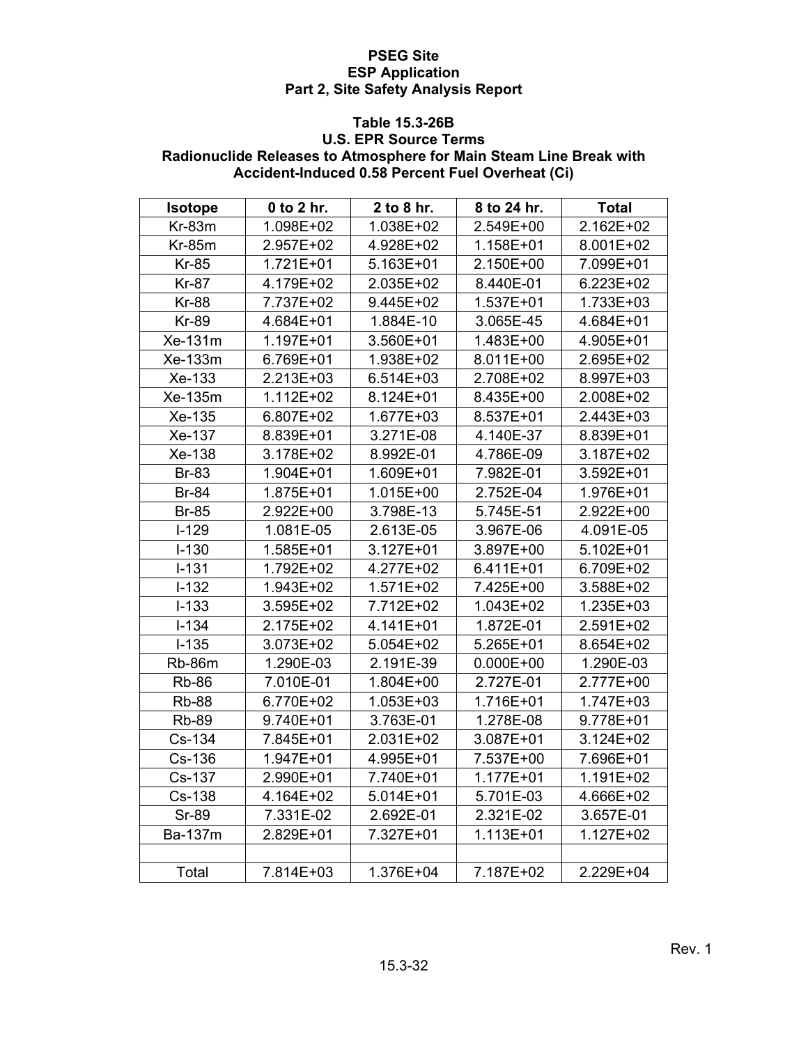**PSEG Site**
**ESP Application**
**Part 2, Site Safety Analysis Report**

### Table 15.3-26B
### U.S. EPR Source Terms
### Radionuclide Releases to Atmosphere for Main Steam Line Break with Accident-Induced 0.58 Percent Fuel Overheat (Ci)

| Isotope | 0 to 2 hr. | 2 to 8 hr. | 8 to 24 hr. | Total |
|---|---|---|---|---|
| Kr-83m | 1.098E+02 | 1.038E+02 | 2.549E+00 | 2.162E+02 |
| Kr-85m | 2.957E+02 | 4.928E+02 | 1.158E+01 | 8.001E+02 |
| Kr-85 | 1.721E+01 | 5.163E+01 | 2.150E+00 | 7.099E+01 |
| Kr-87 | 4.179E+02 | 2.035E+02 | 8.440E-01 | 6.223E+02 |
| Kr-88 | 7.737E+02 | 9.445E+02 | 1.537E+01 | 1.733E+03 |
| Kr-89 | 4.684E+01 | 1.884E-10 | 3.065E-45 | 4.684E+01 |
| Xe-131m | 1.197E+01 | 3.560E+01 | 1.483E+00 | 4.905E+01 |
| Xe-133m | 6.769E+01 | 1.938E+02 | 8.011E+00 | 2.695E+02 |
| Xe-133 | 2.213E+03 | 6.514E+03 | 2.708E+02 | 8.997E+03 |
| Xe-135m | 1.112E+02 | 8.124E+01 | 8.435E+00 | 2.008E+02 |
| Xe-135 | 6.807E+02 | 1.677E+03 | 8.537E+01 | 2.443E+03 |
| Xe-137 | 8.839E+01 | 3.271E-08 | 4.140E-37 | 8.839E+01 |
| Xe-138 | 3.178E+02 | 8.992E-01 | 4.786E-09 | 3.187E+02 |
| Br-83 | 1.904E+01 | 1.609E+01 | 7.982E-01 | 3.592E+01 |
| Br-84 | 1.875E+01 | 1.015E+00 | 2.752E-04 | 1.976E+01 |
| Br-85 | 2.922E+00 | 3.798E-13 | 5.745E-51 | 2.922E+00 |
| I-129 | 1.081E-05 | 2.613E-05 | 3.967E-06 | 4.091E-05 |
| I-130 | 1.585E+01 | 3.127E+01 | 3.897E+00 | 5.102E+01 |
| I-131 | 1.792E+02 | 4.277E+02 | 6.411E+01 | 6.709E+02 |
| I-132 | 1.943E+02 | 1.571E+02 | 7.425E+00 | 3.588E+02 |
| I-133 | 3.595E+02 | 7.712E+02 | 1.043E+02 | 1.235E+03 |
| I-134 | 2.175E+02 | 4.141E+01 | 1.872E-01 | 2.591E+02 |
| I-135 | 3.073E+02 | 5.054E+02 | 5.265E+01 | 8.654E+02 |
| Rb-86m | 1.290E-03 | 2.191E-39 | 0.000E+00 | 1.290E-03 |
| Rb-86 | 7.010E-01 | 1.804E+00 | 2.727E-01 | 2.777E+00 |
| Rb-88 | 6.770E+02 | 1.053E+03 | 1.716E+01 | 1.747E+03 |
| Rb-89 | 9.740E+01 | 3.763E-01 | 1.278E-08 | 9.778E+01 |
| Cs-134 | 7.845E+01 | 2.031E+02 | 3.087E+01 | 3.124E+02 |
| Cs-136 | 1.947E+01 | 4.995E+01 | 7.537E+00 | 7.696E+01 |
| Cs-137 | 2.990E+01 | 7.740E+01 | 1.177E+01 | 1.191E+02 |
| Cs-138 | 4.164E+02 | 5.014E+01 | 5.701E-03 | 4.666E+02 |
| Sr-89 | 7.331E-02 | 2.692E-01 | 2.321E-02 | 3.657E-01 |
| Ba-137m | 2.829E+01 | 7.327E+01 | 1.113E+01 | 1.127E+02 |
| | | | | |
| Total | 7.814E+03 | 1.376E+04 | 7.187E+02 | 2.229E+04 |

Rev. 1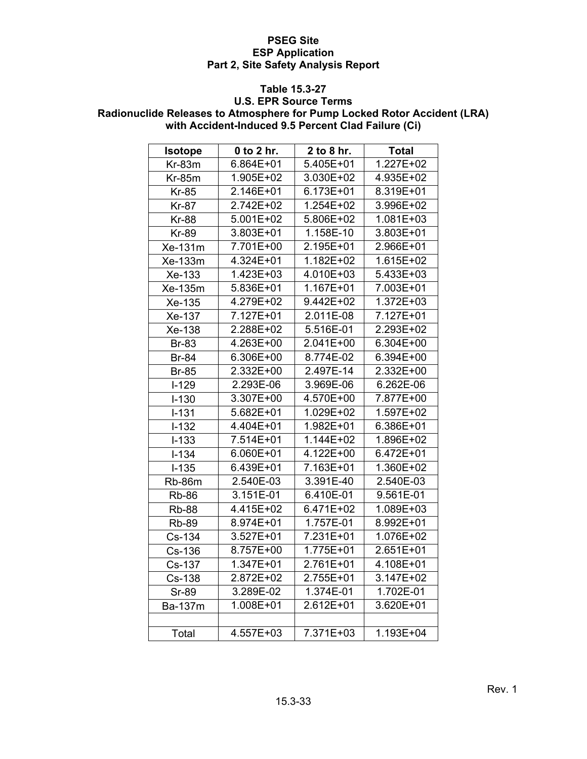PSEG Site
ESP Application
Part 2, Site Safety Analysis Report

**Table 15.3-27**
**U.S. EPR Source Terms**
**Radionuclide Releases to Atmosphere for Pump Locked Rotor Accident (LRA) with Accident-Induced 9.5 Percent Clad Failure (Ci)**

| Isotope | 0 to 2 hr. | 2 to 8 hr. | Total |
|---|---|---|---|
| Kr-83m | 6.864E+01 | 5.405E+01 | 1.227E+02 |
| Kr-85m | 1.905E+02 | 3.030E+02 | 4.935E+02 |
| Kr-85 | 2.146E+01 | 6.173E+01 | 8.319E+01 |
| Kr-87 | 2.742E+02 | 1.254E+02 | 3.996E+02 |
| Kr-88 | 5.001E+02 | 5.806E+02 | 1.081E+03 |
| Kr-89 | 3.803E+01 | 1.158E-10 | 3.803E+01 |
| Xe-131m | 7.701E+00 | 2.195E+01 | 2.966E+01 |
| Xe-133m | 4.324E+01 | 1.182E+02 | 1.615E+02 |
| Xe-133 | 1.423E+03 | 4.010E+03 | 5.433E+03 |
| Xe-135m | 5.836E+01 | 1.167E+01 | 7.003E+01 |
| Xe-135 | 4.279E+02 | 9.442E+02 | 1.372E+03 |
| Xe-137 | 7.127E+01 | 2.011E-08 | 7.127E+01 |
| Xe-138 | 2.288E+02 | 5.516E-01 | 2.293E+02 |
| Br-83 | 4.263E+00 | 2.041E+00 | 6.304E+00 |
| Br-84 | 6.306E+00 | 8.774E-02 | 6.394E+00 |
| Br-85 | 2.332E+00 | 2.497E-14 | 2.332E+00 |
| I-129 | 2.293E-06 | 3.969E-06 | 6.262E-06 |
| I-130 | 3.307E+00 | 4.570E+00 | 7.877E+00 |
| I-131 | 5.682E+01 | 1.029E+02 | 1.597E+02 |
| I-132 | 4.404E+01 | 1.982E+01 | 6.386E+01 |
| I-133 | 7.514E+01 | 1.144E+02 | 1.896E+02 |
| I-134 | 6.060E+01 | 4.122E+00 | 6.472E+01 |
| I-135 | 6.439E+01 | 7.163E+01 | 1.360E+02 |
| Rb-86m | 2.540E-03 | 3.391E-40 | 2.540E-03 |
| Rb-86 | 3.151E-01 | 6.410E-01 | 9.561E-01 |
| Rb-88 | 4.415E+02 | 6.471E+02 | 1.089E+03 |
| Rb-89 | 8.974E+01 | 1.757E-01 | 8.992E+01 |
| Cs-134 | 3.527E+01 | 7.231E+01 | 1.076E+02 |
| Cs-136 | 8.757E+00 | 1.775E+01 | 2.651E+01 |
| Cs-137 | 1.347E+01 | 2.761E+01 | 4.108E+01 |
| Cs-138 | 2.872E+02 | 2.755E+01 | 3.147E+02 |
| Sr-89 | 3.289E-02 | 1.374E-01 | 1.702E-01 |
| Ba-137m | 1.008E+01 | 2.612E+01 | 3.620E+01 |
| | | | |
| Total | 4.557E+03 | 7.371E+03 | 1.193E+04 |

Rev. 1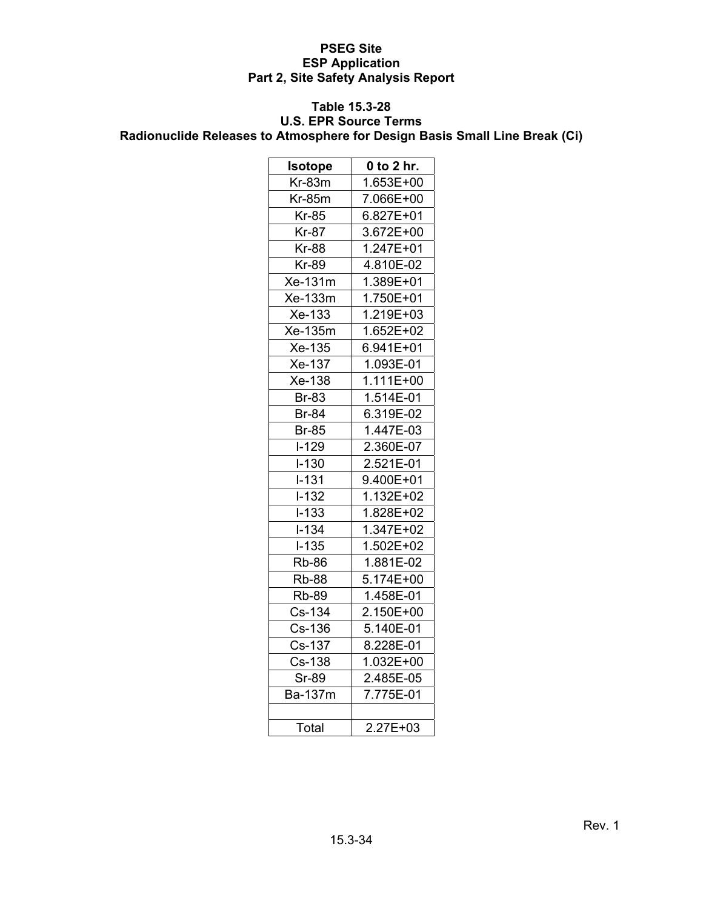**PSEG Site**
**ESP Application**
**Part 2, Site Safety Analysis Report**

**Table 15.3-28**
**U.S. EPR Source Terms**
**Radionuclide Releases to Atmosphere for Design Basis Small Line Break (Ci)**

| Isotope | 0 to 2 hr. |
|---|---|
| Kr-83m | 1.653E+00 |
| Kr-85m | 7.066E+00 |
| Kr-85 | 6.827E+01 |
| Kr-87 | 3.672E+00 |
| Kr-88 | 1.247E+01 |
| Kr-89 | 4.810E-02 |
| Xe-131m | 1.389E+01 |
| Xe-133m | 1.750E+01 |
| Xe-133 | 1.219E+03 |
| Xe-135m | 1.652E+02 |
| Xe-135 | 6.941E+01 |
| Xe-137 | 1.093E-01 |
| Xe-138 | 1.111E+00 |
| Br-83 | 1.514E-01 |
| Br-84 | 6.319E-02 |
| Br-85 | 1.447E-03 |
| I-129 | 2.360E-07 |
| I-130 | 2.521E-01 |
| I-131 | 9.400E+01 |
| I-132 | 1.132E+02 |
| I-133 | 1.828E+02 |
| I-134 | 1.347E+02 |
| I-135 | 1.502E+02 |
| Rb-86 | 1.881E-02 |
| Rb-88 | 5.174E+00 |
| Rb-89 | 1.458E-01 |
| Cs-134 | 2.150E+00 |
| Cs-136 | 5.140E-01 |
| Cs-137 | 8.228E-01 |
| Cs-138 | 1.032E+00 |
| Sr-89 | 2.485E-05 |
| Ba-137m | 7.775E-01 |
| | |
| Total | 2.27E+03 |

Rev. 1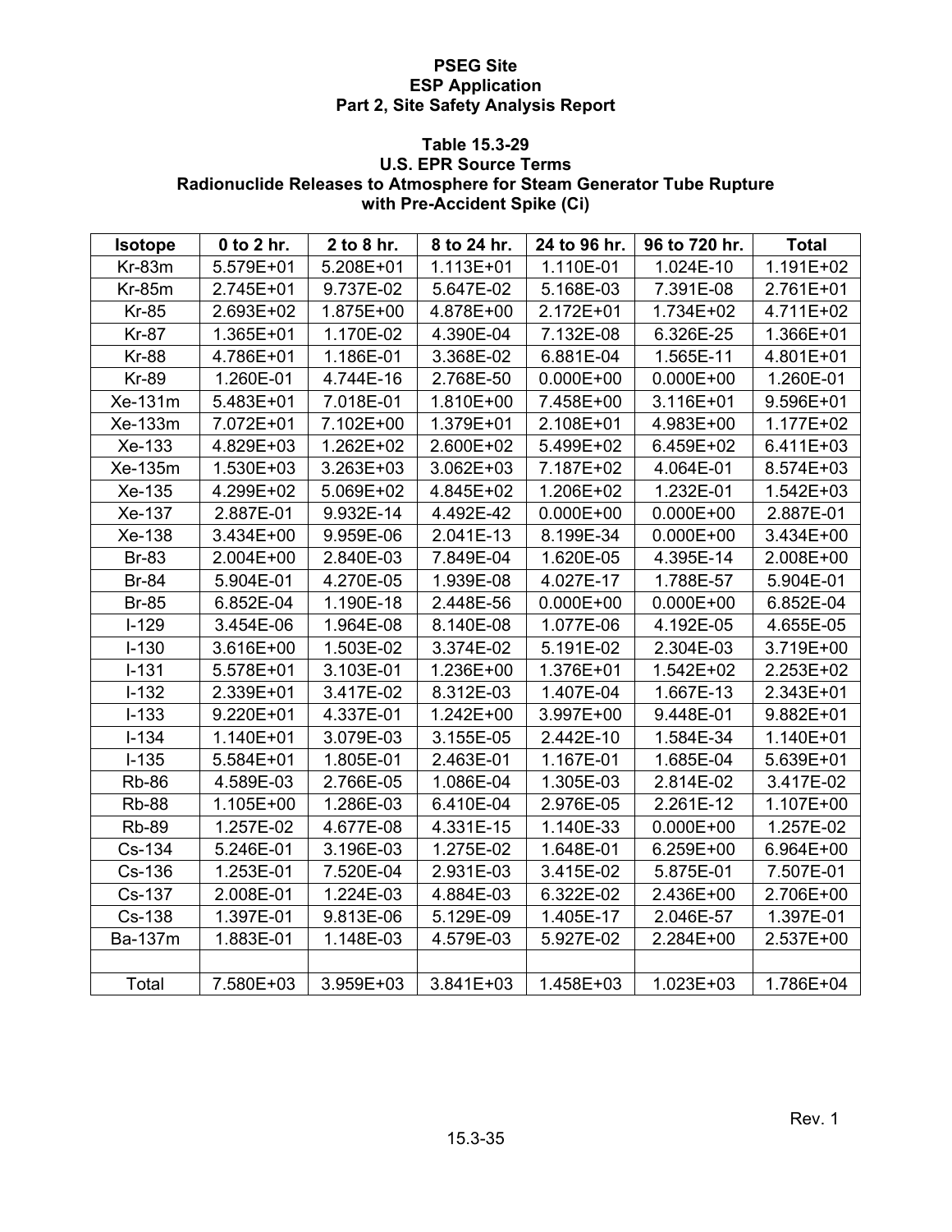**PSEG Site**
**ESP Application**
**Part 2, Site Safety Analysis Report**

**Table 15.3-29**
**U.S. EPR Source Terms**
**Radionuclide Releases to Atmosphere for Steam Generator Tube Rupture with Pre-Accident Spike (Ci)**

| Isotope | 0 to 2 hr. | 2 to 8 hr. | 8 to 24 hr. | 24 to 96 hr. | 96 to 720 hr. | Total |
|---|---|---|---|---|---|---|
| Kr-83m | 5.579E+01 | 5.208E+01 | 1.113E+01 | 1.110E-01 | 1.024E-10 | 1.191E+02 |
| Kr-85m | 2.745E+01 | 9.737E-02 | 5.647E-02 | 5.168E-03 | 7.391E-08 | 2.761E+01 |
| Kr-85 | 2.693E+02 | 1.875E+00 | 4.878E+00 | 2.172E+01 | 1.734E+02 | 4.711E+02 |
| Kr-87 | 1.365E+01 | 1.170E-02 | 4.390E-04 | 7.132E-08 | 6.326E-25 | 1.366E+01 |
| Kr-88 | 4.786E+01 | 1.186E-01 | 3.368E-02 | 6.881E-04 | 1.565E-11 | 4.801E+01 |
| Kr-89 | 1.260E-01 | 4.744E-16 | 2.768E-50 | 0.000E+00 | 0.000E+00 | 1.260E-01 |
| Xe-131m | 5.483E+01 | 7.018E-01 | 1.810E+00 | 7.458E+00 | 3.116E+01 | 9.596E+01 |
| Xe-133m | 7.072E+01 | 7.102E+00 | 1.379E+01 | 2.108E+01 | 4.983E+00 | 1.177E+02 |
| Xe-133 | 4.829E+03 | 1.262E+02 | 2.600E+02 | 5.499E+02 | 6.459E+02 | 6.411E+03 |
| Xe-135m | 1.530E+03 | 3.263E+03 | 3.062E+03 | 7.187E+02 | 4.064E-01 | 8.574E+03 |
| Xe-135 | 4.299E+02 | 5.069E+02 | 4.845E+02 | 1.206E+02 | 1.232E-01 | 1.542E+03 |
| Xe-137 | 2.887E-01 | 9.932E-14 | 4.492E-42 | 0.000E+00 | 0.000E+00 | 2.887E-01 |
| Xe-138 | 3.434E+00 | 9.959E-06 | 2.041E-13 | 8.199E-34 | 0.000E+00 | 3.434E+00 |
| Br-83 | 2.004E+00 | 2.840E-03 | 7.849E-04 | 1.620E-05 | 4.395E-14 | 2.008E+00 |
| Br-84 | 5.904E-01 | 4.270E-05 | 1.939E-08 | 4.027E-17 | 1.788E-57 | 5.904E-01 |
| Br-85 | 6.852E-04 | 1.190E-18 | 2.448E-56 | 0.000E+00 | 0.000E+00 | 6.852E-04 |
| I-129 | 3.454E-06 | 1.964E-08 | 8.140E-08 | 1.077E-06 | 4.192E-05 | 4.655E-05 |
| I-130 | 3.616E+00 | 1.503E-02 | 3.374E-02 | 5.191E-02 | 2.304E-03 | 3.719E+00 |
| I-131 | 5.578E+01 | 3.103E-01 | 1.236E+00 | 1.376E+01 | 1.542E+02 | 2.253E+02 |
| I-132 | 2.339E+01 | 3.417E-02 | 8.312E-03 | 1.407E-04 | 1.667E-13 | 2.343E+01 |
| I-133 | 9.220E+01 | 4.337E-01 | 1.242E+00 | 3.997E+00 | 9.448E-01 | 9.882E+01 |
| I-134 | 1.140E+01 | 3.079E-03 | 3.155E-05 | 2.442E-10 | 1.584E-34 | 1.140E+01 |
| I-135 | 5.584E+01 | 1.805E-01 | 2.463E-01 | 1.167E-01 | 1.685E-04 | 5.639E+01 |
| Rb-86 | 4.589E-03 | 2.766E-05 | 1.086E-04 | 1.305E-03 | 2.814E-02 | 3.417E-02 |
| Rb-88 | 1.105E+00 | 1.286E-03 | 6.410E-04 | 2.976E-05 | 2.261E-12 | 1.107E+00 |
| Rb-89 | 1.257E-02 | 4.677E-08 | 4.331E-15 | 1.140E-33 | 0.000E+00 | 1.257E-02 |
| Cs-134 | 5.246E-01 | 3.196E-03 | 1.275E-02 | 1.648E-01 | 6.259E+00 | 6.964E+00 |
| Cs-136 | 1.253E-01 | 7.520E-04 | 2.931E-03 | 3.415E-02 | 5.875E-01 | 7.507E-01 |
| Cs-137 | 2.008E-01 | 1.224E-03 | 4.884E-03 | 6.322E-02 | 2.436E+00 | 2.706E+00 |
| Cs-138 | 1.397E-01 | 9.813E-06 | 5.129E-09 | 1.405E-17 | 2.046E-57 | 1.397E-01 |
| Ba-137m | 1.883E-01 | 1.148E-03 | 4.579E-03 | 5.927E-02 | 2.284E+00 | 2.537E+00 |
| | | | | | | |
| Total | 7.580E+03 | 3.959E+03 | 3.841E+03 | 1.458E+03 | 1.023E+03 | 1.786E+04 |

Rev. 1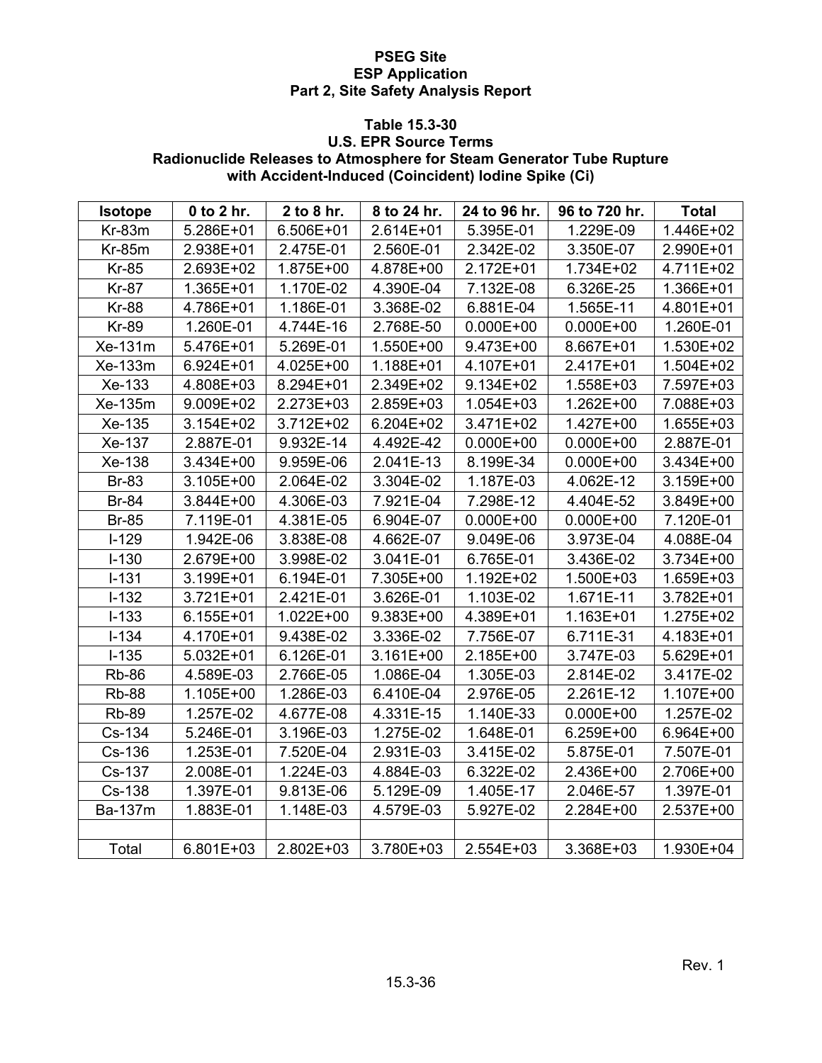### Table 15.3-30
### U.S. EPR Source Terms
### Radionuclide Releases to Atmosphere for Steam Generator Tube Rupture with Accident-Induced (Coincident) Iodine Spike (Ci)

| Isotope | 0 to 2 hr. | 2 to 8 hr. | 8 to 24 hr. | 24 to 96 hr. | 96 to 720 hr. | Total |
|---|---|---|---|---|---|---|
| Kr-83m | 5.286E+01 | 6.506E+01 | 2.614E+01 | 5.395E-01 | 1.229E-09 | 1.446E+02 |
| Kr-85m | 2.938E+01 | 2.475E-01 | 2.560E-01 | 2.342E-02 | 3.350E-07 | 2.990E+01 |
| Kr-85 | 2.693E+02 | 1.875E+00 | 4.878E+00 | 2.172E+01 | 1.734E+02 | 4.711E+02 |
| Kr-87 | 1.365E+01 | 1.170E-02 | 4.390E-04 | 7.132E-08 | 6.326E-25 | 1.366E+01 |
| Kr-88 | 4.786E+01 | 1.186E-01 | 3.368E-02 | 6.881E-04 | 1.565E-11 | 4.801E+01 |
| Kr-89 | 1.260E-01 | 4.744E-16 | 2.768E-50 | 0.000E+00 | 0.000E+00 | 1.260E-01 |
| Xe-131m | 5.476E+01 | 5.269E-01 | 1.550E+00 | 9.473E+00 | 8.667E+01 | 1.530E+02 |
| Xe-133m | 6.924E+01 | 4.025E+00 | 1.188E+01 | 4.107E+01 | 2.417E+01 | 1.504E+02 |
| Xe-133 | 4.808E+03 | 8.294E+01 | 2.349E+02 | 9.134E+02 | 1.558E+03 | 7.597E+03 |
| Xe-135m | 9.009E+02 | 2.273E+03 | 2.859E+03 | 1.054E+03 | 1.262E+00 | 7.088E+03 |
| Xe-135 | 3.154E+02 | 3.712E+02 | 6.204E+02 | 3.471E+02 | 1.427E+00 | 1.655E+03 |
| Xe-137 | 2.887E-01 | 9.932E-14 | 4.492E-42 | 0.000E+00 | 0.000E+00 | 2.887E-01 |
| Xe-138 | 3.434E+00 | 9.959E-06 | 2.041E-13 | 8.199E-34 | 0.000E+00 | 3.434E+00 |
| Br-83 | 3.105E+00 | 2.064E-02 | 3.304E-02 | 1.187E-03 | 4.062E-12 | 3.159E+00 |
| Br-84 | 3.844E+00 | 4.306E-03 | 7.921E-04 | 7.298E-12 | 4.404E-52 | 3.849E+00 |
| Br-85 | 7.119E-01 | 4.381E-05 | 6.904E-07 | 0.000E+00 | 0.000E+00 | 7.120E-01 |
| I-129 | 1.942E-06 | 3.838E-08 | 4.662E-07 | 9.049E-06 | 3.973E-04 | 4.088E-04 |
| I-130 | 2.679E+00 | 3.998E-02 | 3.041E-01 | 6.765E-01 | 3.436E-02 | 3.734E+00 |
| I-131 | 3.199E+01 | 6.194E-01 | 7.305E+00 | 1.192E+02 | 1.500E+03 | 1.659E+03 |
| I-132 | 3.721E+01 | 2.421E-01 | 3.626E-01 | 1.103E-02 | 1.671E-11 | 3.782E+01 |
| I-133 | 6.155E+01 | 1.022E+00 | 9.383E+00 | 4.389E+01 | 1.163E+01 | 1.275E+02 |
| I-134 | 4.170E+01 | 9.438E-02 | 3.336E-02 | 7.756E-07 | 6.711E-31 | 4.183E+01 |
| I-135 | 5.032E+01 | 6.126E-01 | 3.161E+00 | 2.185E+00 | 3.747E-03 | 5.629E+01 |
| Rb-86 | 4.589E-03 | 2.766E-05 | 1.086E-04 | 1.305E-03 | 2.814E-02 | 3.417E-02 |
| Rb-88 | 1.105E+00 | 1.286E-03 | 6.410E-04 | 2.976E-05 | 2.261E-12 | 1.107E+00 |
| Rb-89 | 1.257E-02 | 4.677E-08 | 4.331E-15 | 1.140E-33 | 0.000E+00 | 1.257E-02 |
| Cs-134 | 5.246E-01 | 3.196E-03 | 1.275E-02 | 1.648E-01 | 6.259E+00 | 6.964E+00 |
| Cs-136 | 1.253E-01 | 7.520E-04 | 2.931E-03 | 3.415E-02 | 5.875E-01 | 7.507E-01 |
| Cs-137 | 2.008E-01 | 1.224E-03 | 4.884E-03 | 6.322E-02 | 2.436E+00 | 2.706E+00 |
| Cs-138 | 1.397E-01 | 9.813E-06 | 5.129E-09 | 1.405E-17 | 2.046E-57 | 1.397E-01 |
| Ba-137m | 1.883E-01 | 1.148E-03 | 4.579E-03 | 5.927E-02 | 2.284E+00 | 2.537E+00 |
| | | | | | | |
| Total | 6.801E+03 | 2.802E+03 | 3.780E+03 | 2.554E+03 | 3.368E+03 | 1.930E+04 |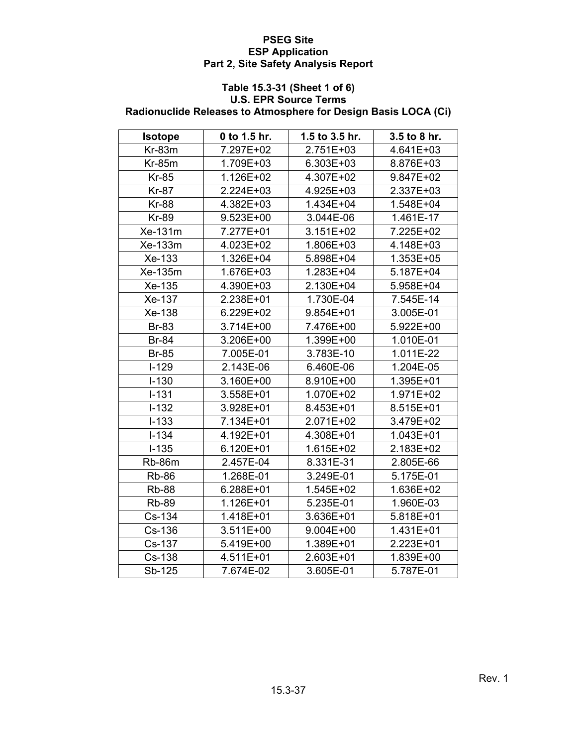**PSEG Site**
**ESP Application**
**Part 2, Site Safety Analysis Report**

**Table 15.3-31 (Sheet 1 of 6)**
**U.S. EPR Source Terms**
**Radionuclide Releases to Atmosphere for Design Basis LOCA (Ci)**

| Isotope | 0 to 1.5 hr. | 1.5 to 3.5 hr. | 3.5 to 8 hr. |
|---|---|---|---|
| Kr-83m | 7.297E+02 | 2.751E+03 | 4.641E+03 |
| Kr-85m | 1.709E+03 | 6.303E+03 | 8.876E+03 |
| Kr-85 | 1.126E+02 | 4.307E+02 | 9.847E+02 |
| Kr-87 | 2.224E+03 | 4.925E+03 | 2.337E+03 |
| Kr-88 | 4.382E+03 | 1.434E+04 | 1.548E+04 |
| Kr-89 | 9.523E+00 | 3.044E-06 | 1.461E-17 |
| Xe-131m | 7.277E+01 | 3.151E+02 | 7.225E+02 |
| Xe-133m | 4.023E+02 | 1.806E+03 | 4.148E+03 |
| Xe-133 | 1.326E+04 | 5.898E+04 | 1.353E+05 |
| Xe-135m | 1.676E+03 | 1.283E+04 | 5.187E+04 |
| Xe-135 | 4.390E+03 | 2.130E+04 | 5.958E+04 |
| Xe-137 | 2.238E+01 | 1.730E-04 | 7.545E-14 |
| Xe-138 | 6.229E+02 | 9.854E+01 | 3.005E-01 |
| Br-83 | 3.714E+00 | 7.476E+00 | 5.922E+00 |
| Br-84 | 3.206E+00 | 1.399E+00 | 1.010E-01 |
| Br-85 | 7.005E-01 | 3.783E-10 | 1.011E-22 |
| I-129 | 2.143E-06 | 6.460E-06 | 1.204E-05 |
| I-130 | 3.160E+00 | 8.910E+00 | 1.395E+01 |
| I-131 | 3.558E+01 | 1.070E+02 | 1.971E+02 |
| I-132 | 3.928E+01 | 8.453E+01 | 8.515E+01 |
| I-133 | 7.134E+01 | 2.071E+02 | 3.479E+02 |
| I-134 | 4.192E+01 | 4.308E+01 | 1.043E+01 |
| I-135 | 6.120E+01 | 1.615E+02 | 2.183E+02 |
| Rb-86m | 2.457E-04 | 8.331E-31 | 2.805E-66 |
| Rb-86 | 1.268E-01 | 3.249E-01 | 5.175E-01 |
| Rb-88 | 6.288E+01 | 1.545E+02 | 1.636E+02 |
| Rb-89 | 1.126E+01 | 5.235E-01 | 1.960E-03 |
| Cs-134 | 1.418E+01 | 3.636E+01 | 5.818E+01 |
| Cs-136 | 3.511E+00 | 9.004E+00 | 1.431E+01 |
| Cs-137 | 5.419E+00 | 1.389E+01 | 2.223E+01 |
| Cs-138 | 4.511E+01 | 2.603E+01 | 1.839E+00 |
| Sb-125 | 7.674E-02 | 3.605E-01 | 5.787E-01 |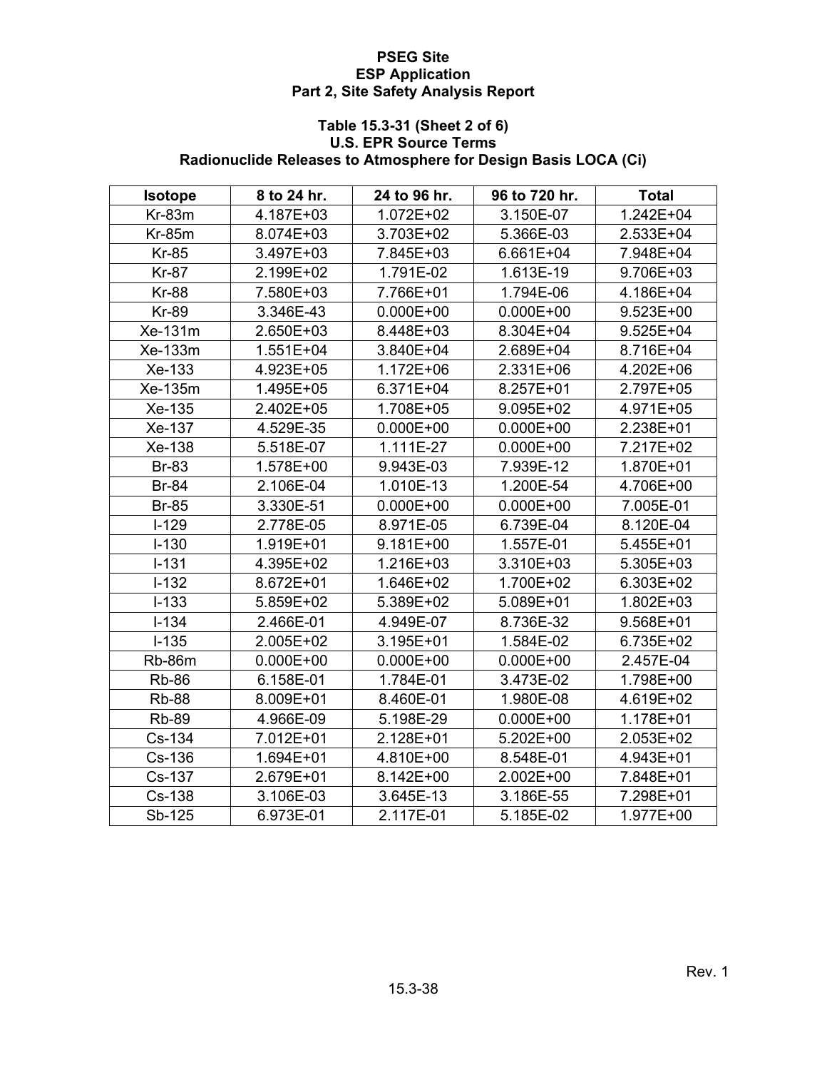**PSEG Site**
**ESP Application**
**Part 2, Site Safety Analysis Report**

**Table 15.3-31 (Sheet 2 of 6)**
**U.S. EPR Source Terms**
**Radionuclide Releases to Atmosphere for Design Basis LOCA (Ci)**

| Isotope | 8 to 24 hr. | 24 to 96 hr. | 96 to 720 hr. | Total |
|---|---|---|---|---|
| Kr-83m | 4.187E+03 | 1.072E+02 | 3.150E-07 | 1.242E+04 |
| Kr-85m | 8.074E+03 | 3.703E+02 | 5.366E-03 | 2.533E+04 |
| Kr-85 | 3.497E+03 | 7.845E+03 | 6.661E+04 | 7.948E+04 |
| Kr-87 | 2.199E+02 | 1.791E-02 | 1.613E-19 | 9.706E+03 |
| Kr-88 | 7.580E+03 | 7.766E+01 | 1.794E-06 | 4.186E+04 |
| Kr-89 | 3.346E-43 | 0.000E+00 | 0.000E+00 | 9.523E+00 |
| Xe-131m | 2.650E+03 | 8.448E+03 | 8.304E+04 | 9.525E+04 |
| Xe-133m | 1.551E+04 | 3.840E+04 | 2.689E+04 | 8.716E+04 |
| Xe-133 | 4.923E+05 | 1.172E+06 | 2.331E+06 | 4.202E+06 |
| Xe-135m | 1.495E+05 | 6.371E+04 | 8.257E+01 | 2.797E+05 |
| Xe-135 | 2.402E+05 | 1.708E+05 | 9.095E+02 | 4.971E+05 |
| Xe-137 | 4.529E-35 | 0.000E+00 | 0.000E+00 | 2.238E+01 |
| Xe-138 | 5.518E-07 | 1.111E-27 | 0.000E+00 | 7.217E+02 |
| Br-83 | 1.578E+00 | 9.943E-03 | 7.939E-12 | 1.870E+01 |
| Br-84 | 2.106E-04 | 1.010E-13 | 1.200E-54 | 4.706E+00 |
| Br-85 | 3.330E-51 | 0.000E+00 | 0.000E+00 | 7.005E-01 |
| I-129 | 2.778E-05 | 8.971E-05 | 6.739E-04 | 8.120E-04 |
| I-130 | 1.919E+01 | 9.181E+00 | 1.557E-01 | 5.455E+01 |
| I-131 | 4.395E+02 | 1.216E+03 | 3.310E+03 | 5.305E+03 |
| I-132 | 8.672E+01 | 1.646E+02 | 1.700E+02 | 6.303E+02 |
| I-133 | 5.859E+02 | 5.389E+02 | 5.089E+01 | 1.802E+03 |
| I-134 | 2.466E-01 | 4.949E-07 | 8.736E-32 | 9.568E+01 |
| I-135 | 2.005E+02 | 3.195E+01 | 1.584E-02 | 6.735E+02 |
| Rb-86m | 0.000E+00 | 0.000E+00 | 0.000E+00 | 2.457E-04 |
| Rb-86 | 6.158E-01 | 1.784E-01 | 3.473E-02 | 1.798E+00 |
| Rb-88 | 8.009E+01 | 8.460E-01 | 1.980E-08 | 4.619E+02 |
| Rb-89 | 4.966E-09 | 5.198E-29 | 0.000E+00 | 1.178E+01 |
| Cs-134 | 7.012E+01 | 2.128E+01 | 5.202E+00 | 2.053E+02 |
| Cs-136 | 1.694E+01 | 4.810E+00 | 8.548E-01 | 4.943E+01 |
| Cs-137 | 2.679E+01 | 8.142E+00 | 2.002E+00 | 7.848E+01 |
| Cs-138 | 3.106E-03 | 3.645E-13 | 3.186E-55 | 7.298E+01 |
| Sb-125 | 6.973E-01 | 2.117E-01 | 5.185E-02 | 1.977E+00 |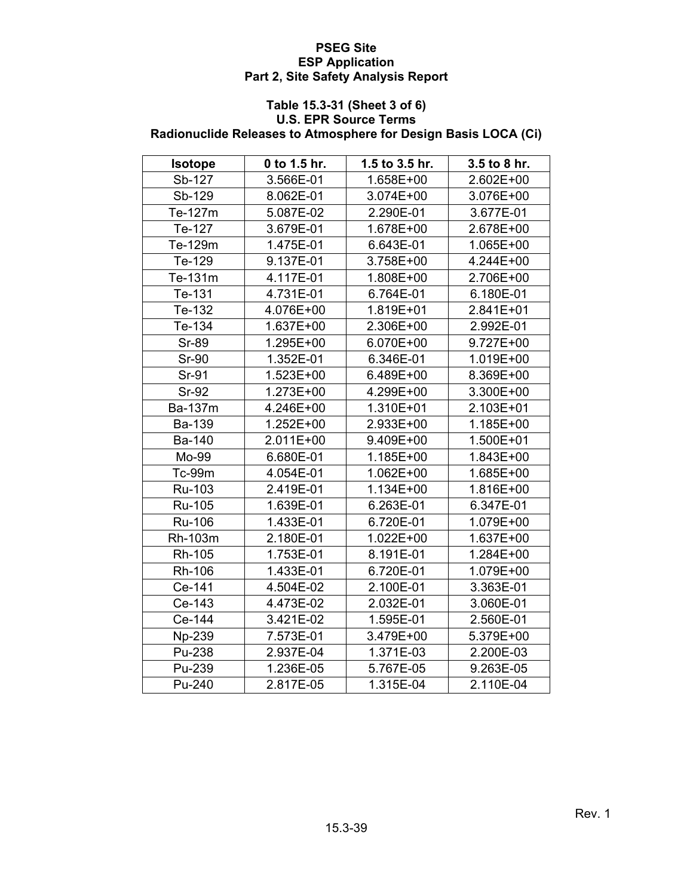**PSEG Site**
**ESP Application**
**Part 2, Site Safety Analysis Report**

**Table 15.3-31 (Sheet 3 of 6)**
**U.S. EPR Source Terms**
**Radionuclide Releases to Atmosphere for Design Basis LOCA (Ci)**

| Isotope | 0 to 1.5 hr. | 1.5 to 3.5 hr. | 3.5 to 8 hr. |
|---|---|---|---|
| Sb-127 | 3.566E-01 | 1.658E+00 | 2.602E+00 |
| Sb-129 | 8.062E-01 | 3.074E+00 | 3.076E+00 |
| Te-127m | 5.087E-02 | 2.290E-01 | 3.677E-01 |
| Te-127 | 3.679E-01 | 1.678E+00 | 2.678E+00 |
| Te-129m | 1.475E-01 | 6.643E-01 | 1.065E+00 |
| Te-129 | 9.137E-01 | 3.758E+00 | 4.244E+00 |
| Te-131m | 4.117E-01 | 1.808E+00 | 2.706E+00 |
| Te-131 | 4.731E-01 | 6.764E-01 | 6.180E-01 |
| Te-132 | 4.076E+00 | 1.819E+01 | 2.841E+01 |
| Te-134 | 1.637E+00 | 2.306E+00 | 2.992E-01 |
| Sr-89 | 1.295E+00 | 6.070E+00 | 9.727E+00 |
| Sr-90 | 1.352E-01 | 6.346E-01 | 1.019E+00 |
| Sr-91 | 1.523E+00 | 6.489E+00 | 8.369E+00 |
| Sr-92 | 1.273E+00 | 4.299E+00 | 3.300E+00 |
| Ba-137m | 4.246E+00 | 1.310E+01 | 2.103E+01 |
| Ba-139 | 1.252E+00 | 2.933E+00 | 1.185E+00 |
| Ba-140 | 2.011E+00 | 9.409E+00 | 1.500E+01 |
| Mo-99 | 6.680E-01 | 1.185E+00 | 1.843E+00 |
| Tc-99m | 4.054E-01 | 1.062E+00 | 1.685E+00 |
| Ru-103 | 2.419E-01 | 1.134E+00 | 1.816E+00 |
| Ru-105 | 1.639E-01 | 6.263E-01 | 6.347E-01 |
| Ru-106 | 1.433E-01 | 6.720E-01 | 1.079E+00 |
| Rh-103m | 2.180E-01 | 1.022E+00 | 1.637E+00 |
| Rh-105 | 1.753E-01 | 8.191E-01 | 1.284E+00 |
| Rh-106 | 1.433E-01 | 6.720E-01 | 1.079E+00 |
| Ce-141 | 4.504E-02 | 2.100E-01 | 3.363E-01 |
| Ce-143 | 4.473E-02 | 2.032E-01 | 3.060E-01 |
| Ce-144 | 3.421E-02 | 1.595E-01 | 2.560E-01 |
| Np-239 | 7.573E-01 | 3.479E+00 | 5.379E+00 |
| Pu-238 | 2.937E-04 | 1.371E-03 | 2.200E-03 |
| Pu-239 | 1.236E-05 | 5.767E-05 | 9.263E-05 |
| Pu-240 | 2.817E-05 | 1.315E-04 | 2.110E-04 |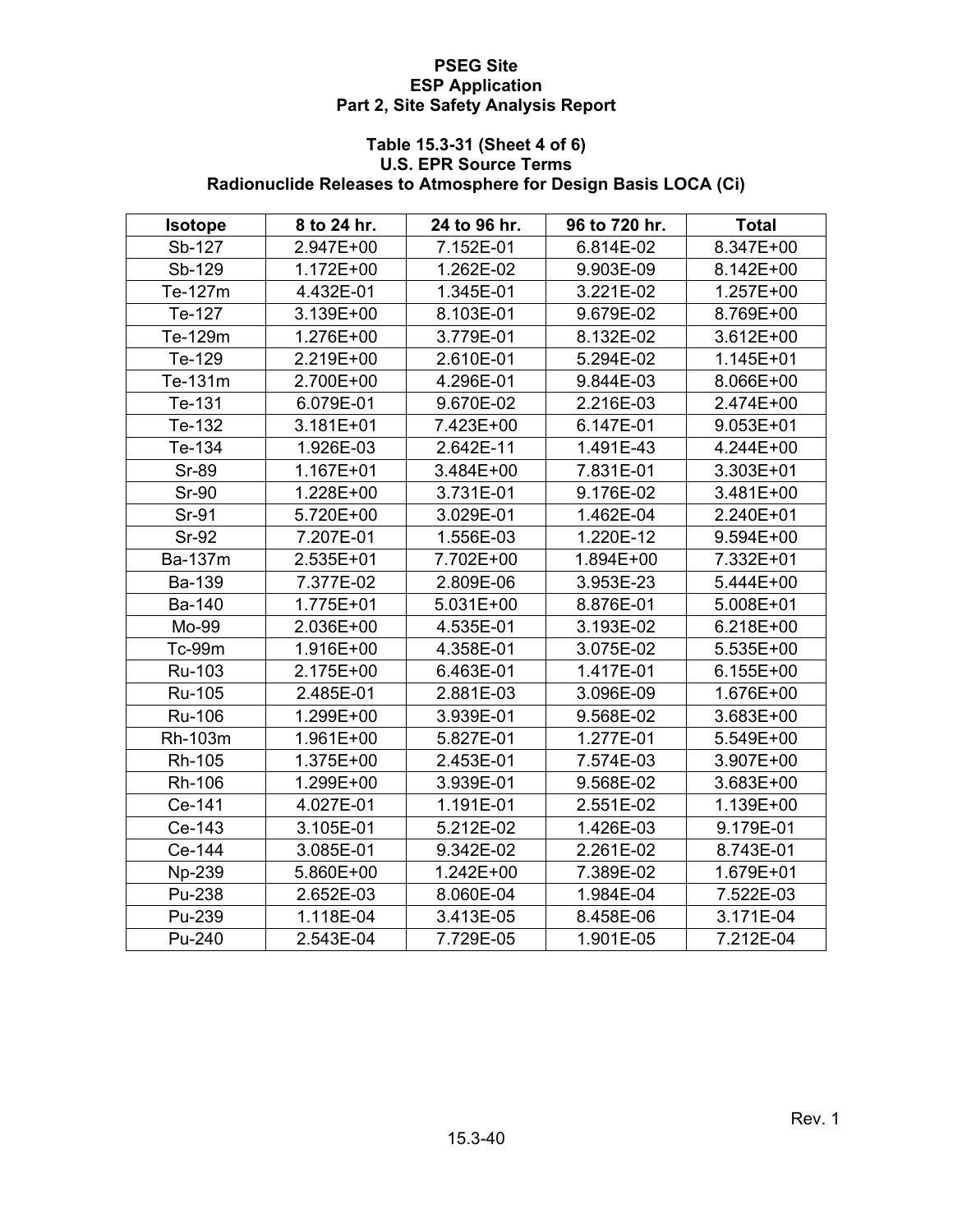**PSEG Site**
**ESP Application**
**Part 2, Site Safety Analysis Report**

### Table 15.3-31 (Sheet 4 of 6)
### U.S. EPR Source Terms
### Radionuclide Releases to Atmosphere for Design Basis LOCA (Ci)

| Isotope | 8 to 24 hr. | 24 to 96 hr. | 96 to 720 hr. | Total |
|---|---|---|---|---|
| Sb-127 | 2.947E+00 | 7.152E-01 | 6.814E-02 | 8.347E+00 |
| Sb-129 | 1.172E+00 | 1.262E-02 | 9.903E-09 | 8.142E+00 |
| Te-127m | 4.432E-01 | 1.345E-01 | 3.221E-02 | 1.257E+00 |
| Te-127 | 3.139E+00 | 8.103E-01 | 9.679E-02 | 8.769E+00 |
| Te-129m | 1.276E+00 | 3.779E-01 | 8.132E-02 | 3.612E+00 |
| Te-129 | 2.219E+00 | 2.610E-01 | 5.294E-02 | 1.145E+01 |
| Te-131m | 2.700E+00 | 4.296E-01 | 9.844E-03 | 8.066E+00 |
| Te-131 | 6.079E-01 | 9.670E-02 | 2.216E-03 | 2.474E+00 |
| Te-132 | 3.181E+01 | 7.423E+00 | 6.147E-01 | 9.053E+01 |
| Te-134 | 1.926E-03 | 2.642E-11 | 1.491E-43 | 4.244E+00 |
| Sr-89 | 1.167E+01 | 3.484E+00 | 7.831E-01 | 3.303E+01 |
| Sr-90 | 1.228E+00 | 3.731E-01 | 9.176E-02 | 3.481E+00 |
| Sr-91 | 5.720E+00 | 3.029E-01 | 1.462E-04 | 2.240E+01 |
| Sr-92 | 7.207E-01 | 1.556E-03 | 1.220E-12 | 9.594E+00 |
| Ba-137m | 2.535E+01 | 7.702E+00 | 1.894E+00 | 7.332E+01 |
| Ba-139 | 7.377E-02 | 2.809E-06 | 3.953E-23 | 5.444E+00 |
| Ba-140 | 1.775E+01 | 5.031E+00 | 8.876E-01 | 5.008E+01 |
| Mo-99 | 2.036E+00 | 4.535E-01 | 3.193E-02 | 6.218E+00 |
| Tc-99m | 1.916E+00 | 4.358E-01 | 3.075E-02 | 5.535E+00 |
| Ru-103 | 2.175E+00 | 6.463E-01 | 1.417E-01 | 6.155E+00 |
| Ru-105 | 2.485E-01 | 2.881E-03 | 3.096E-09 | 1.676E+00 |
| Ru-106 | 1.299E+00 | 3.939E-01 | 9.568E-02 | 3.683E+00 |
| Rh-103m | 1.961E+00 | 5.827E-01 | 1.277E-01 | 5.549E+00 |
| Rh-105 | 1.375E+00 | 2.453E-01 | 7.574E-03 | 3.907E+00 |
| Rh-106 | 1.299E+00 | 3.939E-01 | 9.568E-02 | 3.683E+00 |
| Ce-141 | 4.027E-01 | 1.191E-01 | 2.551E-02 | 1.139E+00 |
| Ce-143 | 3.105E-01 | 5.212E-02 | 1.426E-03 | 9.179E-01 |
| Ce-144 | 3.085E-01 | 9.342E-02 | 2.261E-02 | 8.743E-01 |
| Np-239 | 5.860E+00 | 1.242E+00 | 7.389E-02 | 1.679E+01 |
| Pu-238 | 2.652E-03 | 8.060E-04 | 1.984E-04 | 7.522E-03 |
| Pu-239 | 1.118E-04 | 3.413E-05 | 8.458E-06 | 3.171E-04 |
| Pu-240 | 2.543E-04 | 7.729E-05 | 1.901E-05 | 7.212E-04 |

Rev. 1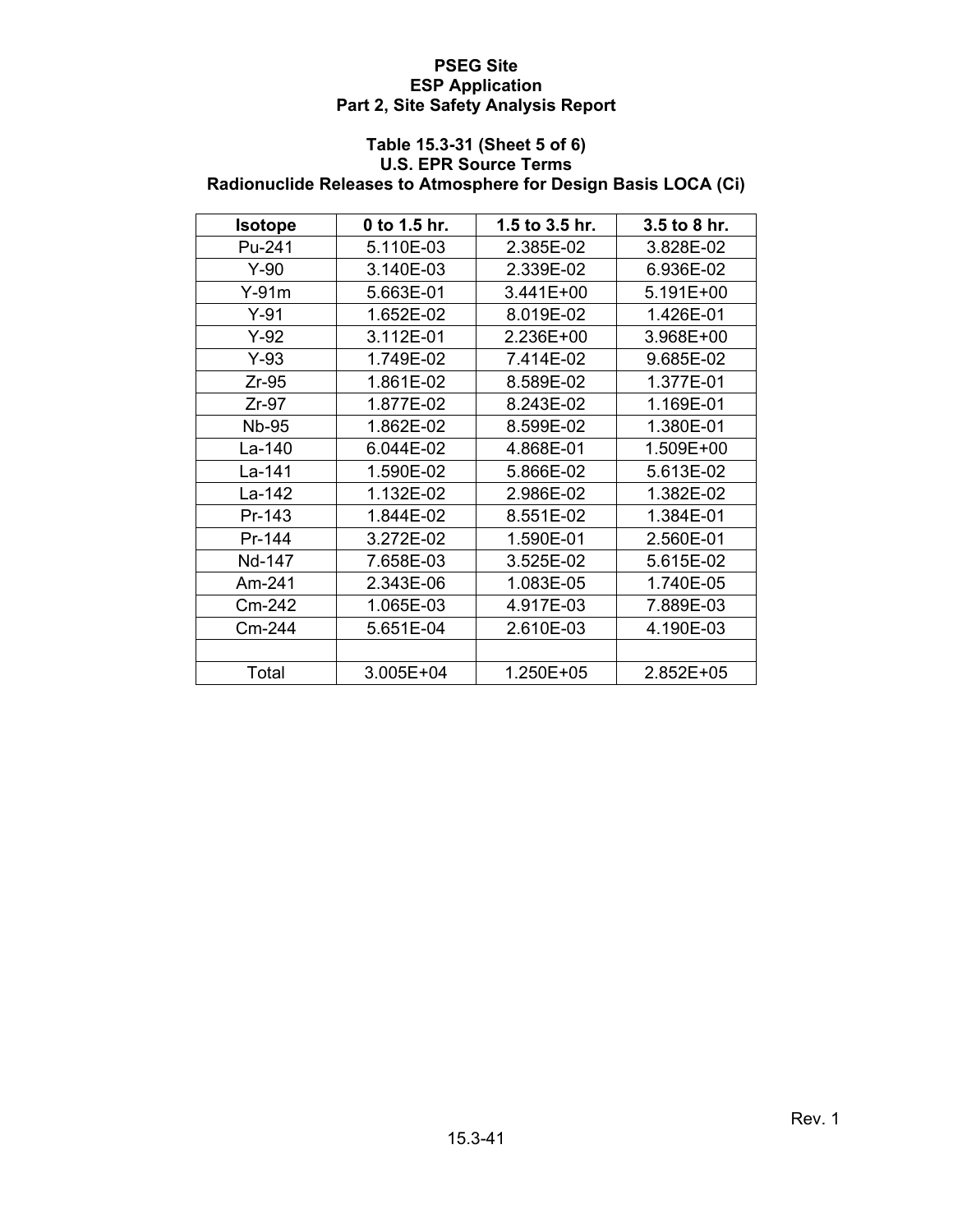### Table 15.3-31 (Sheet 5 of 6)
### U.S. EPR Source Terms
### Radionuclide Releases to Atmosphere for Design Basis LOCA (Ci)

| Isotope | 0 to 1.5 hr. | 1.5 to 3.5 hr. | 3.5 to 8 hr. |
|---|---|---|---|
| Pu-241 | 5.110E-03 | 2.385E-02 | 3.828E-02 |
| Y-90 | 3.140E-03 | 2.339E-02 | 6.936E-02 |
| Y-91m | 5.663E-01 | 3.441E+00 | 5.191E+00 |
| Y-91 | 1.652E-02 | 8.019E-02 | 1.426E-01 |
| Y-92 | 3.112E-01 | 2.236E+00 | 3.968E+00 |
| Y-93 | 1.749E-02 | 7.414E-02 | 9.685E-02 |
| Zr-95 | 1.861E-02 | 8.589E-02 | 1.377E-01 |
| Zr-97 | 1.877E-02 | 8.243E-02 | 1.169E-01 |
| Nb-95 | 1.862E-02 | 8.599E-02 | 1.380E-01 |
| La-140 | 6.044E-02 | 4.868E-01 | 1.509E+00 |
| La-141 | 1.590E-02 | 5.866E-02 | 5.613E-02 |
| La-142 | 1.132E-02 | 2.986E-02 | 1.382E-02 |
| Pr-143 | 1.844E-02 | 8.551E-02 | 1.384E-01 |
| Pr-144 | 3.272E-02 | 1.590E-01 | 2.560E-01 |
| Nd-147 | 7.658E-03 | 3.525E-02 | 5.615E-02 |
| Am-241 | 2.343E-06 | 1.083E-05 | 1.740E-05 |
| Cm-242 | 1.065E-03 | 4.917E-03 | 7.889E-03 |
| Cm-244 | 5.651E-04 | 2.610E-03 | 4.190E-03 |
| | | | |
| Total | 3.005E+04 | 1.250E+05 | 2.852E+05 |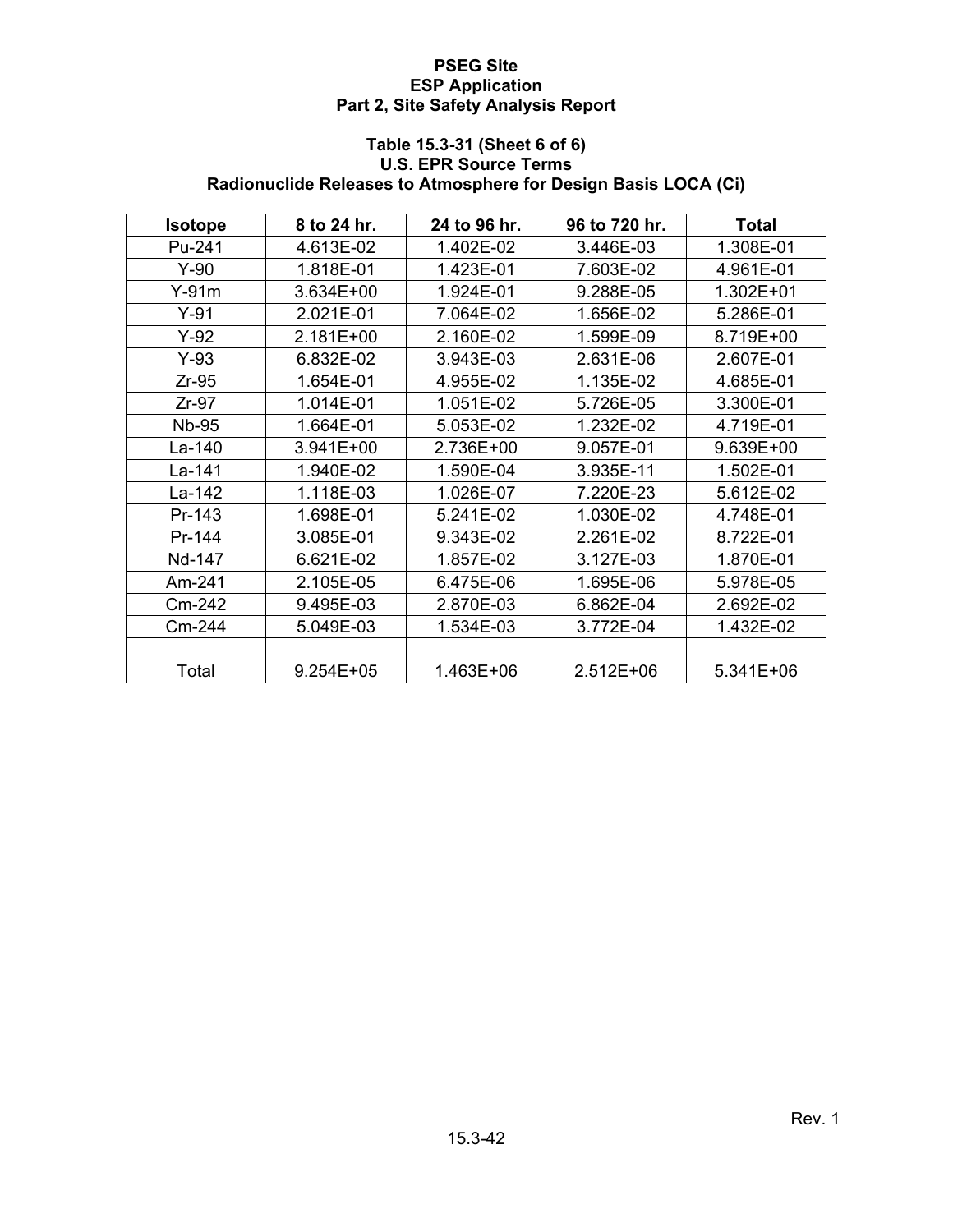**Table 15.3-31 (Sheet 6 of 6)**
**U.S. EPR Source Terms**
**Radionuclide Releases to Atmosphere for Design Basis LOCA (Ci)**

| Isotope | 8 to 24 hr. | 24 to 96 hr. | 96 to 720 hr. | Total |
|---|---|---|---|---|
| Pu-241 | 4.613E-02 | 1.402E-02 | 3.446E-03 | 1.308E-01 |
| Y-90 | 1.818E-01 | 1.423E-01 | 7.603E-02 | 4.961E-01 |
| Y-91m | 3.634E+00 | 1.924E-01 | 9.288E-05 | 1.302E+01 |
| Y-91 | 2.021E-01 | 7.064E-02 | 1.656E-02 | 5.286E-01 |
| Y-92 | 2.181E+00 | 2.160E-02 | 1.599E-09 | 8.719E+00 |
| Y-93 | 6.832E-02 | 3.943E-03 | 2.631E-06 | 2.607E-01 |
| Zr-95 | 1.654E-01 | 4.955E-02 | 1.135E-02 | 4.685E-01 |
| Zr-97 | 1.014E-01 | 1.051E-02 | 5.726E-05 | 3.300E-01 |
| Nb-95 | 1.664E-01 | 5.053E-02 | 1.232E-02 | 4.719E-01 |
| La-140 | 3.941E+00 | 2.736E+00 | 9.057E-01 | 9.639E+00 |
| La-141 | 1.940E-02 | 1.590E-04 | 3.935E-11 | 1.502E-01 |
| La-142 | 1.118E-03 | 1.026E-07 | 7.220E-23 | 5.612E-02 |
| Pr-143 | 1.698E-01 | 5.241E-02 | 1.030E-02 | 4.748E-01 |
| Pr-144 | 3.085E-01 | 9.343E-02 | 2.261E-02 | 8.722E-01 |
| Nd-147 | 6.621E-02 | 1.857E-02 | 3.127E-03 | 1.870E-01 |
| Am-241 | 2.105E-05 | 6.475E-06 | 1.695E-06 | 5.978E-05 |
| Cm-242 | 9.495E-03 | 2.870E-03 | 6.862E-04 | 2.692E-02 |
| Cm-244 | 5.049E-03 | 1.534E-03 | 3.772E-04 | 1.432E-02 |
| | | | | |
| Total | 9.254E+05 | 1.463E+06 | 2.512E+06 | 5.341E+06 |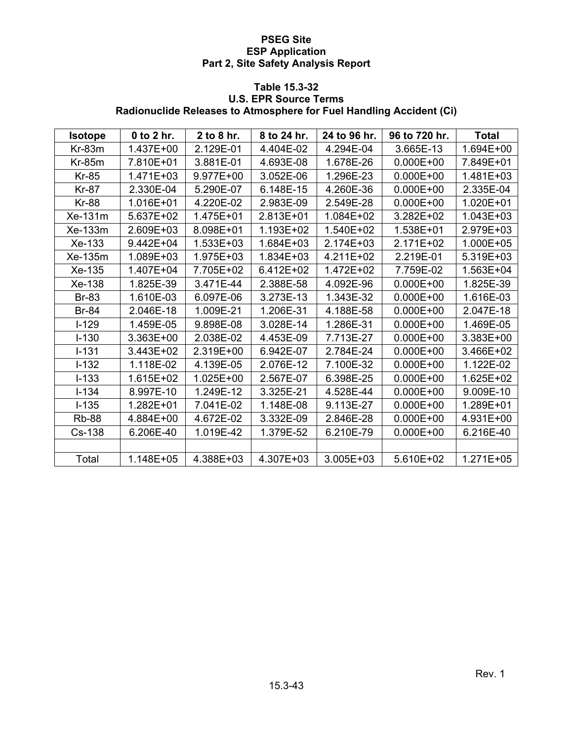### Table 15.3-32
### U.S. EPR Source Terms
### Radionuclide Releases to Atmosphere for Fuel Handling Accident (Ci)

| Isotope | 0 to 2 hr. | 2 to 8 hr. | 8 to 24 hr. | 24 to 96 hr. | 96 to 720 hr. | Total |
|---|---|---|---|---|---|---|
| Kr-83m | 1.437E+00 | 2.129E-01 | 4.404E-02 | 4.294E-04 | 3.665E-13 | 1.694E+00 |
| Kr-85m | 7.810E+01 | 3.881E-01 | 4.693E-08 | 1.678E-26 | 0.000E+00 | 7.849E+01 |
| Kr-85 | 1.471E+03 | 9.977E+00 | 3.052E-06 | 1.296E-23 | 0.000E+00 | 1.481E+03 |
| Kr-87 | 2.330E-04 | 5.290E-07 | 6.148E-15 | 4.260E-36 | 0.000E+00 | 2.335E-04 |
| Kr-88 | 1.016E+01 | 4.220E-02 | 2.983E-09 | 2.549E-28 | 0.000E+00 | 1.020E+01 |
| Xe-131m | 5.637E+02 | 1.475E+01 | 2.813E+01 | 1.084E+02 | 3.282E+02 | 1.043E+03 |
| Xe-133m | 2.609E+03 | 8.098E+01 | 1.193E+02 | 1.540E+02 | 1.538E+01 | 2.979E+03 |
| Xe-133 | 9.442E+04 | 1.533E+03 | 1.684E+03 | 2.174E+03 | 2.171E+02 | 1.000E+05 |
| Xe-135m | 1.089E+03 | 1.975E+03 | 1.834E+03 | 4.211E+02 | 2.219E-01 | 5.319E+03 |
| Xe-135 | 1.407E+04 | 7.705E+02 | 6.412E+02 | 1.472E+02 | 7.759E-02 | 1.563E+04 |
| Xe-138 | 1.825E-39 | 3.471E-44 | 2.388E-58 | 4.092E-96 | 0.000E+00 | 1.825E-39 |
| Br-83 | 1.610E-03 | 6.097E-06 | 3.273E-13 | 1.343E-32 | 0.000E+00 | 1.616E-03 |
| Br-84 | 2.046E-18 | 1.009E-21 | 1.206E-31 | 4.188E-58 | 0.000E+00 | 2.047E-18 |
| I-129 | 1.459E-05 | 9.898E-08 | 3.028E-14 | 1.286E-31 | 0.000E+00 | 1.469E-05 |
| I-130 | 3.363E+00 | 2.038E-02 | 4.453E-09 | 7.713E-27 | 0.000E+00 | 3.383E+00 |
| I-131 | 3.443E+02 | 2.319E+00 | 6.942E-07 | 2.784E-24 | 0.000E+00 | 3.466E+02 |
| I-132 | 1.118E-02 | 4.139E-05 | 2.076E-12 | 7.100E-32 | 0.000E+00 | 1.122E-02 |
| I-133 | 1.615E+02 | 1.025E+00 | 2.567E-07 | 6.398E-25 | 0.000E+00 | 1.625E+02 |
| I-134 | 8.997E-10 | 1.249E-12 | 3.325E-21 | 4.528E-44 | 0.000E+00 | 9.009E-10 |
| I-135 | 1.282E+01 | 7.041E-02 | 1.148E-08 | 9.113E-27 | 0.000E+00 | 1.289E+01 |
| Rb-88 | 4.884E+00 | 4.672E-02 | 3.332E-09 | 2.846E-28 | 0.000E+00 | 4.931E+00 |
| Cs-138 | 6.206E-40 | 1.019E-42 | 1.379E-52 | 6.210E-79 | 0.000E+00 | 6.216E-40 |
| | | | | | | |
| Total | 1.148E+05 | 4.388E+03 | 4.307E+03 | 3.005E+03 | 5.610E+02 | 1.271E+05 |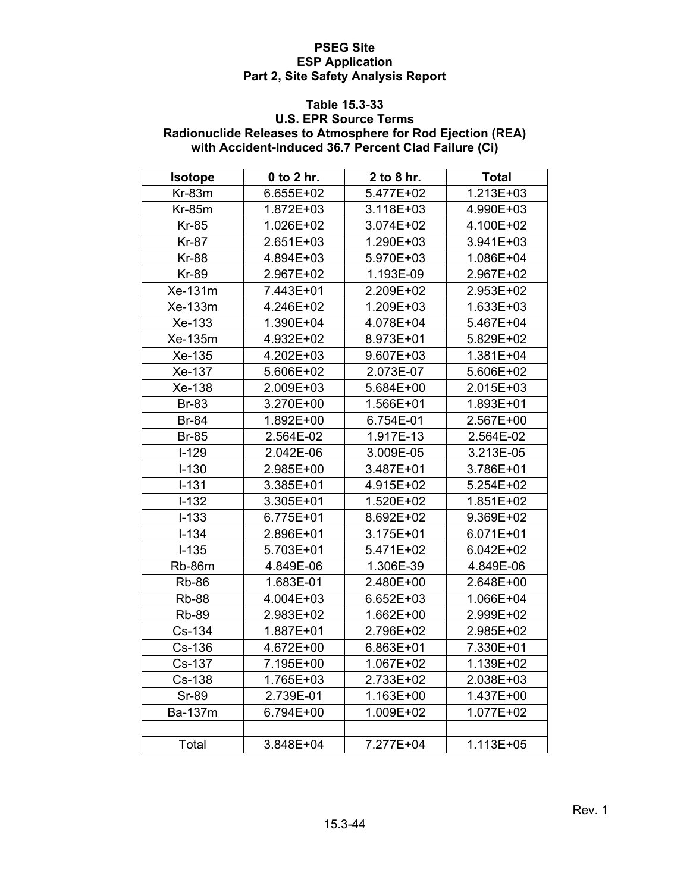**Table 15.3-33**
**U.S. EPR Source Terms**
**Radionuclide Releases to Atmosphere for Rod Ejection (REA) with Accident-Induced 36.7 Percent Clad Failure (Ci)**

| Isotope | 0 to 2 hr. | 2 to 8 hr. | Total |
|---|---|---|---|
| Kr-83m | 6.655E+02 | 5.477E+02 | 1.213E+03 |
| Kr-85m | 1.872E+03 | 3.118E+03 | 4.990E+03 |
| Kr-85 | 1.026E+02 | 3.074E+02 | 4.100E+02 |
| Kr-87 | 2.651E+03 | 1.290E+03 | 3.941E+03 |
| Kr-88 | 4.894E+03 | 5.970E+03 | 1.086E+04 |
| Kr-89 | 2.967E+02 | 1.193E-09 | 2.967E+02 |
| Xe-131m | 7.443E+01 | 2.209E+02 | 2.953E+02 |
| Xe-133m | 4.246E+02 | 1.209E+03 | 1.633E+03 |
| Xe-133 | 1.390E+04 | 4.078E+04 | 5.467E+04 |
| Xe-135m | 4.932E+02 | 8.973E+01 | 5.829E+02 |
| Xe-135 | 4.202E+03 | 9.607E+03 | 1.381E+04 |
| Xe-137 | 5.606E+02 | 2.073E-07 | 5.606E+02 |
| Xe-138 | 2.009E+03 | 5.684E+00 | 2.015E+03 |
| Br-83 | 3.270E+00 | 1.566E+01 | 1.893E+01 |
| Br-84 | 1.892E+00 | 6.754E-01 | 2.567E+00 |
| Br-85 | 2.564E-02 | 1.917E-13 | 2.564E-02 |
| I-129 | 2.042E-06 | 3.009E-05 | 3.213E-05 |
| I-130 | 2.985E+00 | 3.487E+01 | 3.786E+01 |
| I-131 | 3.385E+01 | 4.915E+02 | 5.254E+02 |
| I-132 | 3.305E+01 | 1.520E+02 | 1.851E+02 |
| I-133 | 6.775E+01 | 8.692E+02 | 9.369E+02 |
| I-134 | 2.896E+01 | 3.175E+01 | 6.071E+01 |
| I-135 | 5.703E+01 | 5.471E+02 | 6.042E+02 |
| Rb-86m | 4.849E-06 | 1.306E-39 | 4.849E-06 |
| Rb-86 | 1.683E-01 | 2.480E+00 | 2.648E+00 |
| Rb-88 | 4.004E+03 | 6.652E+03 | 1.066E+04 |
| Rb-89 | 2.983E+02 | 1.662E+00 | 2.999E+02 |
| Cs-134 | 1.887E+01 | 2.796E+02 | 2.985E+02 |
| Cs-136 | 4.672E+00 | 6.863E+01 | 7.330E+01 |
| Cs-137 | 7.195E+00 | 1.067E+02 | 1.139E+02 |
| Cs-138 | 1.765E+03 | 2.733E+02 | 2.038E+03 |
| Sr-89 | 2.739E-01 | 1.163E+00 | 1.437E+00 |
| Ba-137m | 6.794E+00 | 1.009E+02 | 1.077E+02 |
| | | | |
| Total | 3.848E+04 | 7.277E+04 | 1.113E+05 |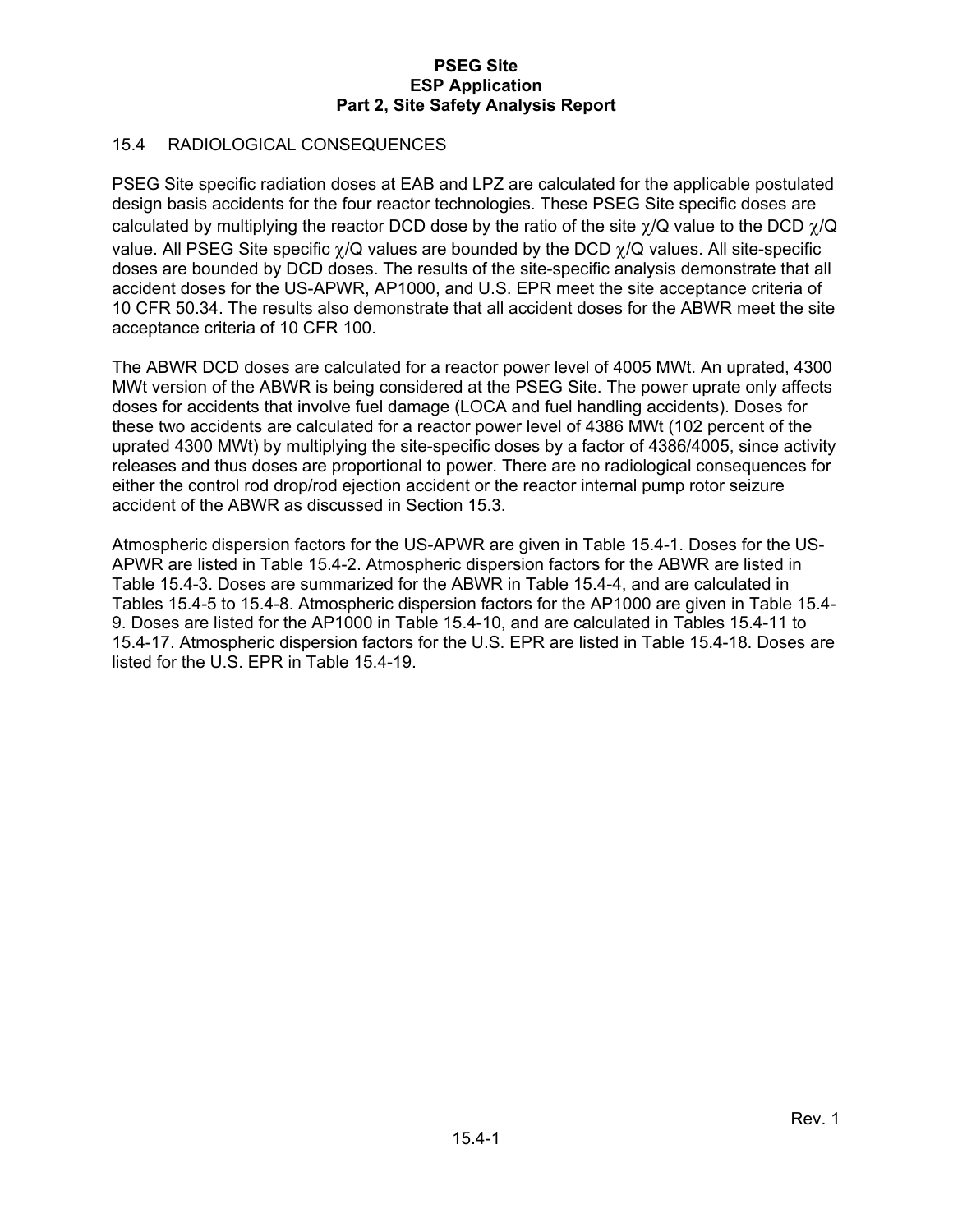## 15.4 RADIOLOGICAL CONSEQUENCES

PSEG Site specific radiation doses at EAB and LPZ are calculated for the applicable postulated design basis accidents for the four reactor technologies. These PSEG Site specific doses are calculated by multiplying the reactor DCD dose by the ratio of the site $\chi$/Q value to the DCD $\chi$/Q value. All PSEG Site specific $\chi$/Q values are bounded by the DCD $\chi$/Q values. All site-specific doses are bounded by DCD doses. The results of the site-specific analysis demonstrate that all accident doses for the US-APWR, AP1000, and U.S. EPR meet the site acceptance criteria of 10 CFR 50.34. The results also demonstrate that all accident doses for the ABWR meet the site acceptance criteria of 10 CFR 100.

The ABWR DCD doses are calculated for a reactor power level of 4005 MWt. An uprated, 4300 MWt version of the ABWR is being considered at the PSEG Site. The power uprate only affects doses for accidents that involve fuel damage (LOCA and fuel handling accidents). Doses for these two accidents are calculated for a reactor power level of 4386 MWt (102 percent of the uprated 4300 MWt) by multiplying the site-specific doses by a factor of 4386/4005, since activity releases and thus doses are proportional to power. There are no radiological consequences for either the control rod drop/rod ejection accident or the reactor internal pump rotor seizure accident of the ABWR as discussed in Section 15.3.

Atmospheric dispersion factors for the US-APWR are given in Table 15.4-1. Doses for the US-APWR are listed in Table 15.4-2. Atmospheric dispersion factors for the ABWR are listed in Table 15.4-3. Doses are summarized for the ABWR in Table 15.4-4, and are calculated in Tables 15.4-5 to 15.4-8. Atmospheric dispersion factors for the AP1000 are given in Table 15.4-9. Doses are listed for the AP1000 in Table 15.4-10, and are calculated in Tables 15.4-11 to 15.4-17. Atmospheric dispersion factors for the U.S. EPR are listed in Table 15.4-18. Doses are listed for the U.S. EPR in Table 15.4-19.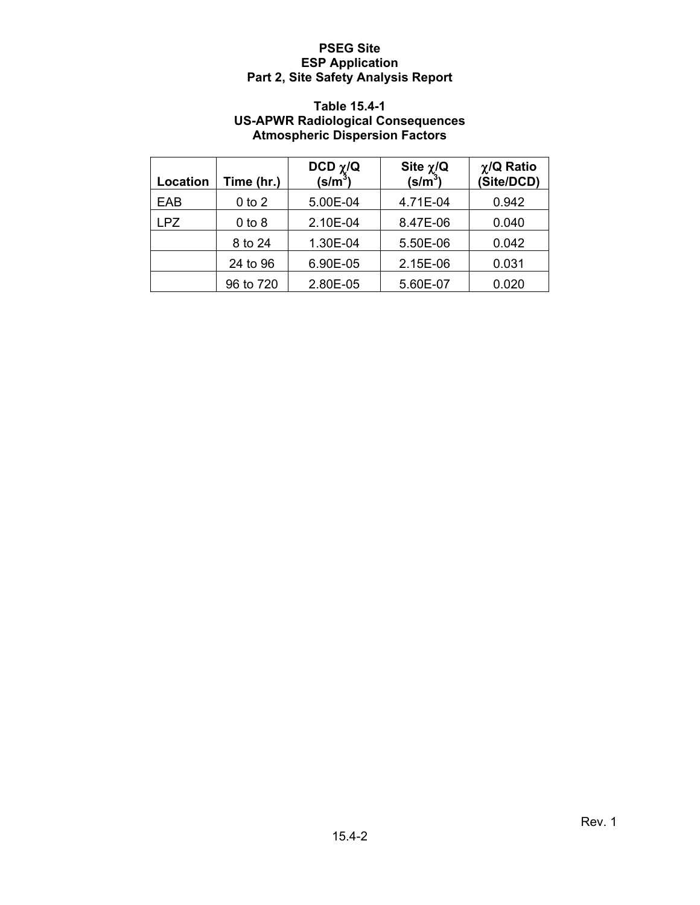**Table 15.4-1**
**US-APWR Radiological Consequences**
**Atmospheric Dispersion Factors**

| Location | Time (hr.) | DCD $\chi$/Q (s/m$^3$) | Site $\chi$/Q (s/m$^3$) | $\chi$/Q Ratio (Site/DCD) |
|---|---|---|---|---|
| EAB | 0 to 2 | 5.00E-04 | 4.71E-04 | 0.942 |
| LPZ | 0 to 8 | 2.10E-04 | 8.47E-06 | 0.040 |
| | 8 to 24 | 1.30E-04 | 5.50E-06 | 0.042 |
| | 24 to 96 | 6.90E-05 | 2.15E-06 | 0.031 |
| | 96 to 720 | 2.80E-05 | 5.60E-07 | 0.020 |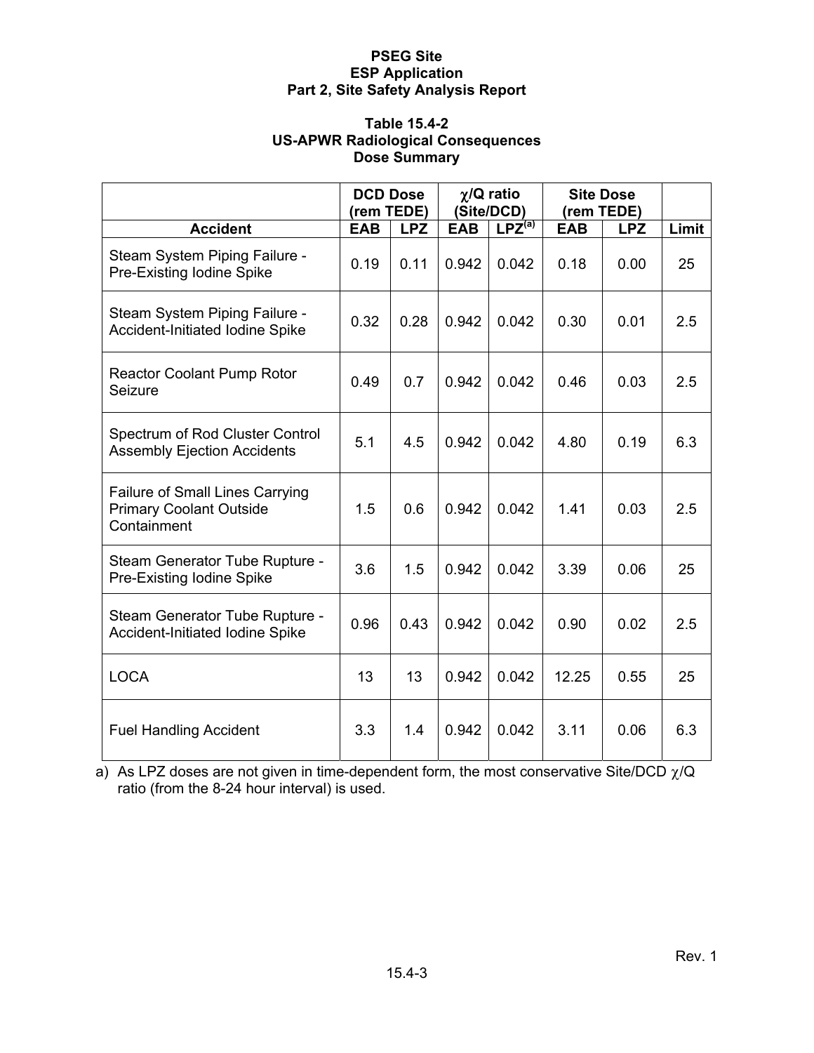### Table 15.4-2
### US-APWR Radiological Consequences
### Dose Summary

| | DCD Dose (rem TEDE) | | $\chi$/Q ratio (Site/DCD) | | Site Dose (rem TEDE) | | |
|---|---|---|---|---|---|---|---|
| **Accident** | **EAB** | **LPZ** | **EAB** | **LPZ[(a)]** | **EAB** | **LPZ** | **Limit** |
| Steam System Piping Failure - Pre-Existing Iodine Spike | 0.19 | 0.11 | 0.942 | 0.042 | 0.18 | 0.00 | 25 |
| Steam System Piping Failure - Accident-Initiated Iodine Spike | 0.32 | 0.28 | 0.942 | 0.042 | 0.30 | 0.01 | 2.5 |
| Reactor Coolant Pump Rotor Seizure | 0.49 | 0.7 | 0.942 | 0.042 | 0.46 | 0.03 | 2.5 |
| Spectrum of Rod Cluster Control Assembly Ejection Accidents | 5.1 | 4.5 | 0.942 | 0.042 | 4.80 | 0.19 | 6.3 |
| Failure of Small Lines Carrying Primary Coolant Outside Containment | 1.5 | 0.6 | 0.942 | 0.042 | 1.41 | 0.03 | 2.5 |
| Steam Generator Tube Rupture - Pre-Existing Iodine Spike | 3.6 | 1.5 | 0.942 | 0.042 | 3.39 | 0.06 | 25 |
| Steam Generator Tube Rupture - Accident-Initiated Iodine Spike | 0.96 | 0.43 | 0.942 | 0.042 | 0.90 | 0.02 | 2.5 |
| LOCA | 13 | 13 | 0.942 | 0.042 | 12.25 | 0.55 | 25 |
| Fuel Handling Accident | 3.3 | 1.4 | 0.942 | 0.042 | 3.11 | 0.06 | 6.3 |

a) As LPZ doses are not given in time-dependent form, the most conservative Site/DCD $\chi$/Q ratio (from the 8-24 hour interval) is used.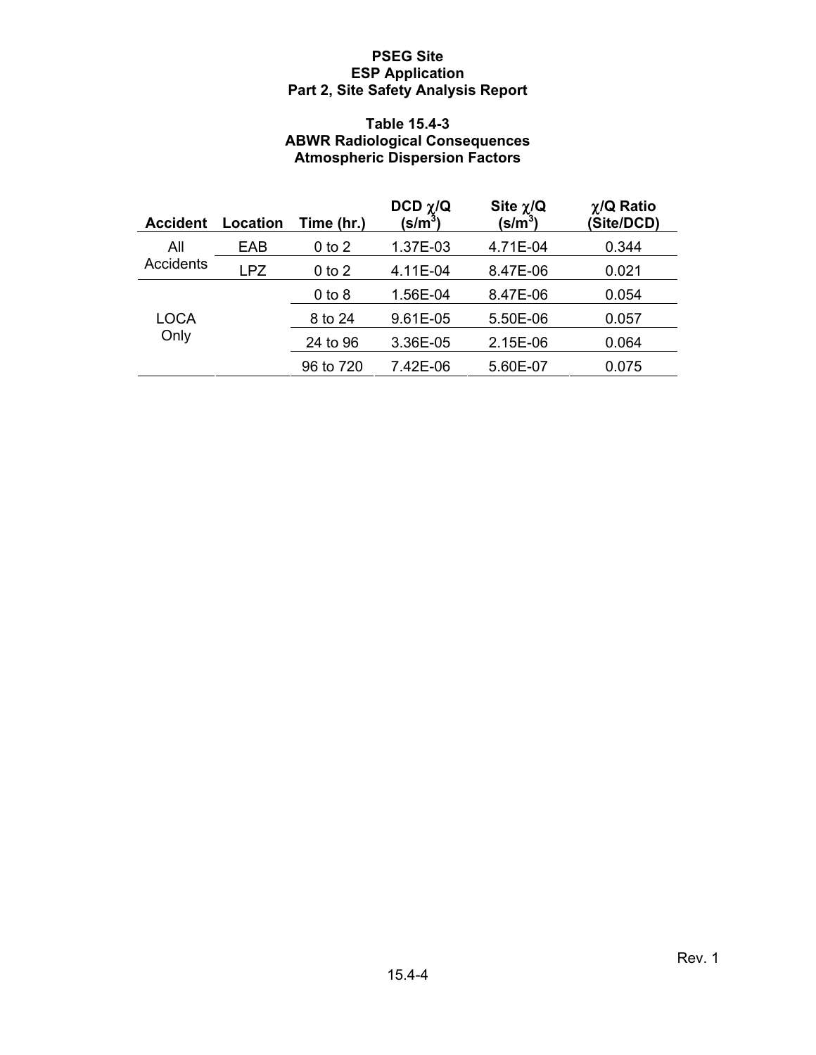**Table 15.4-3**
**ABWR Radiological Consequences**
**Atmospheric Dispersion Factors**

| Accident | Location | Time (hr.) | DCD $\chi/Q$ ($s/m^3$) | Site $\chi/Q$ ($s/m^3$) | $\chi/Q$ Ratio (Site/DCD) |
|---|---|---|---|---|---|
| All Accidents | EAB | 0 to 2 | 1.37E-03 | 4.71E-04 | 0.344 |
| | LPZ | 0 to 2 | 4.11E-04 | 8.47E-06 | 0.021 |
| LOCA Only | | 0 to 8 | 1.56E-04 | 8.47E-06 | 0.054 |
| | | 8 to 24 | 9.61E-05 | 5.50E-06 | 0.057 |
| | | 24 to 96 | 3.36E-05 | 2.15E-06 | 0.064 |
| | | 96 to 720 | 7.42E-06 | 5.60E-07 | 0.075 |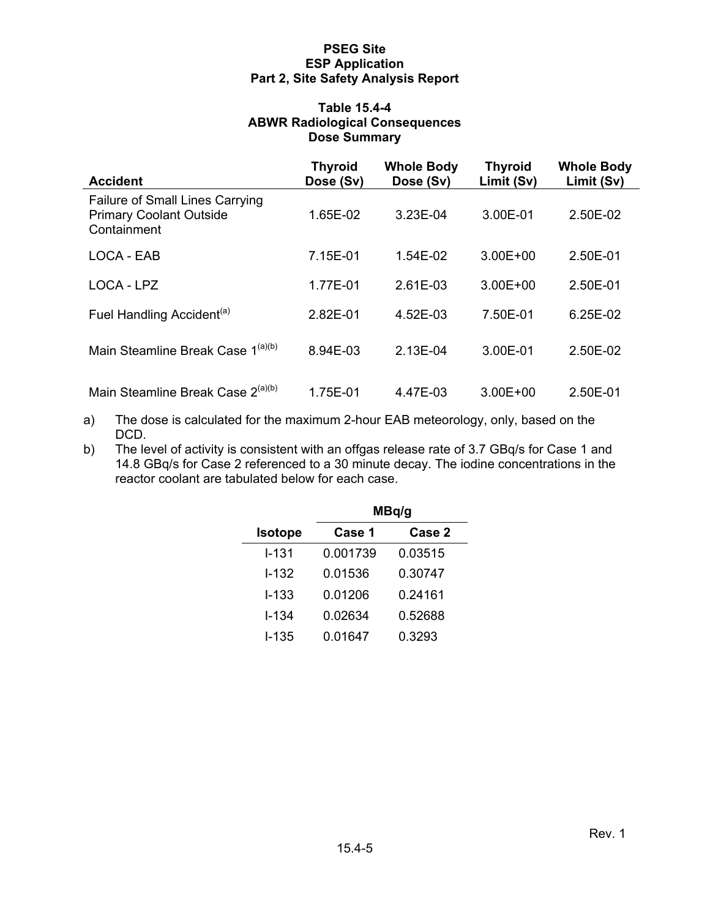**Table 15.4-4**
**ABWR Radiological Consequences**
**Dose Summary**

| Accident | Thyroid Dose (Sv) | Whole Body Dose (Sv) | Thyroid Limit (Sv) | Whole Body Limit (Sv) |
|---|---|---|---|---|
| Failure of Small Lines Carrying Primary Coolant Outside Containment | 1.65E-02 | 3.23E-04 | 3.00E-01 | 2.50E-02 |
| LOCA - EAB | 7.15E-01 | 1.54E-02 | 3.00E+00 | 2.50E-01 |
| LOCA - LPZ | 1.77E-01 | 2.61E-03 | 3.00E+00 | 2.50E-01 |
| Fuel Handling Accident[a] | 2.82E-01 | 4.52E-03 | 7.50E-01 | 6.25E-02 |
| Main Steamline Break Case 1[a][b] | 8.94E-03 | 2.13E-04 | 3.00E-01 | 2.50E-02 |
| Main Steamline Break Case 2[a][b] | 1.75E-01 | 4.47E-03 | 3.00E+00 | 2.50E-01 |

a) The dose is calculated for the maximum 2-hour EAB meteorology, only, based on the DCD.

b) The level of activity is consistent with an offgas release rate of 3.7 GBq/s for Case 1 and 14.8 GBq/s for Case 2 referenced to a 30 minute decay. The iodine concentrations in the reactor coolant are tabulated below for each case.

| | MBq/g | |
|---|---|---|
| Isotope | Case 1 | Case 2 |
| I-131 | 0.001739 | 0.03515 |
| I-132 | 0.01536 | 0.30747 |
| I-133 | 0.01206 | 0.24161 |
| I-134 | 0.02634 | 0.52688 |
| I-135 | 0.01647 | 0.3293 |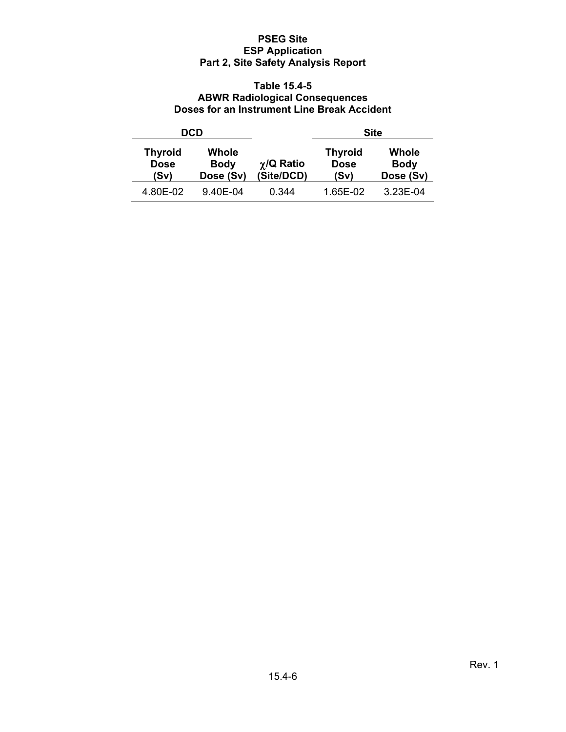## Table 15.4-5
## ABWR Radiological Consequences
## Doses for an Instrument Line Break Accident

| DCD | | | Site | |
|---|---|---|---|---|
| Thyroid Dose (Sv) | Whole Body Dose (Sv) | $\chi$/Q Ratio (Site/DCD) | Thyroid Dose (Sv) | Whole Body Dose (Sv) |
| 4.80E-02 | 9.40E-04 | 0.344 | 1.65E-02 | 3.23E-04 |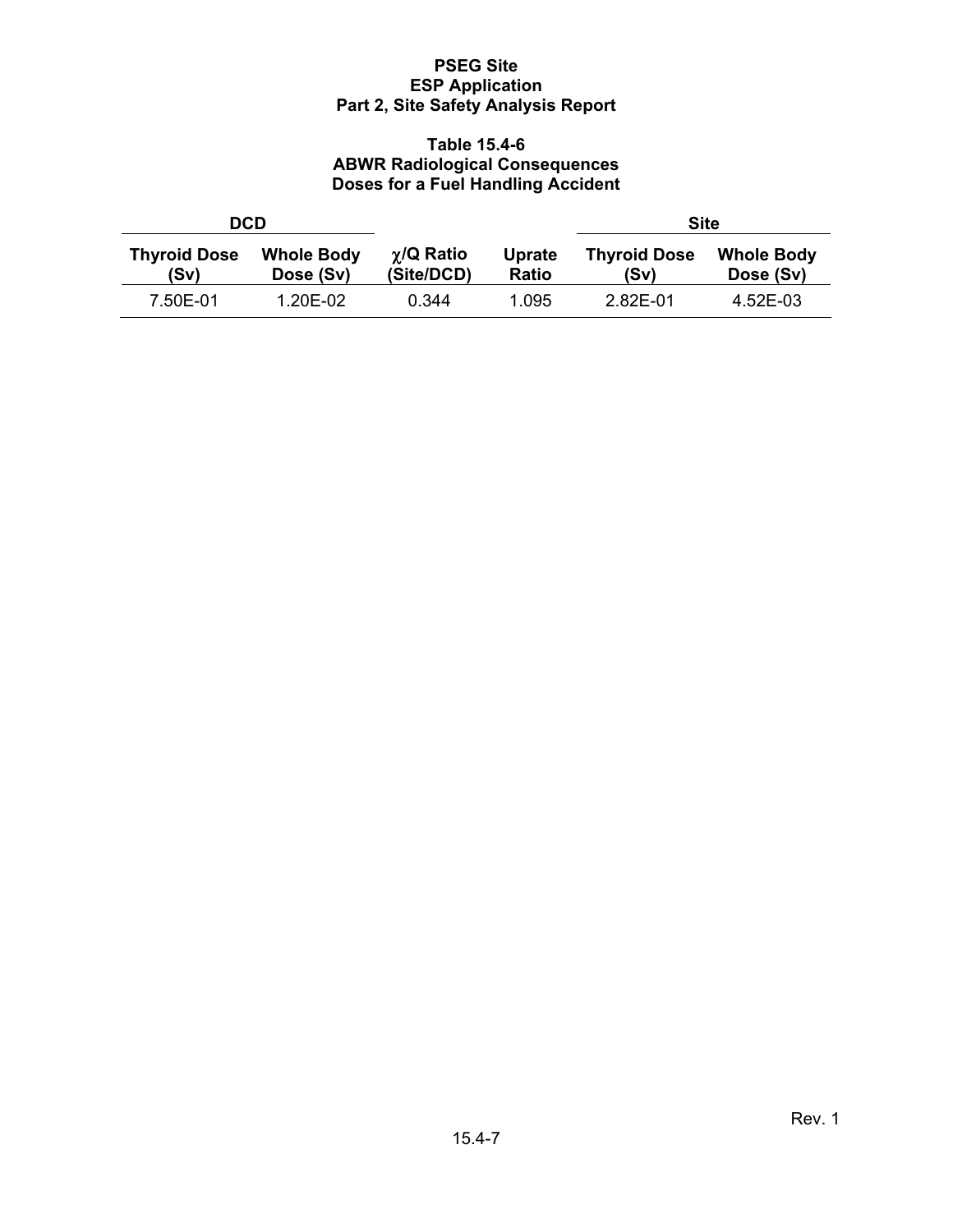**Table 15.4-6**
**ABWR Radiological Consequences**
**Doses for a Fuel Handling Accident**

| DCD | | | | Site | |
|---|---|---|---|---|---|
| Thyroid Dose (Sv) | Whole Body Dose (Sv) | $\chi$/Q Ratio (Site/DCD) | Uprate Ratio | Thyroid Dose (Sv) | Whole Body Dose (Sv) |
| 7.50E-01 | 1.20E-02 | 0.344 | 1.095 | 2.82E-01 | 4.52E-03 |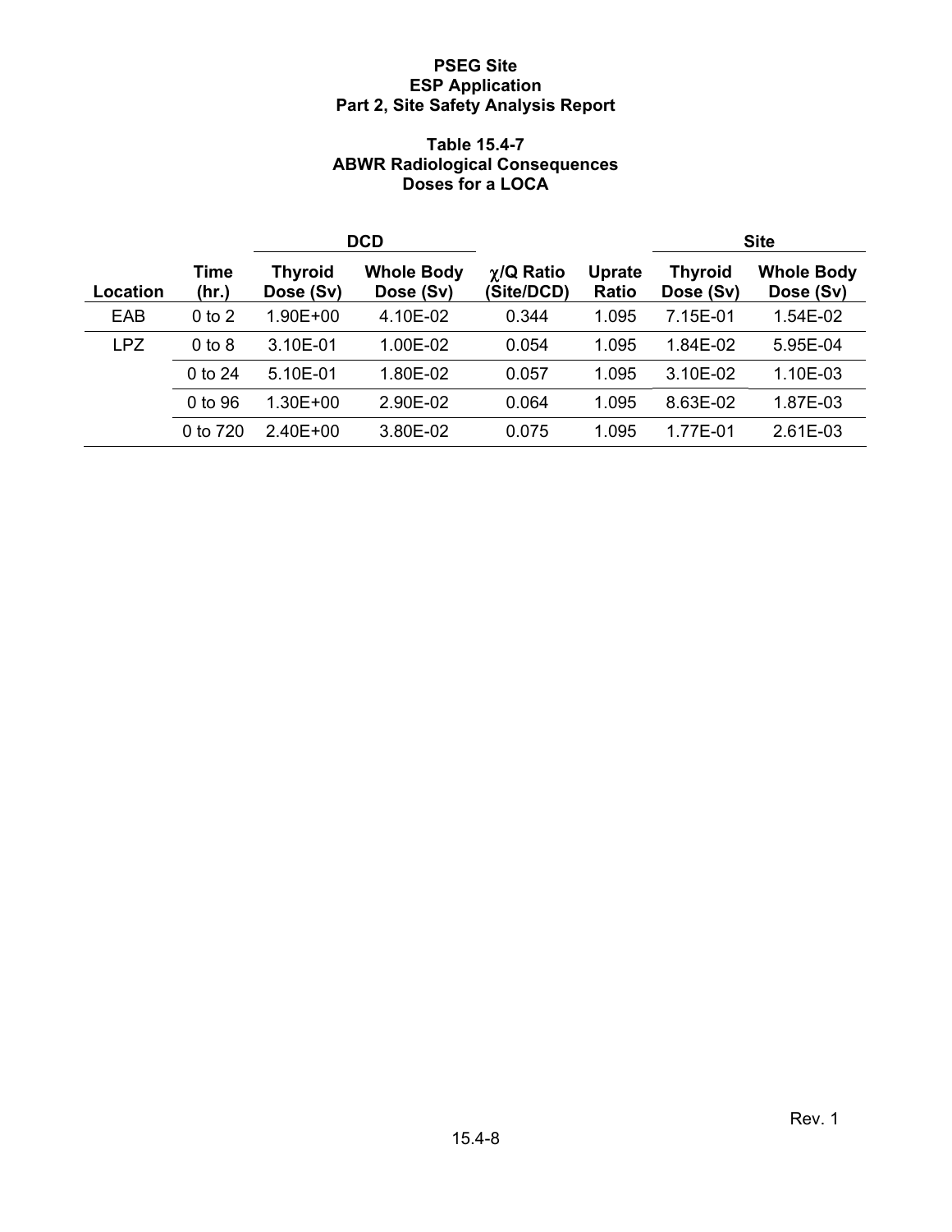**Table 15.4-7**
**ABWR Radiological Consequences**
**Doses for a LOCA**

| | | DCD | | | | Site | |
|---|---|---|---|---|---|---|---|
| Location | Time (hr.) | Thyroid Dose (Sv) | Whole Body Dose (Sv) | $\chi$/Q Ratio (Site/DCD) | Uprate Ratio | Thyroid Dose (Sv) | Whole Body Dose (Sv) |
| EAB | 0 to 2 | 1.90E+00 | 4.10E-02 | 0.344 | 1.095 | 7.15E-01 | 1.54E-02 |
| LPZ | 0 to 8 | 3.10E-01 | 1.00E-02 | 0.054 | 1.095 | 1.84E-02 | 5.95E-04 |
| | 0 to 24 | 5.10E-01 | 1.80E-02 | 0.057 | 1.095 | 3.10E-02 | 1.10E-03 |
| | 0 to 96 | 1.30E+00 | 2.90E-02 | 0.064 | 1.095 | 8.63E-02 | 1.87E-03 |
| | 0 to 720 | 2.40E+00 | 3.80E-02 | 0.075 | 1.095 | 1.77E-01 | 2.61E-03 |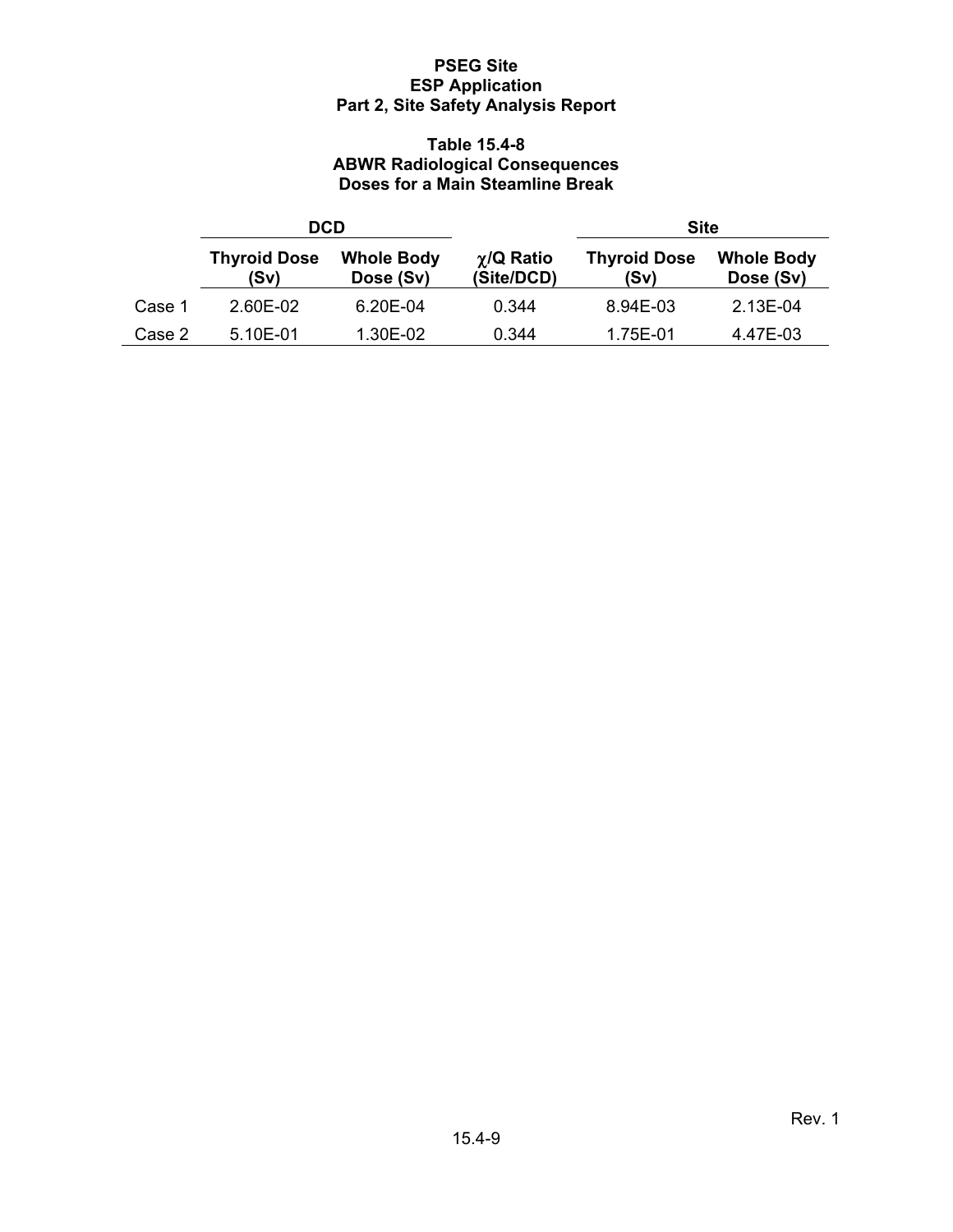**Table 15.4-8**
**ABWR Radiological Consequences**
**Doses for a Main Steamline Break**

| | DCD | | | Site | |
|---|---|---|---|---|---|
| | Thyroid Dose (Sv) | Whole Body Dose (Sv) | χ/Q Ratio (Site/DCD) | Thyroid Dose (Sv) | Whole Body Dose (Sv) |
| Case 1 | 2.60E-02 | 6.20E-04 | 0.344 | 8.94E-03 | 2.13E-04 |
| Case 2 | 5.10E-01 | 1.30E-02 | 0.344 | 1.75E-01 | 4.47E-03 |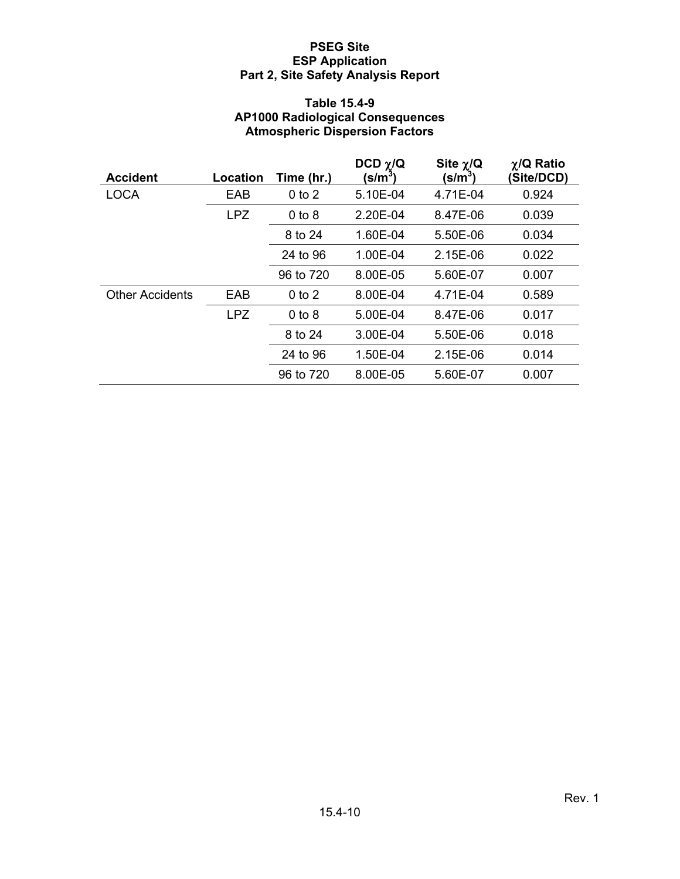**Table 15.4-9**
**AP1000 Radiological Consequences**
**Atmospheric Dispersion Factors**

| Accident | Location | Time (hr.) | DCD $\chi/Q$ ($s/m^3$) | Site $\chi/Q$ ($s/m^3$) | $\chi/Q$ Ratio (Site/DCD) |
|---|---|---|---|---|---|
| LOCA | EAB | 0 to 2 | 5.10E-04 | 4.71E-04 | 0.924 |
| | LPZ | 0 to 8 | 2.20E-04 | 8.47E-06 | 0.039 |
| | | 8 to 24 | 1.60E-04 | 5.50E-06 | 0.034 |
| | | 24 to 96 | 1.00E-04 | 2.15E-06 | 0.022 |
| | | 96 to 720 | 8.00E-05 | 5.60E-07 | 0.007 |
| Other Accidents | EAB | 0 to 2 | 8.00E-04 | 4.71E-04 | 0.589 |
| | LPZ | 0 to 8 | 5.00E-04 | 8.47E-06 | 0.017 |
| | | 8 to 24 | 3.00E-04 | 5.50E-06 | 0.018 |
| | | 24 to 96 | 1.50E-04 | 2.15E-06 | 0.014 |
| | | 96 to 720 | 8.00E-05 | 5.60E-07 | 0.007 |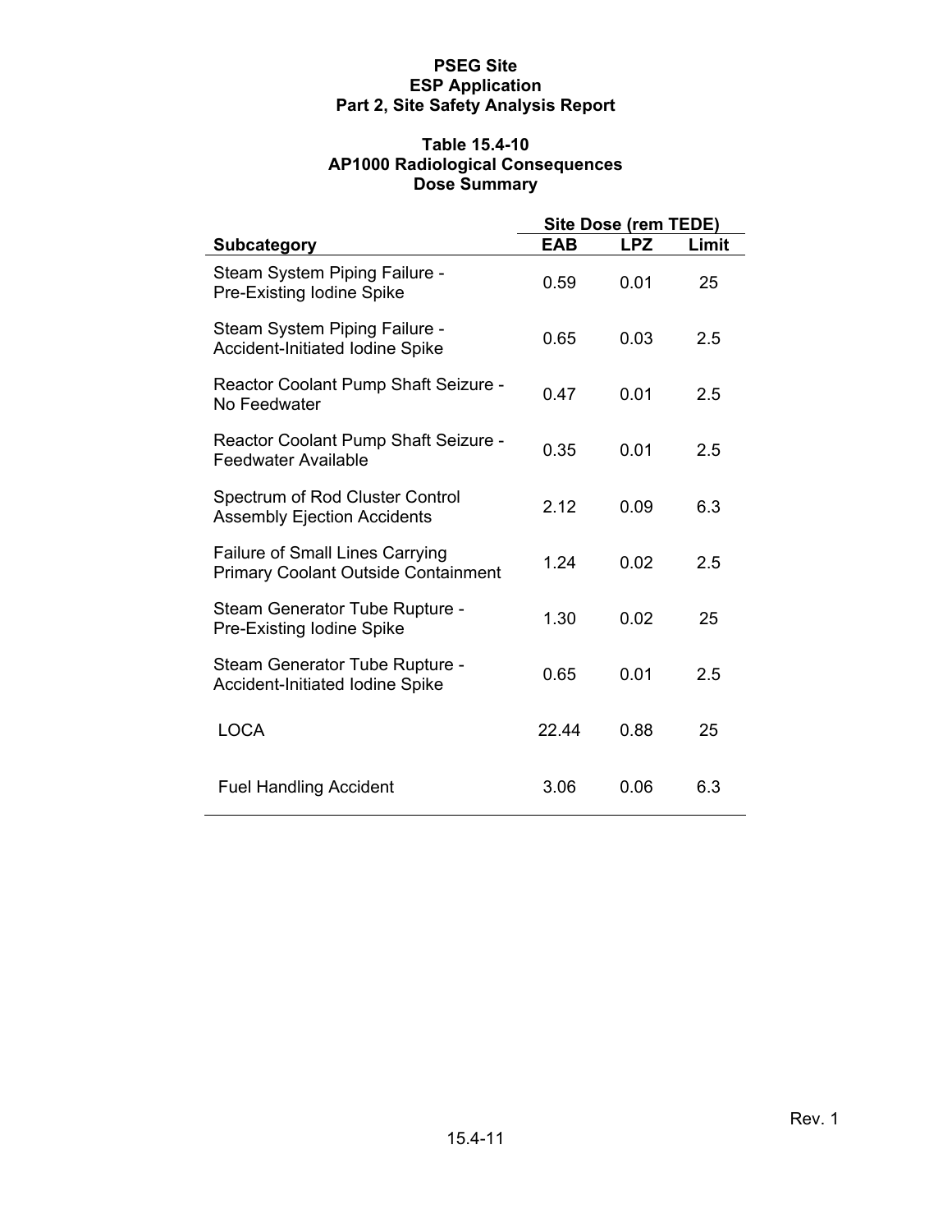**Table 15.4-10**
**AP1000 Radiological Consequences**
**Dose Summary**

| Subcategory | Site Dose (rem TEDE) | | |
|---|---|---|---|
| | EAB | LPZ | Limit |
| Steam System Piping Failure - Pre-Existing Iodine Spike | 0.59 | 0.01 | 25 |
| Steam System Piping Failure - Accident-Initiated Iodine Spike | 0.65 | 0.03 | 2.5 |
| Reactor Coolant Pump Shaft Seizure - No Feedwater | 0.47 | 0.01 | 2.5 |
| Reactor Coolant Pump Shaft Seizure - Feedwater Available | 0.35 | 0.01 | 2.5 |
| Spectrum of Rod Cluster Control Assembly Ejection Accidents | 2.12 | 0.09 | 6.3 |
| Failure of Small Lines Carrying Primary Coolant Outside Containment | 1.24 | 0.02 | 2.5 |
| Steam Generator Tube Rupture - Pre-Existing Iodine Spike | 1.30 | 0.02 | 25 |
| Steam Generator Tube Rupture - Accident-Initiated Iodine Spike | 0.65 | 0.01 | 2.5 |
| LOCA | 22.44 | 0.88 | 25 |
| Fuel Handling Accident | 3.06 | 0.06 | 6.3 |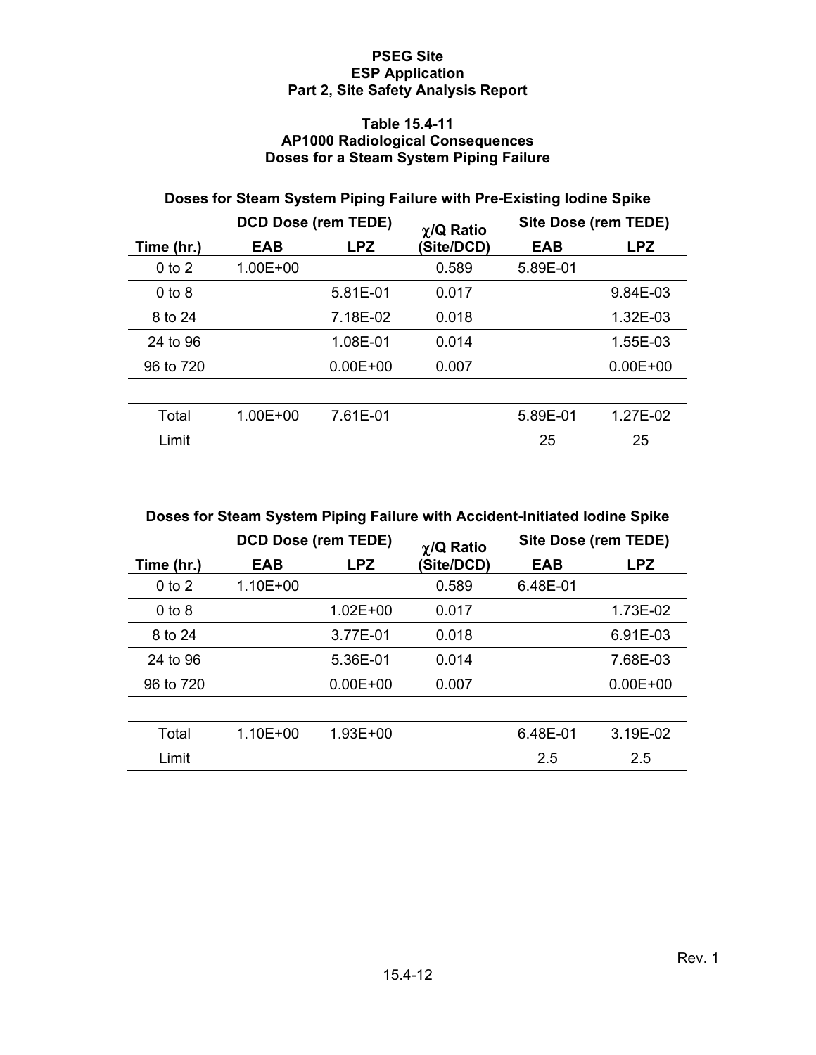**PSEG Site**
**ESP Application**
**Part 2, Site Safety Analysis Report**

### Table 15.4-11
### AP1000 Radiological Consequences
### Doses for a Steam System Piping Failure

#### Doses for Steam System Piping Failure with Pre-Existing Iodine Spike

| | DCD Dose (rem TEDE) | | χ/Q Ratio | Site Dose (rem TEDE) | |
|---|---|---|---|---|---|
| Time (hr.) | EAB | LPZ | (Site/DCD) | EAB | LPZ |
| 0 to 2 | 1.00E+00 | | 0.589 | 5.89E-01 | |
| 0 to 8 | | 5.81E-01 | 0.017 | | 9.84E-03 |
| 8 to 24 | | 7.18E-02 | 0.018 | | 1.32E-03 |
| 24 to 96 | | 1.08E-01 | 0.014 | | 1.55E-03 |
| 96 to 720 | | 0.00E+00 | 0.007 | | 0.00E+00 |
| | | | | | |
| Total | 1.00E+00 | 7.61E-01 | | 5.89E-01 | 1.27E-02 |
| Limit | | | | 25 | 25 |

#### Doses for Steam System Piping Failure with Accident-Initiated Iodine Spike

| | DCD Dose (rem TEDE) | | χ/Q Ratio | Site Dose (rem TEDE) | |
|---|---|---|---|---|---|
| Time (hr.) | EAB | LPZ | (Site/DCD) | EAB | LPZ |
| 0 to 2 | 1.10E+00 | | 0.589 | 6.48E-01 | |
| 0 to 8 | | 1.02E+00 | 0.017 | | 1.73E-02 |
| 8 to 24 | | 3.77E-01 | 0.018 | | 6.91E-03 |
| 24 to 96 | | 5.36E-01 | 0.014 | | 7.68E-03 |
| 96 to 720 | | 0.00E+00 | 0.007 | | 0.00E+00 |
| | | | | | |
| Total | 1.10E+00 | 1.93E+00 | | 6.48E-01 | 3.19E-02 |
| Limit | | | | 2.5 | 2.5 |

Rev. 1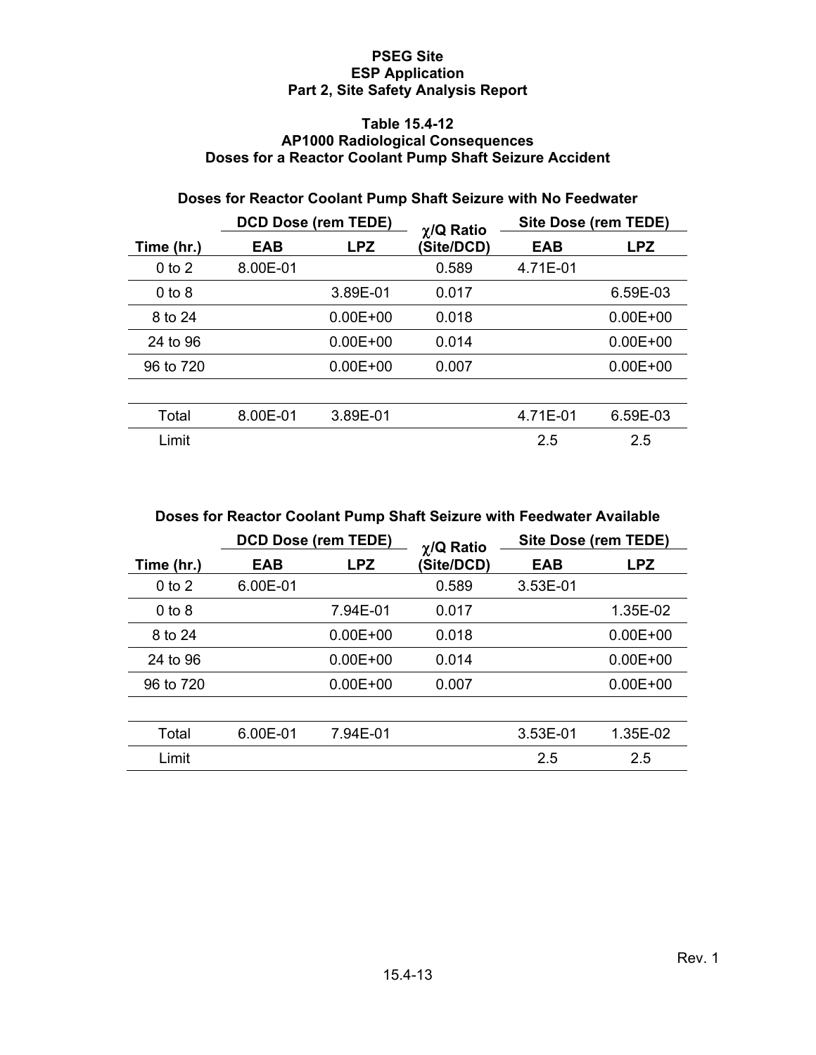**PSEG Site**
**ESP Application**
**Part 2, Site Safety Analysis Report**

**Table 15.4-12**
**AP1000 Radiological Consequences**
**Doses for a Reactor Coolant Pump Shaft Seizure Accident**

**Doses for Reactor Coolant Pump Shaft Seizure with No Feedwater**

| | DCD Dose (rem TEDE) | | $\chi$/Q Ratio | Site Dose (rem TEDE) | |
|---|---|---|---|---|---|
| Time (hr.) | EAB | LPZ | (Site/DCD) | EAB | LPZ |
| 0 to 2 | 8.00E-01 | | 0.589 | 4.71E-01 | |
| 0 to 8 | | 3.89E-01 | 0.017 | | 6.59E-03 |
| 8 to 24 | | 0.00E+00 | 0.018 | | 0.00E+00 |
| 24 to 96 | | 0.00E+00 | 0.014 | | 0.00E+00 |
| 96 to 720 | | 0.00E+00 | 0.007 | | 0.00E+00 |
| | | | | | |
| Total | 8.00E-01 | 3.89E-01 | | 4.71E-01 | 6.59E-03 |
| Limit | | | | 2.5 | 2.5 |

**Doses for Reactor Coolant Pump Shaft Seizure with Feedwater Available**

| | DCD Dose (rem TEDE) | | $\chi$/Q Ratio | Site Dose (rem TEDE) | |
|---|---|---|---|---|---|
| Time (hr.) | EAB | LPZ | (Site/DCD) | EAB | LPZ |
| 0 to 2 | 6.00E-01 | | 0.589 | 3.53E-01 | |
| 0 to 8 | | 7.94E-01 | 0.017 | | 1.35E-02 |
| 8 to 24 | | 0.00E+00 | 0.018 | | 0.00E+00 |
| 24 to 96 | | 0.00E+00 | 0.014 | | 0.00E+00 |
| 96 to 720 | | 0.00E+00 | 0.007 | | 0.00E+00 |
| | | | | | |
| Total | 6.00E-01 | 7.94E-01 | | 3.53E-01 | 1.35E-02 |
| Limit | | | | 2.5 | 2.5 |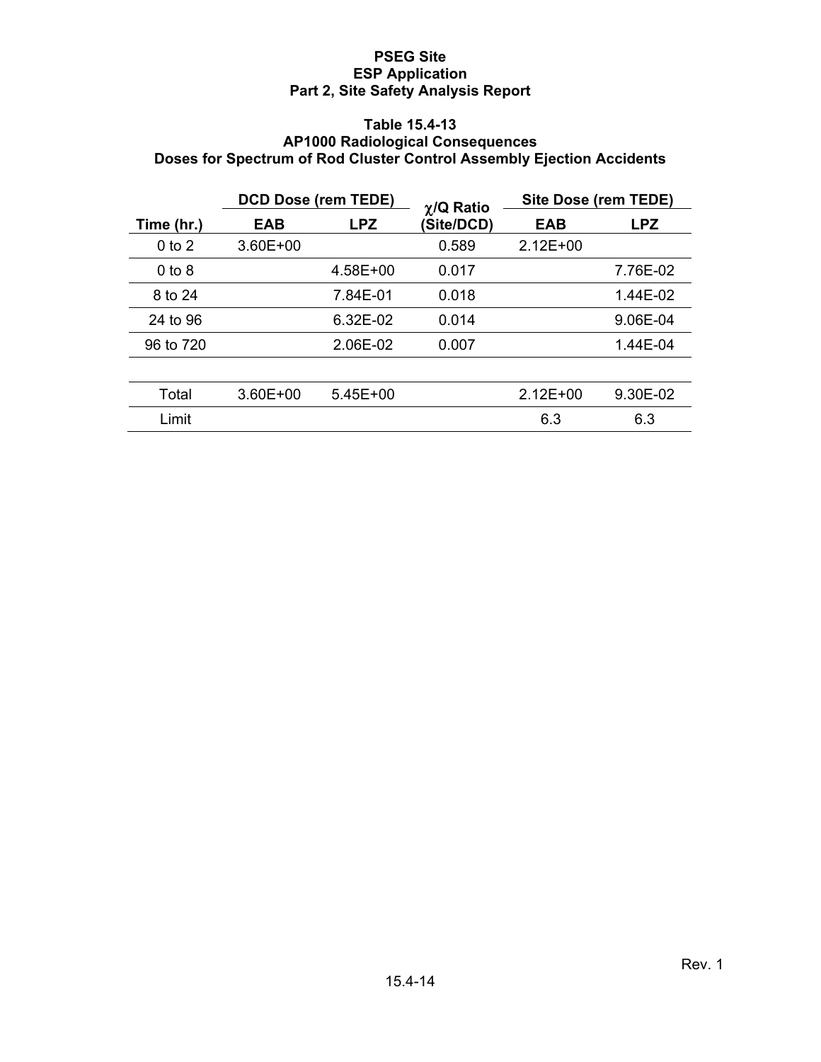**PSEG Site**
**ESP Application**
**Part 2, Site Safety Analysis Report**

**Table 15.4-13**
**AP1000 Radiological Consequences**
**Doses for Spectrum of Rod Cluster Control Assembly Ejection Accidents**

| | DCD Dose (rem TEDE) | | $\chi$/Q Ratio | Site Dose (rem TEDE) | |
|---|---|---|---|---|---|
| **Time (hr.)** | **EAB** | **LPZ** | **(Site/DCD)** | **EAB** | **LPZ** |
| 0 to 2 | 3.60E+00 | | 0.589 | 2.12E+00 | |
| 0 to 8 | | 4.58E+00 | 0.017 | | 7.76E-02 |
| 8 to 24 | | 7.84E-01 | 0.018 | | 1.44E-02 |
| 24 to 96 | | 6.32E-02 | 0.014 | | 9.06E-04 |
| 96 to 720 | | 2.06E-02 | 0.007 | | 1.44E-04 |
| | | | | | |
| Total | 3.60E+00 | 5.45E+00 | | 2.12E+00 | 9.30E-02 |
| Limit | | | | 6.3 | 6.3 |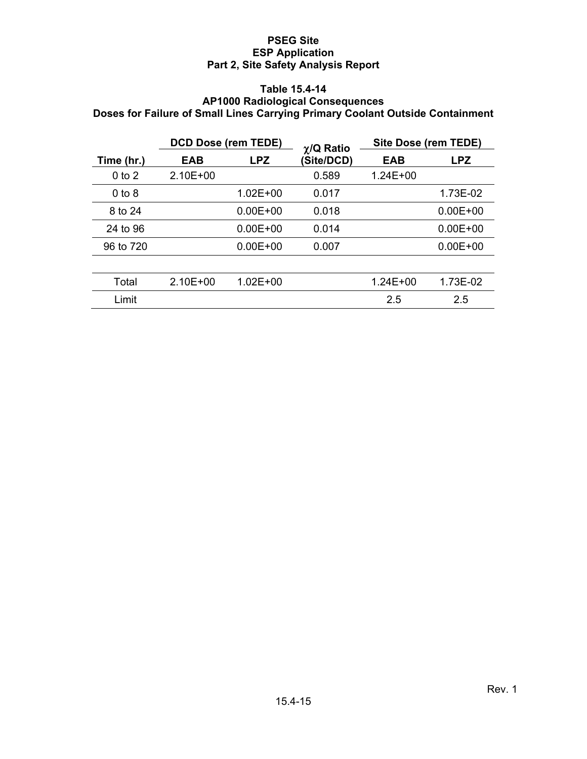**Table 15.4-14**
**AP1000 Radiological Consequences**
**Doses for Failure of Small Lines Carrying Primary Coolant Outside Containment**

| Time (hr.) | DCD Dose (rem TEDE) | | $\chi$/Q Ratio (Site/DCD) | Site Dose (rem TEDE) | |
|---|---|---|---|---|---|
| | EAB | LPZ | | EAB | LPZ |
| 0 to 2 | 2.10E+00 | | 0.589 | 1.24E+00 | |
| 0 to 8 | | 1.02E+00 | 0.017 | | 1.73E-02 |
| 8 to 24 | | 0.00E+00 | 0.018 | | 0.00E+00 |
| 24 to 96 | | 0.00E+00 | 0.014 | | 0.00E+00 |
| 96 to 720 | | 0.00E+00 | 0.007 | | 0.00E+00 |
| | | | | | |
| Total | 2.10E+00 | 1.02E+00 | | 1.24E+00 | 1.73E-02 |
| Limit | | | | 2.5 | 2.5 |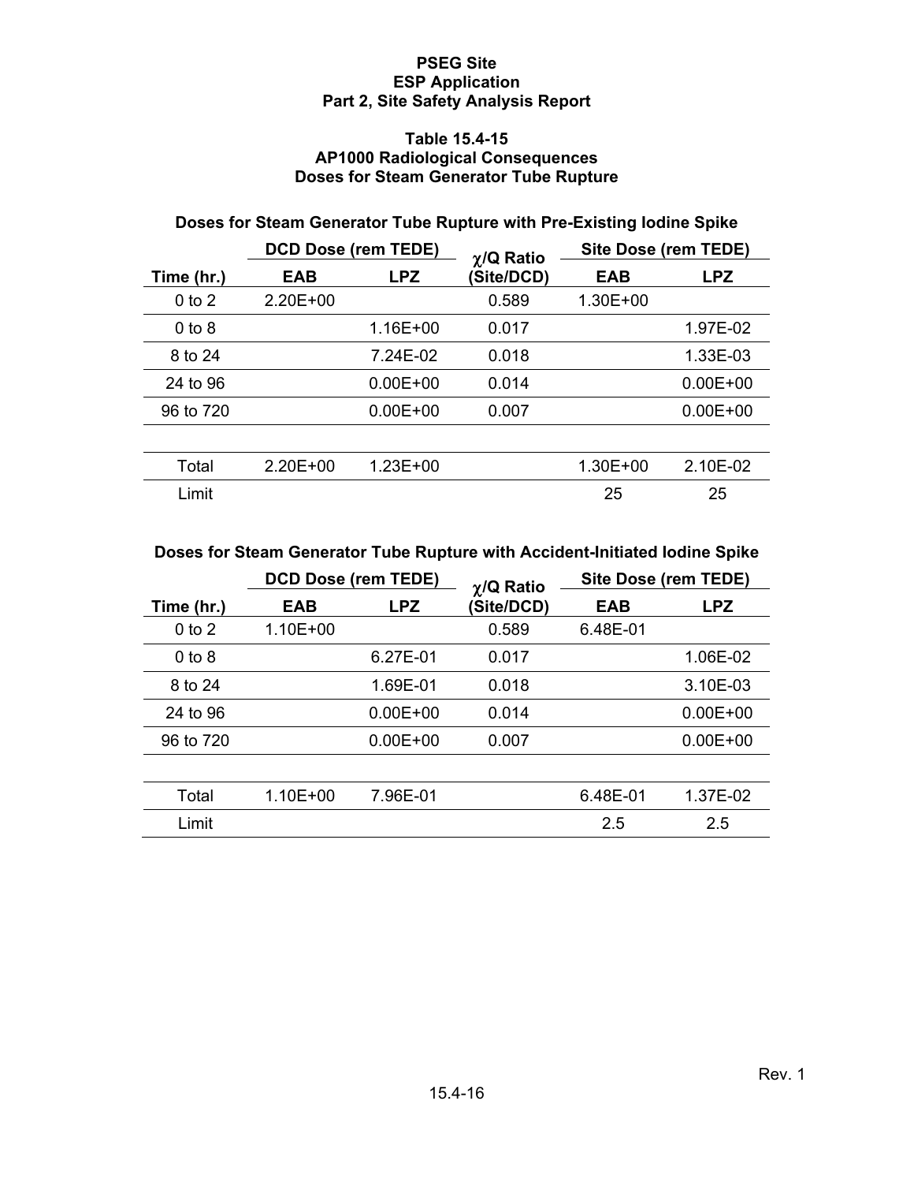### Table 15.4-15
### AP1000 Radiological Consequences
### Doses for Steam Generator Tube Rupture

**Doses for Steam Generator Tube Rupture with Pre-Existing Iodine Spike**

| | DCD Dose (rem TEDE) | | $\chi$/Q Ratio | Site Dose (rem TEDE) | |
|---|---|---|---|---|---|
| **Time (hr.)** | **EAB** | **LPZ** | **(Site/DCD)** | **EAB** | **LPZ** |
| 0 to 2 | 2.20E+00 | | 0.589 | 1.30E+00 | |
| 0 to 8 | | 1.16E+00 | 0.017 | | 1.97E-02 |
| 8 to 24 | | 7.24E-02 | 0.018 | | 1.33E-03 |
| 24 to 96 | | 0.00E+00 | 0.014 | | 0.00E+00 |
| 96 to 720 | | 0.00E+00 | 0.007 | | 0.00E+00 |
| | | | | | |
| Total | 2.20E+00 | 1.23E+00 | | 1.30E+00 | 2.10E-02 |
| Limit | | | | 25 | 25 |

**Doses for Steam Generator Tube Rupture with Accident-Initiated Iodine Spike**

| | DCD Dose (rem TEDE) | | $\chi$/Q Ratio | Site Dose (rem TEDE) | |
|---|---|---|---|---|---|
| **Time (hr.)** | **EAB** | **LPZ** | **(Site/DCD)** | **EAB** | **LPZ** |
| 0 to 2 | 1.10E+00 | | 0.589 | 6.48E-01 | |
| 0 to 8 | | 6.27E-01 | 0.017 | | 1.06E-02 |
| 8 to 24 | | 1.69E-01 | 0.018 | | 3.10E-03 |
| 24 to 96 | | 0.00E+00 | 0.014 | | 0.00E+00 |
| 96 to 720 | | 0.00E+00 | 0.007 | | 0.00E+00 |
| | | | | | |
| Total | 1.10E+00 | 7.96E-01 | | 6.48E-01 | 1.37E-02 |
| Limit | | | | 2.5 | 2.5 |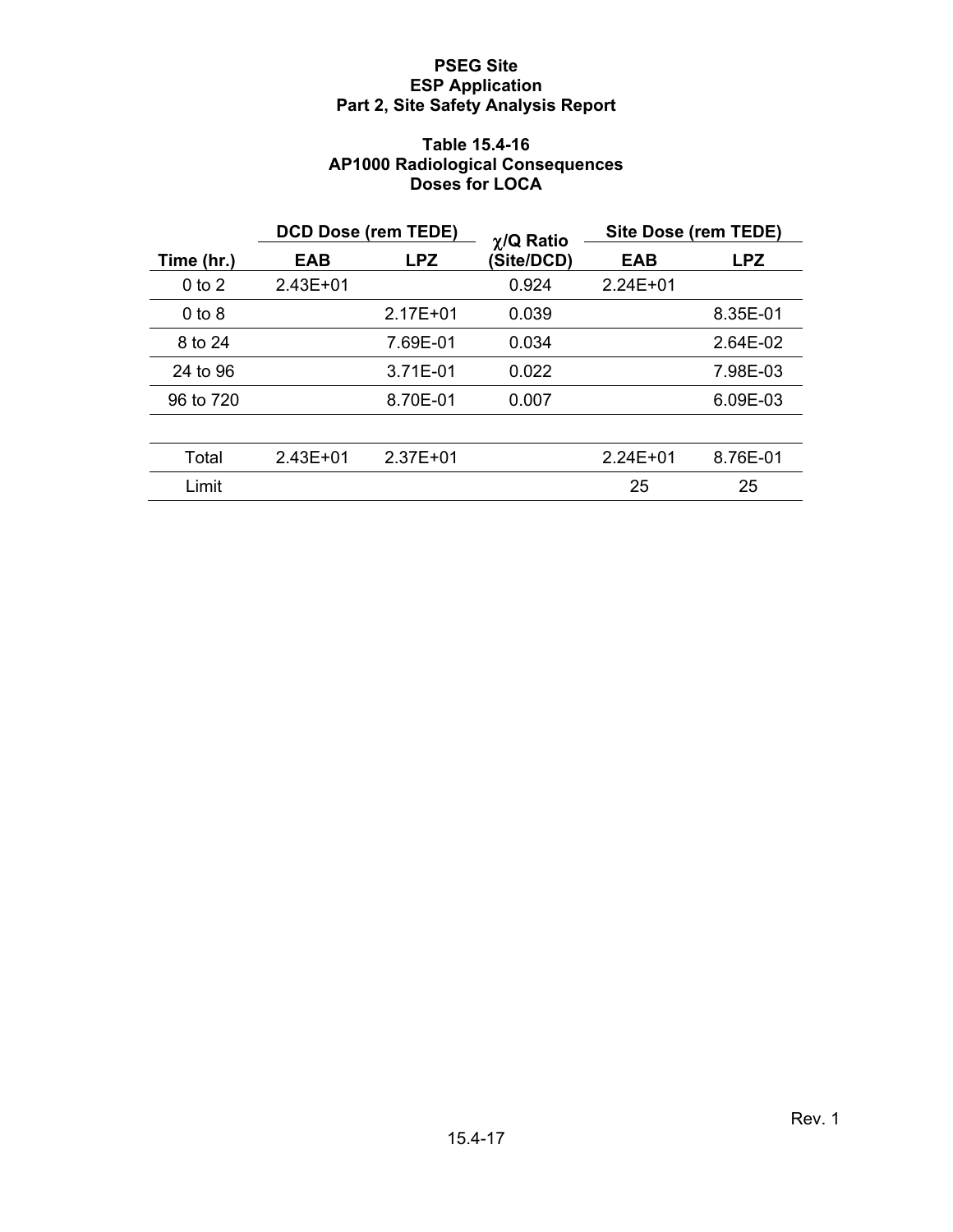### Table 15.4-16
### AP1000 Radiological Consequences
### Doses for LOCA

| Time (hr.) | DCD Dose (rem TEDE) EAB | DCD Dose (rem TEDE) LPZ | $\chi$/Q Ratio (Site/DCD) | Site Dose (rem TEDE) EAB | Site Dose (rem TEDE) LPZ |
|---|---|---|---|---|---|
| 0 to 2 | 2.43E+01 | | 0.924 | 2.24E+01 | |
| 0 to 8 | | 2.17E+01 | 0.039 | | 8.35E-01 |
| 8 to 24 | | 7.69E-01 | 0.034 | | 2.64E-02 |
| 24 to 96 | | 3.71E-01 | 0.022 | | 7.98E-03 |
| 96 to 720 | | 8.70E-01 | 0.007 | | 6.09E-03 |
| | | | | | |
| Total | 2.43E+01 | 2.37E+01 | | 2.24E+01 | 8.76E-01 |
| Limit | | | | 25 | 25 |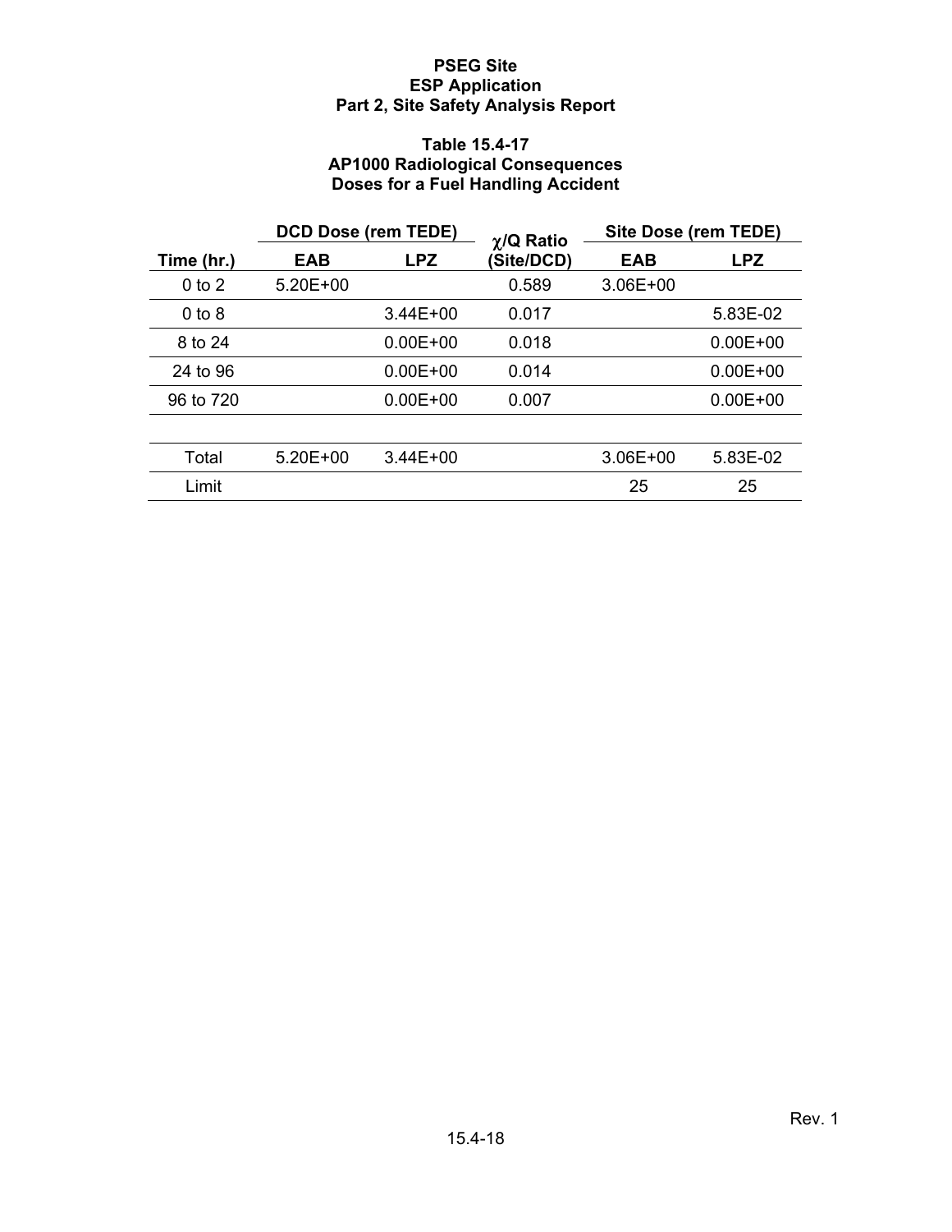# Table 15.4-17
## AP1000 Radiological Consequences
## Doses for a Fuel Handling Accident

| Time (hr.) | DCD Dose (rem TEDE) | | $\chi$/Q Ratio (Site/DCD) | Site Dose (rem TEDE) | |
|---|---|---|---|---|---|
| | EAB | LPZ | | EAB | LPZ |
| 0 to 2 | 5.20E+00 | | 0.589 | 3.06E+00 | |
| 0 to 8 | | 3.44E+00 | 0.017 | | 5.83E-02 |
| 8 to 24 | | 0.00E+00 | 0.018 | | 0.00E+00 |
| 24 to 96 | | 0.00E+00 | 0.014 | | 0.00E+00 |
| 96 to 720 | | 0.00E+00 | 0.007 | | 0.00E+00 |
| | | | | | |
| Total | 5.20E+00 | 3.44E+00 | | 3.06E+00 | 5.83E-02 |
| Limit | | | | 25 | 25 |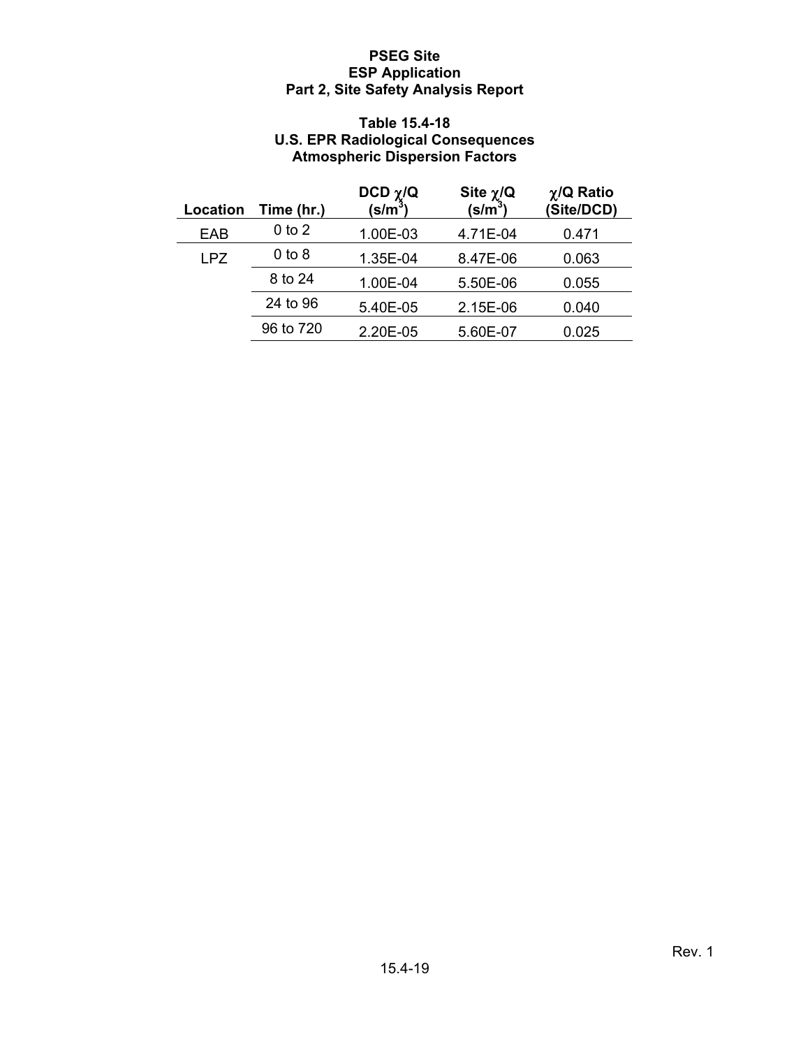**Table 15.4-18**
**U.S. EPR Radiological Consequences**
**Atmospheric Dispersion Factors**

| Location | Time (hr.) | DCD $\chi$/Q (s/m$^3$) | Site $\chi$/Q (s/m$^3$) | $\chi$/Q Ratio (Site/DCD) |
|---|---|---|---|---|
| EAB | 0 to 2 | 1.00E-03 | 4.71E-04 | 0.471 |
| LPZ | 0 to 8 | 1.35E-04 | 8.47E-06 | 0.063 |
| | 8 to 24 | 1.00E-04 | 5.50E-06 | 0.055 |
| | 24 to 96 | 5.40E-05 | 2.15E-06 | 0.040 |
| | 96 to 720 | 2.20E-05 | 5.60E-07 | 0.025 |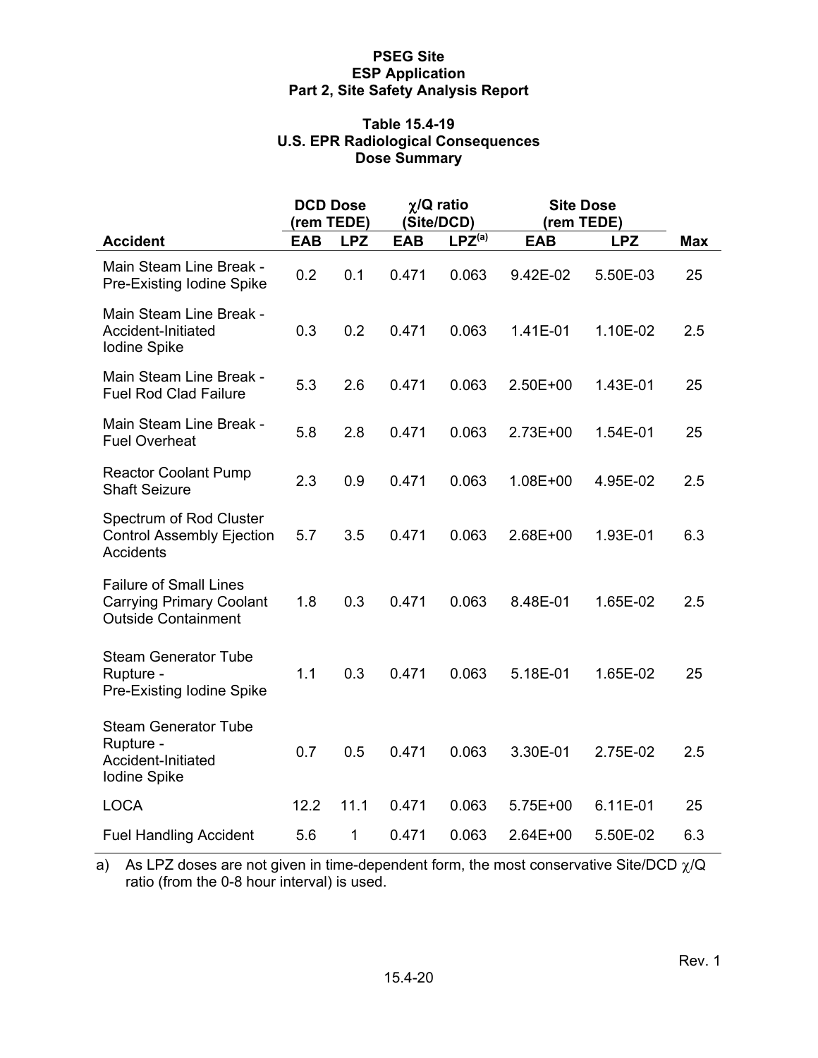# PSEG Site
## ESP Application
## Part 2, Site Safety Analysis Report

### Table 15.4-19
### U.S. EPR Radiological Consequences
### Dose Summary

| | DCD Dose (rem TEDE) | | $\chi$/Q ratio (Site/DCD) | | Site Dose (rem TEDE) | | |
|---|---|---|---|---|---|---|---|
| **Accident** | **EAB** | **LPZ** | **EAB** | **LPZ[(a)]** | **EAB** | **LPZ** | **Max** |
| Main Steam Line Break - Pre-Existing Iodine Spike | 0.2 | 0.1 | 0.471 | 0.063 | 9.42E-02 | 5.50E-03 | 25 |
| Main Steam Line Break - Accident-Initiated Iodine Spike | 0.3 | 0.2 | 0.471 | 0.063 | 1.41E-01 | 1.10E-02 | 2.5 |
| Main Steam Line Break - Fuel Rod Clad Failure | 5.3 | 2.6 | 0.471 | 0.063 | 2.50E+00 | 1.43E-01 | 25 |
| Main Steam Line Break - Fuel Overheat | 5.8 | 2.8 | 0.471 | 0.063 | 2.73E+00 | 1.54E-01 | 25 |
| Reactor Coolant Pump Shaft Seizure | 2.3 | 0.9 | 0.471 | 0.063 | 1.08E+00 | 4.95E-02 | 2.5 |
| Spectrum of Rod Cluster Control Assembly Ejection Accidents | 5.7 | 3.5 | 0.471 | 0.063 | 2.68E+00 | 1.93E-01 | 6.3 |
| Failure of Small Lines Carrying Primary Coolant Outside Containment | 1.8 | 0.3 | 0.471 | 0.063 | 8.48E-01 | 1.65E-02 | 2.5 |
| Steam Generator Tube Rupture - Pre-Existing Iodine Spike | 1.1 | 0.3 | 0.471 | 0.063 | 5.18E-01 | 1.65E-02 | 25 |
| Steam Generator Tube Rupture - Accident-Initiated Iodine Spike | 0.7 | 0.5 | 0.471 | 0.063 | 3.30E-01 | 2.75E-02 | 2.5 |
| LOCA | 12.2 | 11.1 | 0.471 | 0.063 | 5.75E+00 | 6.11E-01 | 25 |
| Fuel Handling Accident | 5.6 | 1 | 0.471 | 0.063 | 2.64E+00 | 5.50E-02 | 6.3 |

a) As LPZ doses are not given in time-dependent form, the most conservative Site/DCD $\chi$/Q ratio (from the 0-8 hour interval) is used.

Rev. 1